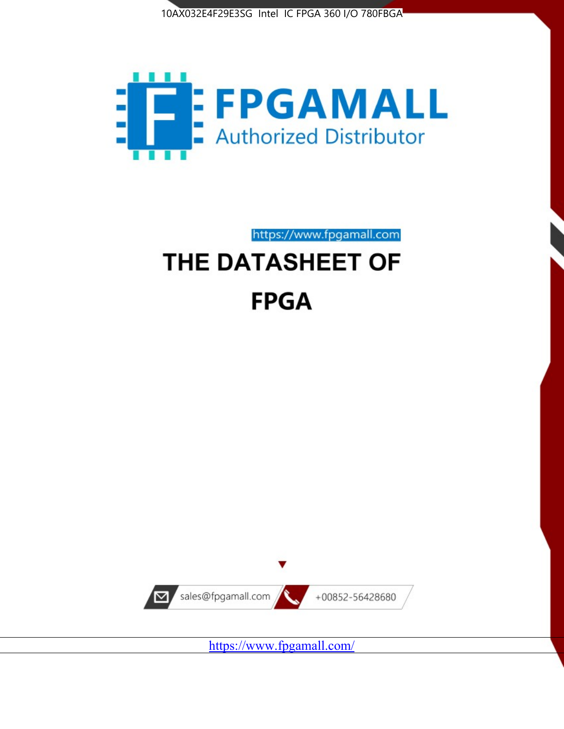10AX032E4F29E3SG Intel IC FPGA 360 I/O 780FBGA

FPGAMALL
Authorized Distributor

https://www.fpgamall.com

# THE DATASHEET OF

# FPGA

sales@fpgamall.com

+00852-56428680

https://www.fpgamall.com/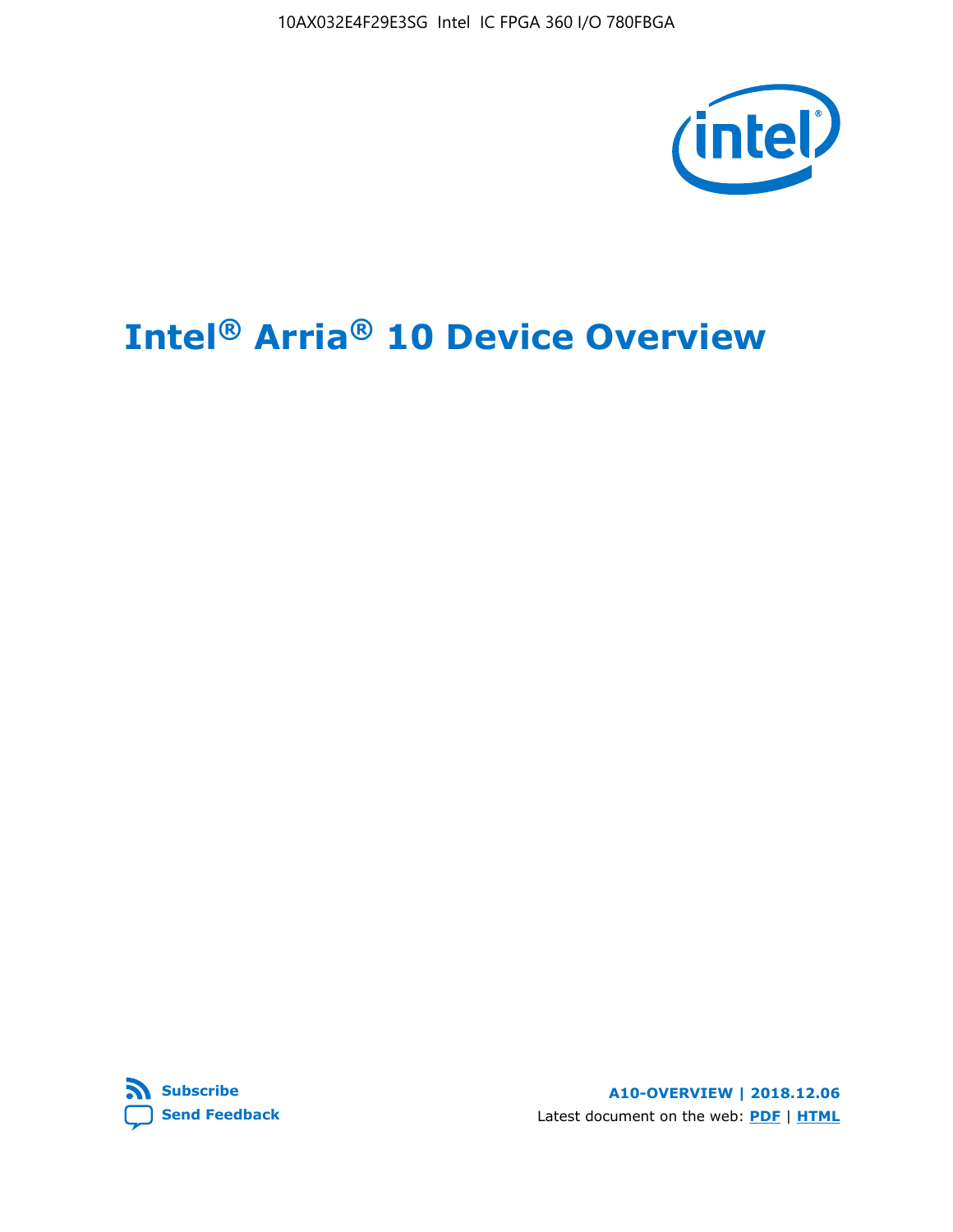# Intel® Arria® 10 Device Overview

**Subscribe**

**Send Feedback**

**A10-OVERVIEW | 2018.12.06**

Latest document on the web: **PDF** | **HTML**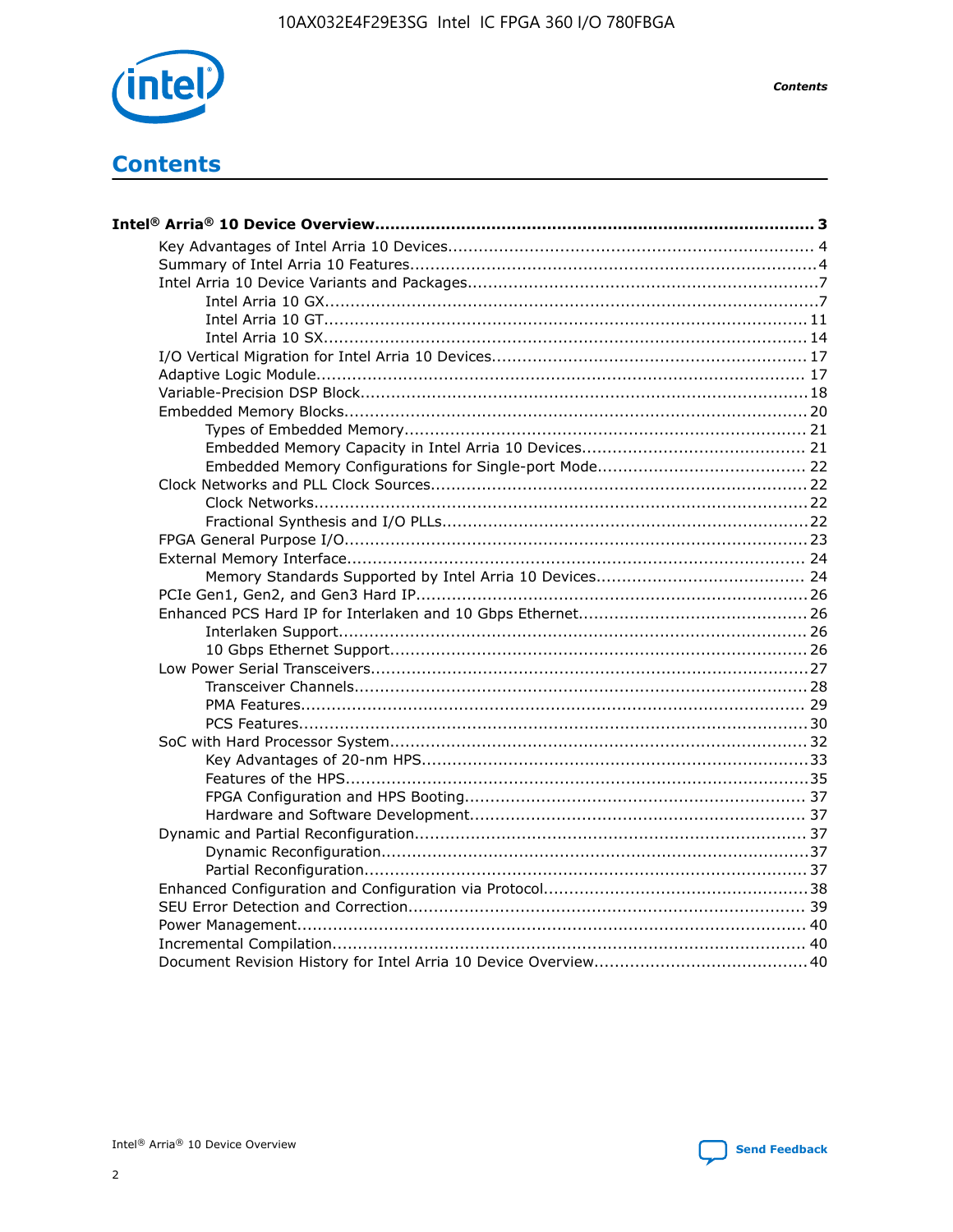# Contents

**Intel® Arria® 10 Device Overview....................................................................................... 3**

- Key Advantages of Intel Arria 10 Devices........................................................................ 4
- Summary of Intel Arria 10 Features................................................................................4
- Intel Arria 10 Device Variants and Packages.....................................................................7
    - Intel Arria 10 GX.................................................................................................7
    - Intel Arria 10 GT............................................................................................... 11
    - Intel Arria 10 SX............................................................................................... 14
- I/O Vertical Migration for Intel Arria 10 Devices.............................................................. 17
- Adaptive Logic Module................................................................................................ 17
- Variable-Precision DSP Block.......................................................................................18
- Embedded Memory Blocks...........................................................................................20
    - Types of Embedded Memory............................................................................... 21
    - Embedded Memory Capacity in Intel Arria 10 Devices............................................ 21
    - Embedded Memory Configurations for Single-port Mode......................................... 22
- Clock Networks and PLL Clock Sources.........................................................................22
    - Clock Networks.................................................................................................22
    - Fractional Synthesis and I/O PLLs........................................................................22
- FPGA General Purpose I/O..........................................................................................23
- External Memory Interface......................................................................................... 24
    - Memory Standards Supported by Intel Arria 10 Devices......................................... 24
- PCIe Gen1, Gen2, and Gen3 Hard IP.............................................................................26
- Enhanced PCS Hard IP for Interlaken and 10 Gbps Ethernet.............................................26
    - Interlaken Support............................................................................................ 26
    - 10 Gbps Ethernet Support.................................................................................. 26
- Low Power Serial Transceivers.....................................................................................27
    - Transceiver Channels.........................................................................................28
    - PMA Features................................................................................................... 29
    - PCS Features....................................................................................................30
- SoC with Hard Processor System..................................................................................32
    - Key Advantages of 20-nm HPS............................................................................33
    - Features of the HPS...........................................................................................35
    - FPGA Configuration and HPS Booting................................................................... 37
    - Hardware and Software Development.................................................................. 37
- Dynamic and Partial Reconfiguration.............................................................................37
    - Dynamic Reconfiguration....................................................................................37
    - Partial Reconfiguration.......................................................................................37
- Enhanced Configuration and Configuration via Protocol....................................................38
- SEU Error Detection and Correction.............................................................................. 39
- Power Management................................................................................................... 40
- Incremental Compilation............................................................................................. 40
- Document Revision History for Intel Arria 10 Device Overview..........................................40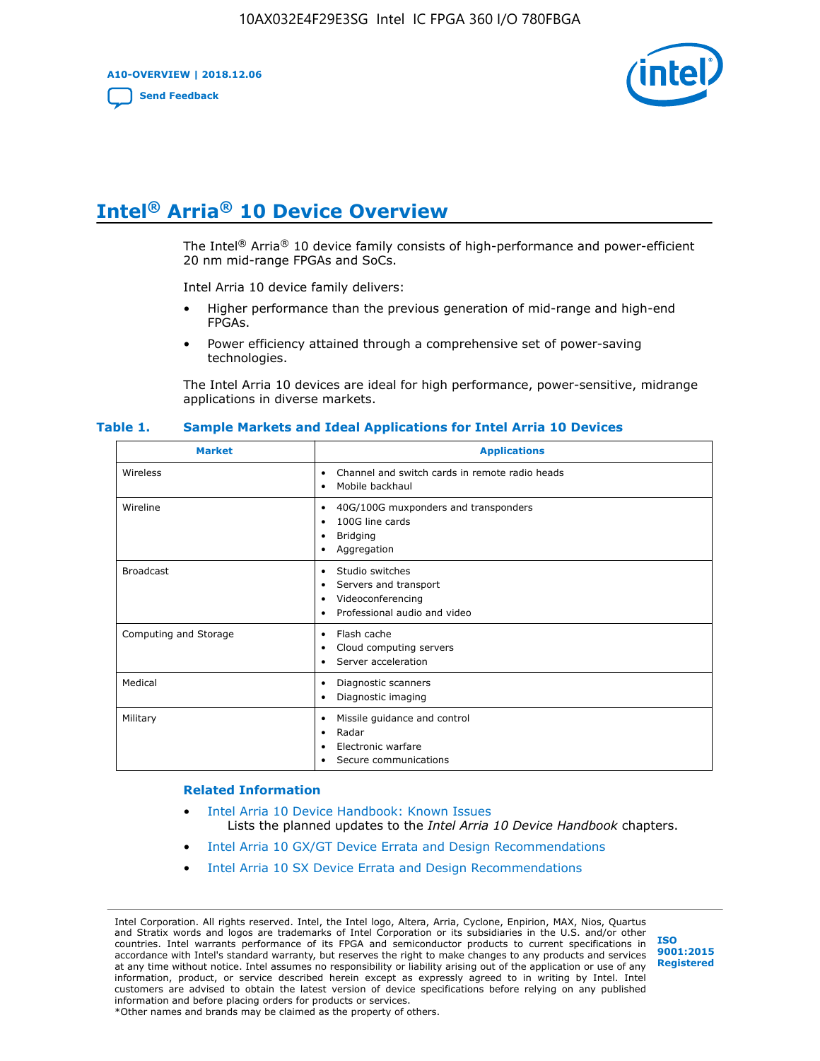# Intel® Arria® 10 Device Overview

The Intel® Arria® 10 device family consists of high-performance and power-efficient 20 nm mid-range FPGAs and SoCs.

Intel Arria 10 device family delivers:

- Higher performance than the previous generation of mid-range and high-end FPGAs.
- Power efficiency attained through a comprehensive set of power-saving technologies.

The Intel Arria 10 devices are ideal for high performance, power-sensitive, midrange applications in diverse markets.

**Table 1. Sample Markets and Ideal Applications for Intel Arria 10 Devices**

| Market | Applications |
|---|---|
| Wireless | • Channel and switch cards in remote radio heads<br>• Mobile backhaul |
| Wireline | • 40G/100G muxponders and transponders<br>• 100G line cards<br>• Bridging<br>• Aggregation |
| Broadcast | • Studio switches<br>• Servers and transport<br>• Videoconferencing<br>• Professional audio and video |
| Computing and Storage | • Flash cache<br>• Cloud computing servers<br>• Server acceleration |
| Medical | • Diagnostic scanners<br>• Diagnostic imaging |
| Military | • Missile guidance and control<br>• Radar<br>• Electronic warfare<br>• Secure communications |

## Related Information

- Intel Arria 10 Device Handbook: Known Issues
  Lists the planned updates to the *Intel Arria 10 Device Handbook* chapters.
- Intel Arria 10 GX/GT Device Errata and Design Recommendations
- Intel Arria 10 SX Device Errata and Design Recommendations

Intel Corporation. All rights reserved. Intel, the Intel logo, Altera, Arria, Cyclone, Enpirion, MAX, Nios, Quartus and Stratix words and logos are trademarks of Intel Corporation or its subsidiaries in the U.S. and/or other countries. Intel warrants performance of its FPGA and semiconductor products to current specifications in accordance with Intel's standard warranty, but reserves the right to make changes to any products and services at any time without notice. Intel assumes no responsibility or liability arising out of the application or use of any information, product, or service described herein except as expressly agreed to in writing by Intel. Intel customers are advised to obtain the latest version of device specifications before relying on any published information and before placing orders for products or services.
*Other names and brands may be claimed as the property of others.

ISO 9001:2015 Registered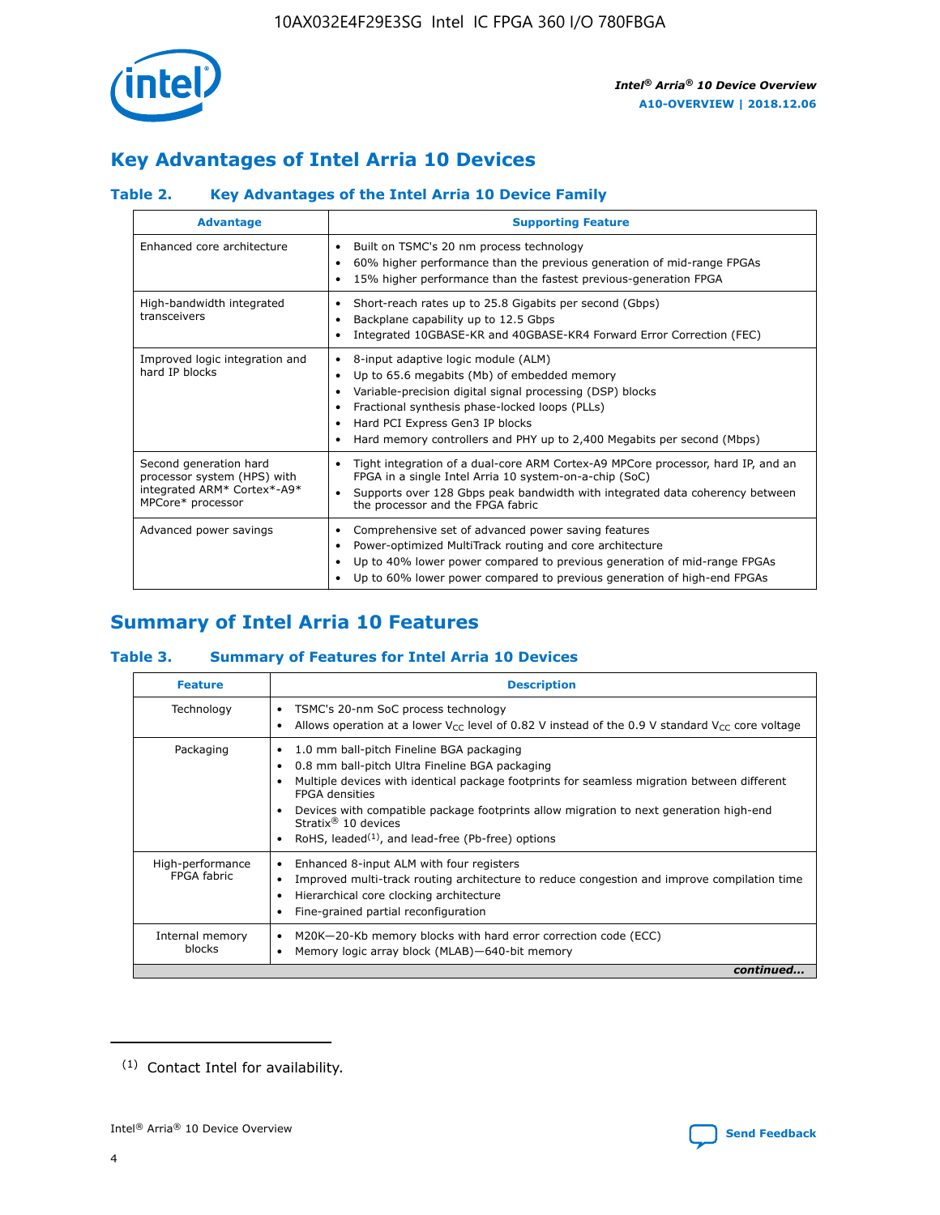## Key Advantages of Intel Arria 10 Devices

### Table 2. Key Advantages of the Intel Arria 10 Device Family

| Advantage | Supporting Feature |
|---|---|
| Enhanced core architecture | • Built on TSMC's 20 nm process technology<br>• 60% higher performance than the previous generation of mid-range FPGAs<br>• 15% higher performance than the fastest previous-generation FPGA |
| High-bandwidth integrated transceivers | • Short-reach rates up to 25.8 Gigabits per second (Gbps)<br>• Backplane capability up to 12.5 Gbps<br>• Integrated 10GBASE-KR and 40GBASE-KR4 Forward Error Correction (FEC) |
| Improved logic integration and hard IP blocks | • 8-input adaptive logic module (ALM)<br>• Up to 65.6 megabits (Mb) of embedded memory<br>• Variable-precision digital signal processing (DSP) blocks<br>• Fractional synthesis phase-locked loops (PLLs)<br>• Hard PCI Express Gen3 IP blocks<br>• Hard memory controllers and PHY up to 2,400 Megabits per second (Mbps) |
| Second generation hard processor system (HPS) with integrated ARM* Cortex*-A9* MPCore* processor | • Tight integration of a dual-core ARM Cortex-A9 MPCore processor, hard IP, and an FPGA in a single Intel Arria 10 system-on-a-chip (SoC)<br>• Supports over 128 Gbps peak bandwidth with integrated data coherency between the processor and the FPGA fabric |
| Advanced power savings | • Comprehensive set of advanced power saving features<br>• Power-optimized MultiTrack routing and core architecture<br>• Up to 40% lower power compared to previous generation of mid-range FPGAs<br>• Up to 60% lower power compared to previous generation of high-end FPGAs |

## Summary of Intel Arria 10 Features

### Table 3. Summary of Features for Intel Arria 10 Devices

| Feature | Description |
|---|---|
| Technology | • TSMC's 20-nm SoC process technology<br>• Allows operation at a lower $V_{CC}$ level of 0.82 V instead of the 0.9 V standard $V_{CC}$ core voltage |
| Packaging | • 1.0 mm ball-pitch Fineline BGA packaging<br>• 0.8 mm ball-pitch Ultra Fineline BGA packaging<br>• Multiple devices with identical package footprints for seamless migration between different FPGA densities<br>• Devices with compatible package footprints allow migration to next generation high-end Stratix® 10 devices<br>• RoHS, leaded[(1)], and lead-free (Pb-free) options |
| High-performance FPGA fabric | • Enhanced 8-input ALM with four registers<br>• Improved multi-track routing architecture to reduce congestion and improve compilation time<br>• Hierarchical core clocking architecture<br>• Fine-grained partial reconfiguration |
| Internal memory blocks | • M20K—20-Kb memory blocks with hard error correction code (ECC)<br>• Memory logic array block (MLAB)—640-bit memory |

*continued...*

(1) Contact Intel for availability.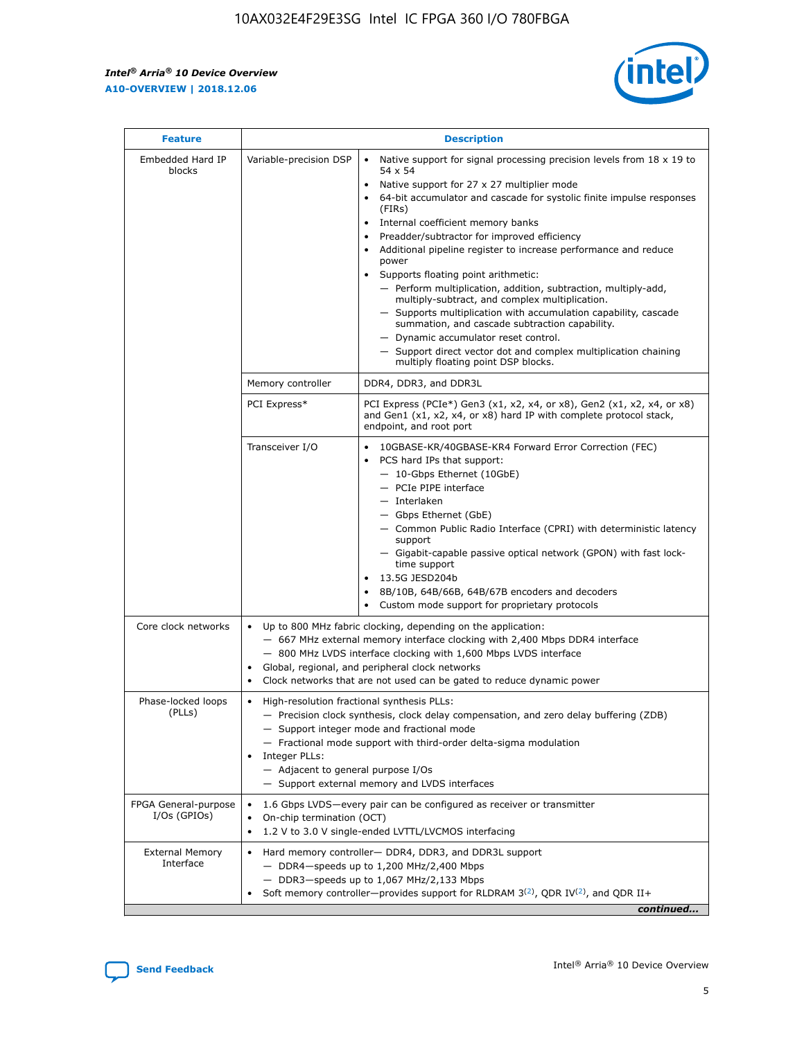| Feature | Description | |
|---|---|---|
| Embedded Hard IP blocks | Variable-precision DSP | • Native support for signal processing precision levels from 18 x 19 to 54 x 54<br>• Native support for 27 x 27 multiplier mode<br>• 64-bit accumulator and cascade for systolic finite impulse responses (FIRs)<br>• Internal coefficient memory banks<br>• Preadder/subtractor for improved efficiency<br>• Additional pipeline register to increase performance and reduce power<br>• Supports floating point arithmetic:<br>— Perform multiplication, addition, subtraction, multiply-add, multiply-subtract, and complex multiplication.<br>— Supports multiplication with accumulation capability, cascade summation, and cascade subtraction capability.<br>— Dynamic accumulator reset control.<br>— Support direct vector dot and complex multiplication chaining multiply floating point DSP blocks. |
| | Memory controller | DDR4, DDR3, and DDR3L |
| | PCI Express* | PCI Express (PCIe*) Gen3 (x1, x2, x4, or x8), Gen2 (x1, x2, x4, or x8) and Gen1 (x1, x2, x4, or x8) hard IP with complete protocol stack, endpoint, and root port |
| | Transceiver I/O | • 10GBASE-KR/40GBASE-KR4 Forward Error Correction (FEC)<br>• PCS hard IPs that support:<br>— 10-Gbps Ethernet (10GbE)<br>— PCIe PIPE interface<br>— Interlaken<br>— Gbps Ethernet (GbE)<br>— Common Public Radio Interface (CPRI) with deterministic latency support<br>— Gigabit-capable passive optical network (GPON) with fast lock-time support<br>• 13.5G JESD204b<br>• 8B/10B, 64B/66B, 64B/67B encoders and decoders<br>• Custom mode support for proprietary protocols |
| Core clock networks | • Up to 800 MHz fabric clocking, depending on the application:<br>— 667 MHz external memory interface clocking with 2,400 Mbps DDR4 interface<br>— 800 MHz LVDS interface clocking with 1,600 Mbps LVDS interface<br>• Global, regional, and peripheral clock networks<br>• Clock networks that are not used can be gated to reduce dynamic power | |
| Phase-locked loops (PLLs) | • High-resolution fractional synthesis PLLs:<br>— Precision clock synthesis, clock delay compensation, and zero delay buffering (ZDB)<br>— Support integer mode and fractional mode<br>— Fractional mode support with third-order delta-sigma modulation<br>• Integer PLLs:<br>— Adjacent to general purpose I/Os<br>— Support external memory and LVDS interfaces | |
| FPGA General-purpose I/Os (GPIOs) | • 1.6 Gbps LVDS—every pair can be configured as receiver or transmitter<br>• On-chip termination (OCT)<br>• 1.2 V to 3.0 V single-ended LVTTL/LVCMOS interfacing | |
| External Memory Interface | • Hard memory controller— DDR4, DDR3, and DDR3L support<br>— DDR4—speeds up to 1,200 MHz/2,400 Mbps<br>— DDR3—speeds up to 1,067 MHz/2,133 Mbps<br>• Soft memory controller—provides support for RLDRAM 3[(2)], QDR IV[(2)], and QDR II+ | |

*continued...*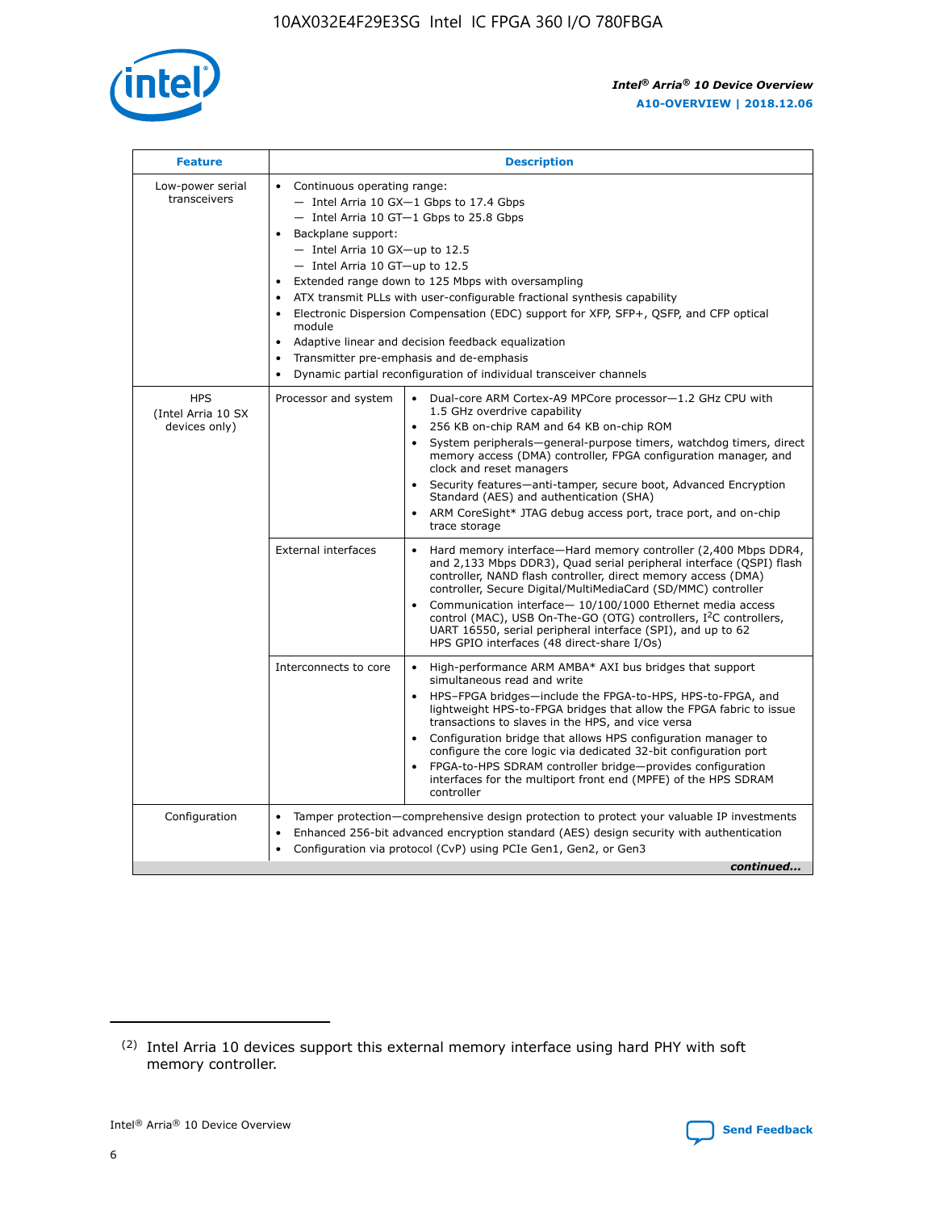| Feature | Description | |
|---|---|---|
| Low-power serial transceivers | • Continuous operating range:<br>— Intel Arria 10 GX—1 Gbps to 17.4 Gbps<br>— Intel Arria 10 GT—1 Gbps to 25.8 Gbps<br>• Backplane support:<br>— Intel Arria 10 GX—up to 12.5<br>— Intel Arria 10 GT—up to 12.5<br>• Extended range down to 125 Mbps with oversampling<br>• ATX transmit PLLs with user-configurable fractional synthesis capability<br>• Electronic Dispersion Compensation (EDC) support for XFP, SFP+, QSFP, and CFP optical module<br>• Adaptive linear and decision feedback equalization<br>• Transmitter pre-emphasis and de-emphasis<br>• Dynamic partial reconfiguration of individual transceiver channels | |
| HPS (Intel Arria 10 SX devices only) | Processor and system | • Dual-core ARM Cortex-A9 MPCore processor—1.2 GHz CPU with 1.5 GHz overdrive capability<br>• 256 KB on-chip RAM and 64 KB on-chip ROM<br>• System peripherals—general-purpose timers, watchdog timers, direct memory access (DMA) controller, FPGA configuration manager, and clock and reset managers<br>• Security features—anti-tamper, secure boot, Advanced Encryption Standard (AES) and authentication (SHA)<br>• ARM CoreSight* JTAG debug access port, trace port, and on-chip trace storage |
| | External interfaces | • Hard memory interface—Hard memory controller (2,400 Mbps DDR4, and 2,133 Mbps DDR3), Quad serial peripheral interface (QSPI) flash controller, NAND flash controller, direct memory access (DMA) controller, Secure Digital/MultiMediaCard (SD/MMC) controller<br>• Communication interface— 10/100/1000 Ethernet media access control (MAC), USB On-The-GO (OTG) controllers, I²C controllers, UART 16550, serial peripheral interface (SPI), and up to 62 HPS GPIO interfaces (48 direct-share I/Os) |
| | Interconnects to core | • High-performance ARM AMBA* AXI bus bridges that support simultaneous read and write<br>• HPS–FPGA bridges—include the FPGA-to-HPS, HPS-to-FPGA, and lightweight HPS-to-FPGA bridges that allow the FPGA fabric to issue transactions to slaves in the HPS, and vice versa<br>• Configuration bridge that allows HPS configuration manager to configure the core logic via dedicated 32-bit configuration port<br>• FPGA-to-HPS SDRAM controller bridge—provides configuration interfaces for the multiport front end (MPFE) of the HPS SDRAM controller |
| Configuration | • Tamper protection—comprehensive design protection to protect your valuable IP investments<br>• Enhanced 256-bit advanced encryption standard (AES) design security with authentication<br>• Configuration via protocol (CvP) using PCIe Gen1, Gen2, or Gen3 | |

*continued...*

(2) Intel Arria 10 devices support this external memory interface using hard PHY with soft memory controller.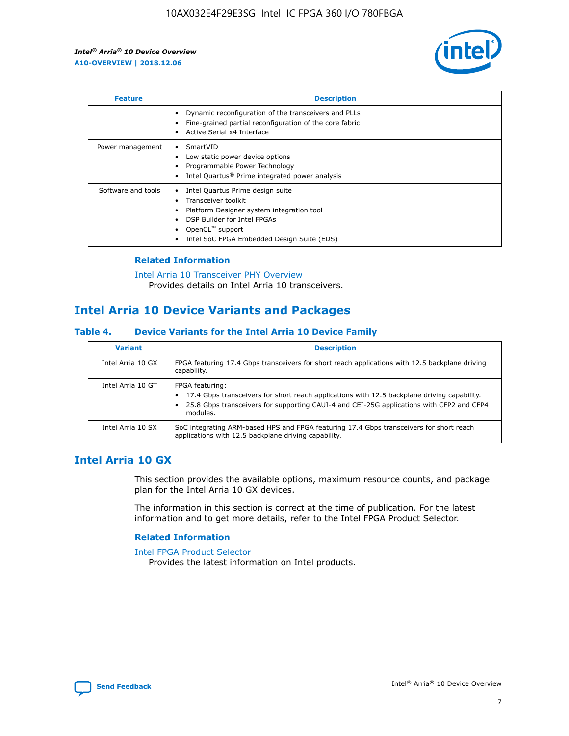| Feature | Description |
| --- | --- |
| | • Dynamic reconfiguration of the transceivers and PLLs<br>• Fine-grained partial reconfiguration of the core fabric<br>• Active Serial x4 Interface |
| Power management | • SmartVID<br>• Low static power device options<br>• Programmable Power Technology<br>• Intel Quartus® Prime integrated power analysis |
| Software and tools | • Intel Quartus Prime design suite<br>• Transceiver toolkit<br>• Platform Designer system integration tool<br>• DSP Builder for Intel FPGAs<br>• OpenCL™ support<br>• Intel SoC FPGA Embedded Design Suite (EDS) |

### Related Information

Intel Arria 10 Transceiver PHY Overview
Provides details on Intel Arria 10 transceivers.

## Intel Arria 10 Device Variants and Packages

### Table 4. Device Variants for the Intel Arria 10 Device Family

| Variant | Description |
| --- | --- |
| Intel Arria 10 GX | FPGA featuring 17.4 Gbps transceivers for short reach applications with 12.5 backplane driving capability. |
| Intel Arria 10 GT | FPGA featuring:<br>• 17.4 Gbps transceivers for short reach applications with 12.5 backplane driving capability.<br>• 25.8 Gbps transceivers for supporting CAUI-4 and CEI-25G applications with CFP2 and CFP4 modules. |
| Intel Arria 10 SX | SoC integrating ARM-based HPS and FPGA featuring 17.4 Gbps transceivers for short reach applications with 12.5 backplane driving capability. |

## Intel Arria 10 GX

This section provides the available options, maximum resource counts, and package plan for the Intel Arria 10 GX devices.

The information in this section is correct at the time of publication. For the latest information and to get more details, refer to the Intel FPGA Product Selector.

### Related Information

Intel FPGA Product Selector
Provides the latest information on Intel products.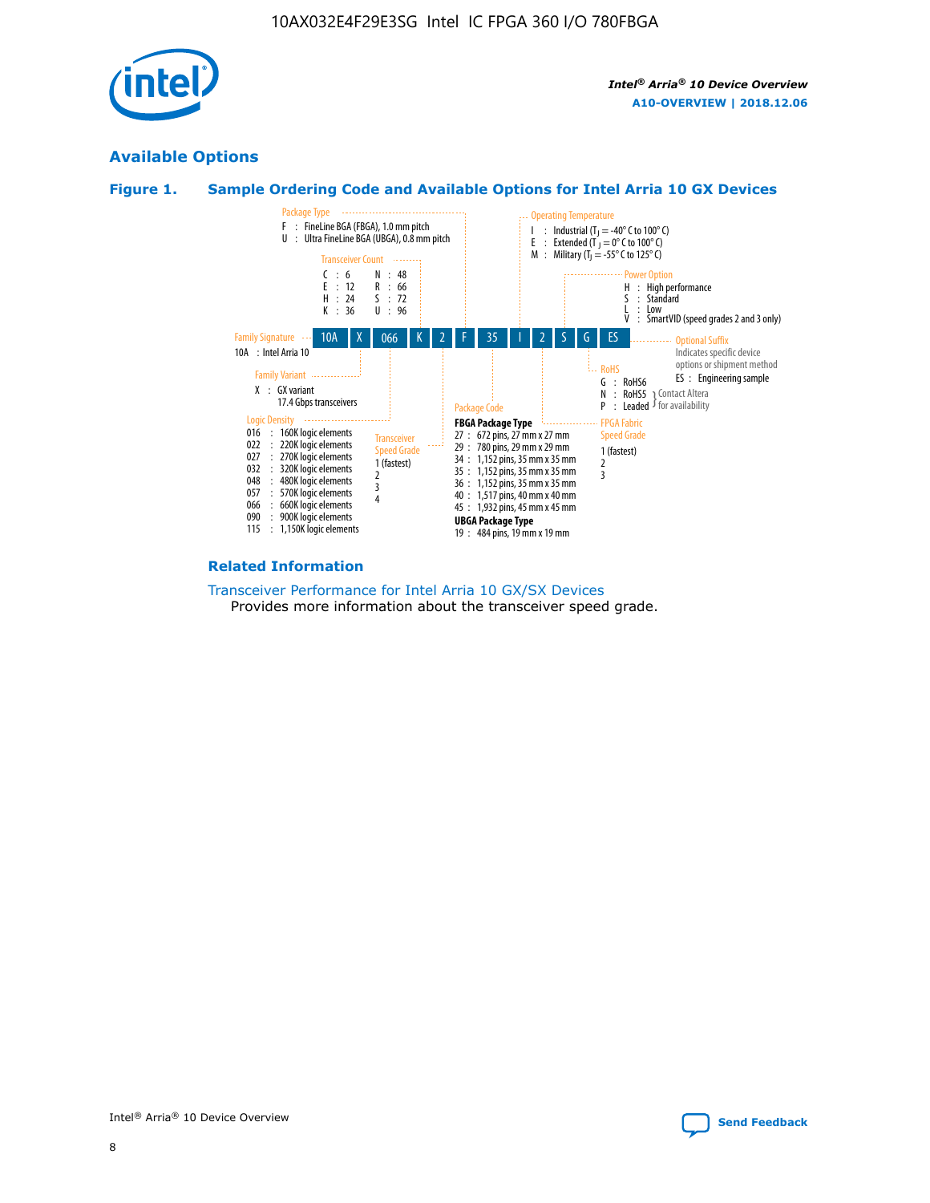## Available Options

### Figure 1. Sample Ordering Code and Available Options for Intel Arria 10 GX Devices

Sample ordering code: **10A X 066 K 2 F 35 I 2 S G ES**

**Family Signature**
- 10A : Intel Arria 10

**Family Variant**
- X : GX variant 17.4 Gbps transceivers

**Logic Density**
- 016 : 160K logic elements
- 022 : 220K logic elements
- 027 : 270K logic elements
- 032 : 320K logic elements
- 048 : 480K logic elements
- 057 : 570K logic elements
- 066 : 660K logic elements
- 090 : 900K logic elements
- 115 : 1,150K logic elements

**Transceiver Count**
- C : 6
- E : 12
- H : 24
- K : 36
- N : 48
- R : 66
- S : 72
- U : 96

**Transceiver Speed Grade**
- 1 (fastest)
- 2
- 3
- 4

**Package Type**
- F : FineLine BGA (FBGA), 1.0 mm pitch
- U : Ultra FineLine BGA (UBGA), 0.8 mm pitch

**Package Code**

FBGA Package Type
- 27 : 672 pins, 27 mm x 27 mm
- 29 : 780 pins, 29 mm x 29 mm
- 34 : 1,152 pins, 35 mm x 35 mm
- 35 : 1,152 pins, 35 mm x 35 mm
- 36 : 1,152 pins, 35 mm x 35 mm
- 40 : 1,517 pins, 40 mm x 40 mm
- 45 : 1,932 pins, 45 mm x 45 mm

UBGA Package Type
- 19 : 484 pins, 19 mm x 19 mm

**Operating Temperature**
- I : Industrial ($T_J$ = -40° C to 100° C)
- E : Extended ($T_J$ = 0° C to 100° C)
- M : Military ($T_J$ = -55° C to 125° C)

**FPGA Fabric Speed Grade**
- 1 (fastest)
- 2
- 3

**Power Option**
- H : High performance
- S : Standard
- L : Low
- V : SmartVID (speed grades 2 and 3 only)

**RoHS**
- G : RoHS6
- N : RoHS5 (Contact Altera for availability)
- P : Leaded (Contact Altera for availability)

**Optional Suffix**

Indicates specific device options or shipment method
- ES : Engineering sample

### Related Information

Transceiver Performance for Intel Arria 10 GX/SX Devices

Provides more information about the transceiver speed grade.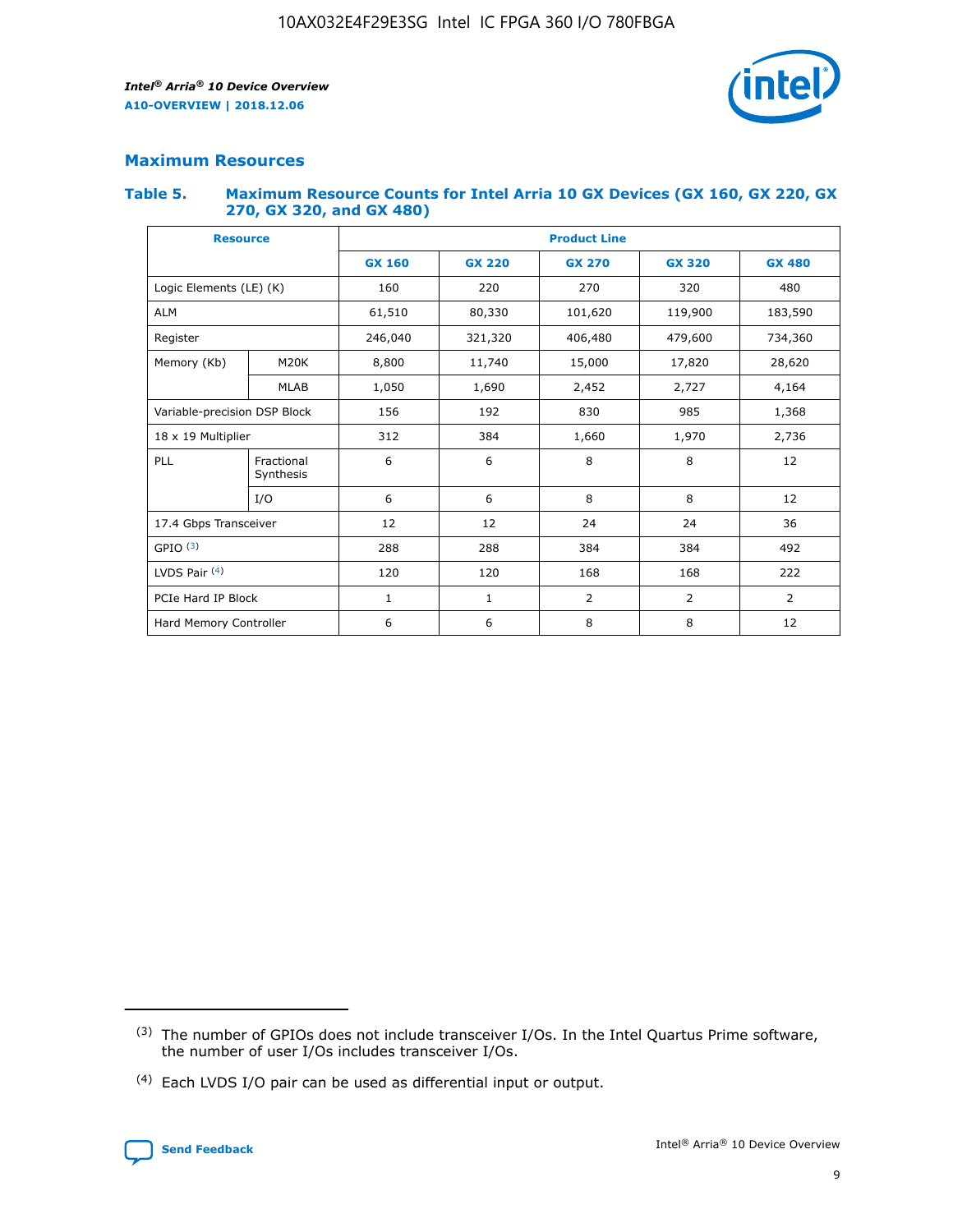## Maximum Resources

### Table 5. Maximum Resource Counts for Intel Arria 10 GX Devices (GX 160, GX 220, GX 270, GX 320, and GX 480)

| Resource | | Product Line | | | | |
|---|---|---|---|---|---|---|
| | | GX 160 | GX 220 | GX 270 | GX 320 | GX 480 |
| Logic Elements (LE) (K) | | 160 | 220 | 270 | 320 | 480 |
| ALM | | 61,510 | 80,330 | 101,620 | 119,900 | 183,590 |
| Register | | 246,040 | 321,320 | 406,480 | 479,600 | 734,360 |
| Memory (Kb) | M20K | 8,800 | 11,740 | 15,000 | 17,820 | 28,620 |
| | MLAB | 1,050 | 1,690 | 2,452 | 2,727 | 4,164 |
| Variable-precision DSP Block | | 156 | 192 | 830 | 985 | 1,368 |
| 18 x 19 Multiplier | | 312 | 384 | 1,660 | 1,970 | 2,736 |
| PLL | Fractional Synthesis | 6 | 6 | 8 | 8 | 12 |
| | I/O | 6 | 6 | 8 | 8 | 12 |
| 17.4 Gbps Transceiver | | 12 | 12 | 24 | 24 | 36 |
| GPIO [(3)] | | 288 | 288 | 384 | 384 | 492 |
| LVDS Pair [(4)] | | 120 | 120 | 168 | 168 | 222 |
| PCIe Hard IP Block | | 1 | 1 | 2 | 2 | 2 |
| Hard Memory Controller | | 6 | 6 | 8 | 8 | 12 |

(3) The number of GPIOs does not include transceiver I/Os. In the Intel Quartus Prime software, the number of user I/Os includes transceiver I/Os.

(4) Each LVDS I/O pair can be used as differential input or output.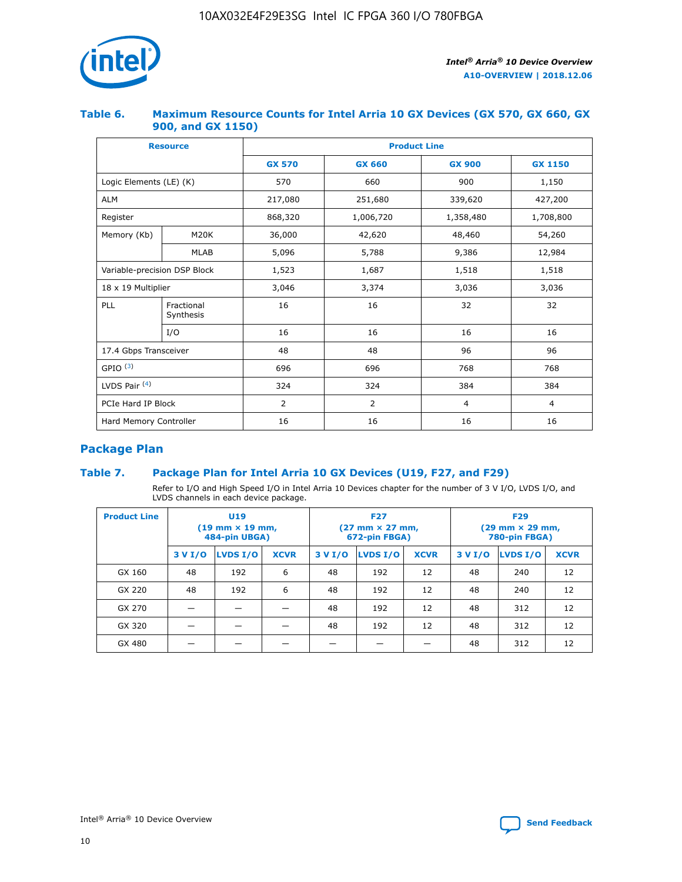### Table 6. Maximum Resource Counts for Intel Arria 10 GX Devices (GX 570, GX 660, GX 900, and GX 1150)

| Resource | | Product Line | | | |
|---|---|---|---|---|---|
| | | GX 570 | GX 660 | GX 900 | GX 1150 |
| Logic Elements (LE) (K) | | 570 | 660 | 900 | 1,150 |
| ALM | | 217,080 | 251,680 | 339,620 | 427,200 |
| Register | | 868,320 | 1,006,720 | 1,358,480 | 1,708,800 |
| Memory (Kb) | M20K | 36,000 | 42,620 | 48,460 | 54,260 |
| | MLAB | 5,096 | 5,788 | 9,386 | 12,984 |
| Variable-precision DSP Block | | 1,523 | 1,687 | 1,518 | 1,518 |
| 18 x 19 Multiplier | | 3,046 | 3,374 | 3,036 | 3,036 |
| PLL | Fractional Synthesis | 16 | 16 | 32 | 32 |
| | I/O | 16 | 16 | 16 | 16 |
| 17.4 Gbps Transceiver | | 48 | 48 | 96 | 96 |
| GPIO [(3)] | | 696 | 696 | 768 | 768 |
| LVDS Pair [(4)] | | 324 | 324 | 384 | 384 |
| PCIe Hard IP Block | | 2 | 2 | 4 | 4 |
| Hard Memory Controller | | 16 | 16 | 16 | 16 |

## Package Plan

### Table 7. Package Plan for Intel Arria 10 GX Devices (U19, F27, and F29)

Refer to I/O and High Speed I/O in Intel Arria 10 Devices chapter for the number of 3 V I/O, LVDS I/O, and LVDS channels in each device package.

| Product Line | U19 (19 mm × 19 mm, 484-pin UBGA) | | | F27 (27 mm × 27 mm, 672-pin FBGA) | | | F29 (29 mm × 29 mm, 780-pin FBGA) | | |
|---|---|---|---|---|---|---|---|---|---|
| | 3 V I/O | LVDS I/O | XCVR | 3 V I/O | LVDS I/O | XCVR | 3 V I/O | LVDS I/O | XCVR |
| GX 160 | 48 | 192 | 6 | 48 | 192 | 12 | 48 | 240 | 12 |
| GX 220 | 48 | 192 | 6 | 48 | 192 | 12 | 48 | 240 | 12 |
| GX 270 | — | — | — | 48 | 192 | 12 | 48 | 312 | 12 |
| GX 320 | — | — | — | 48 | 192 | 12 | 48 | 312 | 12 |
| GX 480 | — | — | — | — | — | — | 48 | 312 | 12 |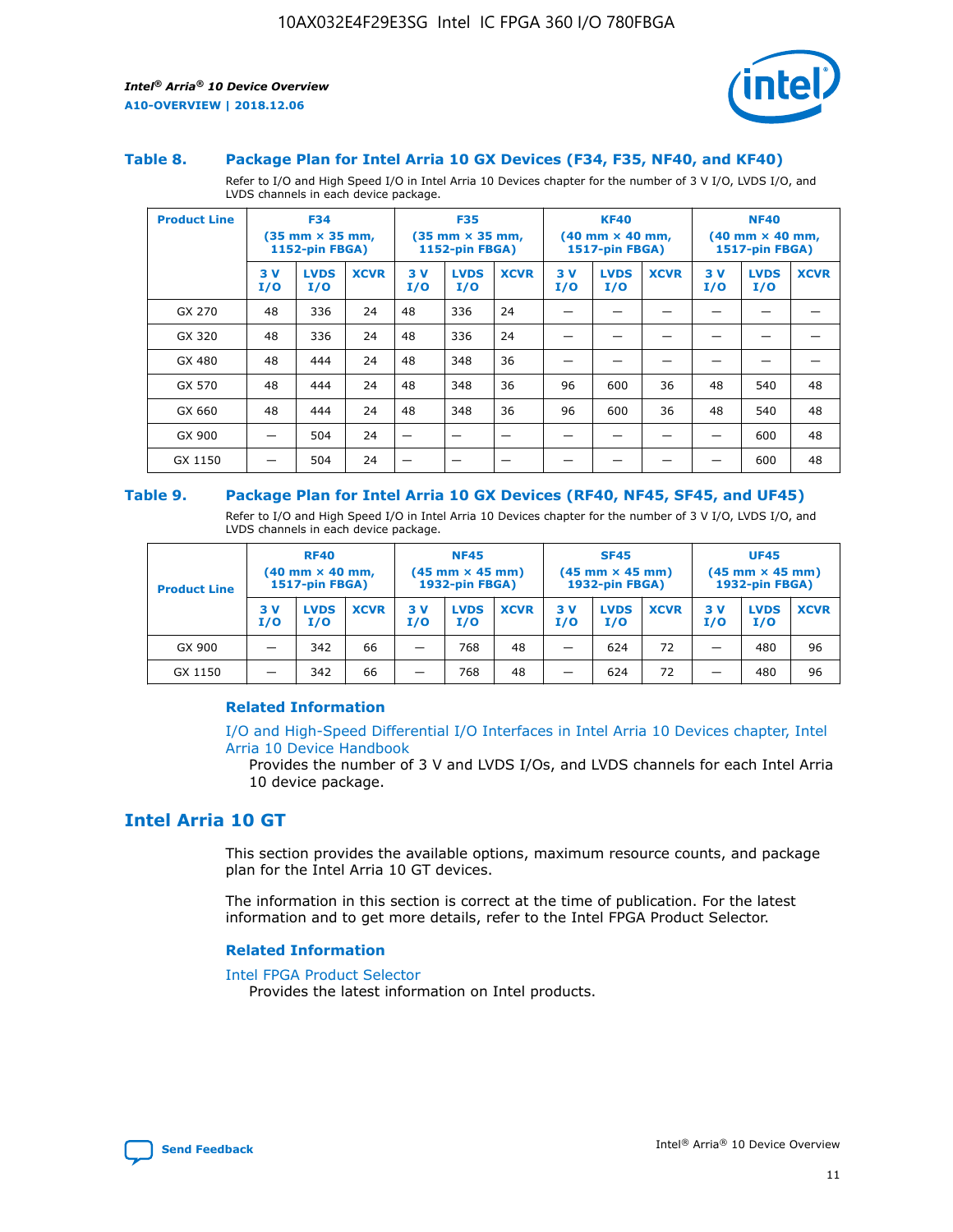### Table 8. Package Plan for Intel Arria 10 GX Devices (F34, F35, NF40, and KF40)

Refer to I/O and High Speed I/O in Intel Arria 10 Devices chapter for the number of 3 V I/O, LVDS I/O, and LVDS channels in each device package.

| Product Line | F34 (35 mm × 35 mm, 1152-pin FBGA) | | | F35 (35 mm × 35 mm, 1152-pin FBGA) | | | KF40 (40 mm × 40 mm, 1517-pin FBGA) | | | NF40 (40 mm × 40 mm, 1517-pin FBGA) | | |
|---|---|---|---|---|---|---|---|---|---|---|---|---|
| | 3 V I/O | LVDS I/O | XCVR | 3 V I/O | LVDS I/O | XCVR | 3 V I/O | LVDS I/O | XCVR | 3 V I/O | LVDS I/O | XCVR |
| GX 270 | 48 | 336 | 24 | 48 | 336 | 24 | — | — | — | — | — | — |
| GX 320 | 48 | 336 | 24 | 48 | 336 | 24 | — | — | — | — | — | — |
| GX 480 | 48 | 444 | 24 | 48 | 348 | 36 | — | — | — | — | — | — |
| GX 570 | 48 | 444 | 24 | 48 | 348 | 36 | 96 | 600 | 36 | 48 | 540 | 48 |
| GX 660 | 48 | 444 | 24 | 48 | 348 | 36 | 96 | 600 | 36 | 48 | 540 | 48 |
| GX 900 | — | 504 | 24 | — | — | — | — | — | — | — | 600 | 48 |
| GX 1150 | — | 504 | 24 | — | — | — | — | — | — | — | 600 | 48 |

### Table 9. Package Plan for Intel Arria 10 GX Devices (RF40, NF45, SF45, and UF45)

Refer to I/O and High Speed I/O in Intel Arria 10 Devices chapter for the number of 3 V I/O, LVDS I/O, and LVDS channels in each device package.

| Product Line | RF40 (40 mm × 40 mm, 1517-pin FBGA) | | | NF45 (45 mm × 45 mm) 1932-pin FBGA) | | | SF45 (45 mm × 45 mm) 1932-pin FBGA) | | | UF45 (45 mm × 45 mm) 1932-pin FBGA) | | |
|---|---|---|---|---|---|---|---|---|---|---|---|---|
| | 3 V I/O | LVDS I/O | XCVR | 3 V I/O | LVDS I/O | XCVR | 3 V I/O | LVDS I/O | XCVR | 3 V I/O | LVDS I/O | XCVR |
| GX 900 | — | 342 | 66 | — | 768 | 48 | — | 624 | 72 | — | 480 | 96 |
| GX 1150 | — | 342 | 66 | — | 768 | 48 | — | 624 | 72 | — | 480 | 96 |

#### Related Information

I/O and High-Speed Differential I/O Interfaces in Intel Arria 10 Devices chapter, Intel Arria 10 Device Handbook

Provides the number of 3 V and LVDS I/Os, and LVDS channels for each Intel Arria 10 device package.

## Intel Arria 10 GT

This section provides the available options, maximum resource counts, and package plan for the Intel Arria 10 GT devices.

The information in this section is correct at the time of publication. For the latest information and to get more details, refer to the Intel FPGA Product Selector.

#### Related Information

Intel FPGA Product Selector

Provides the latest information on Intel products.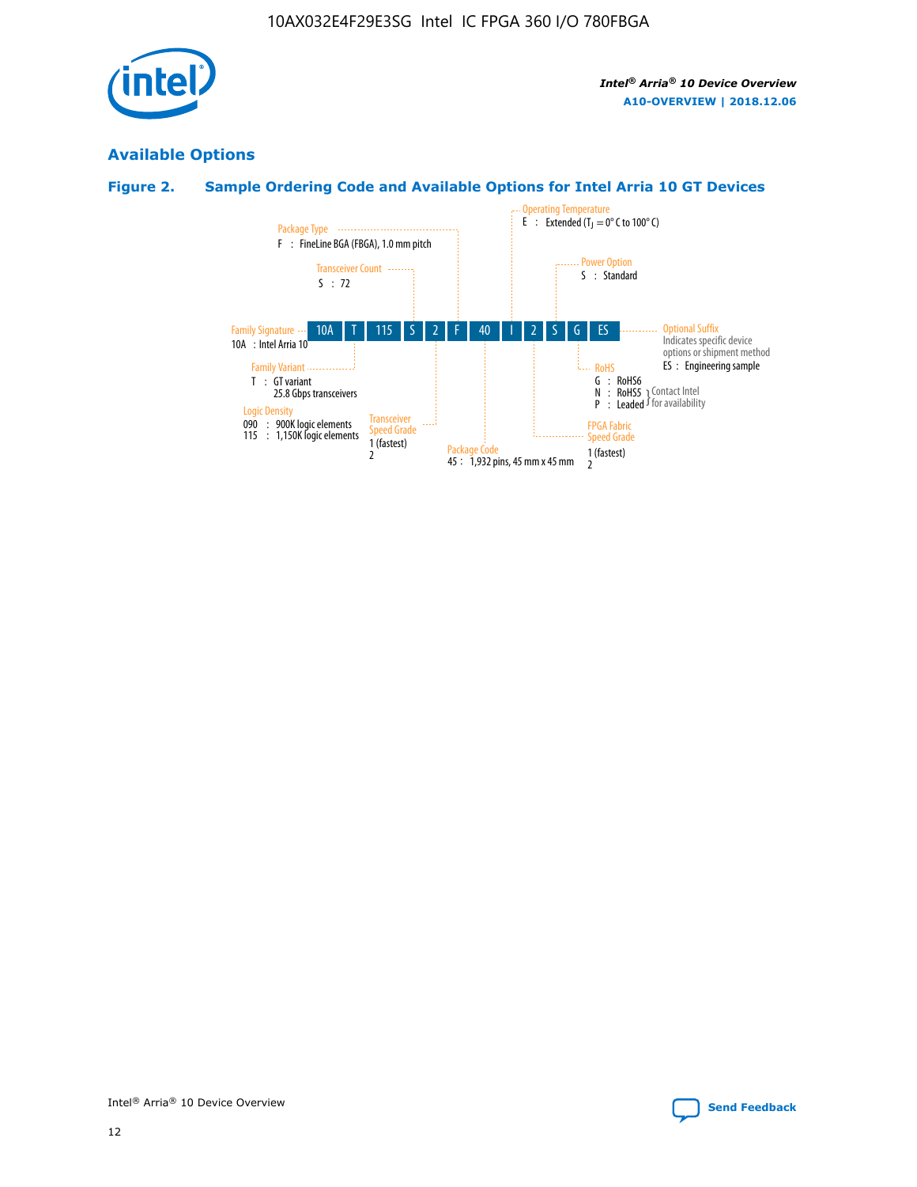## Available Options

### Figure 2. Sample Ordering Code and Available Options for Intel Arria 10 GT Devices

| 10A | T | 115 | S | 2 | F | 40 | I | 2 | S | G | ES |
|---|---|---|---|---|---|---|---|---|---|---|---|

**Family Signature**
- 10A : Intel Arria 10

**Family Variant**
- T : GT variant
  - 25.8 Gbps transceivers

**Logic Density**
- 090 : 900K logic elements
- 115 : 1,150K logic elements

**Transceiver Count**
- S : 72

**Transceiver Speed Grade**
- 1 (fastest)
- 2

**Package Type**
- F : FineLine BGA (FBGA), 1.0 mm pitch

**Package Code**
- 45 : 1,932 pins, 45 mm x 45 mm

**Operating Temperature**
- E : Extended ($T_J$ = 0° C to 100° C)

**FPGA Fabric Speed Grade**
- 1 (fastest)
- 2

**Power Option**
- S : Standard

**RoHS**
- G : RoHS6
- N : RoHS5 (Contact Intel for availability)
- P : Leaded (Contact Intel for availability)

**Optional Suffix**

Indicates specific device options or shipment method
- ES : Engineering sample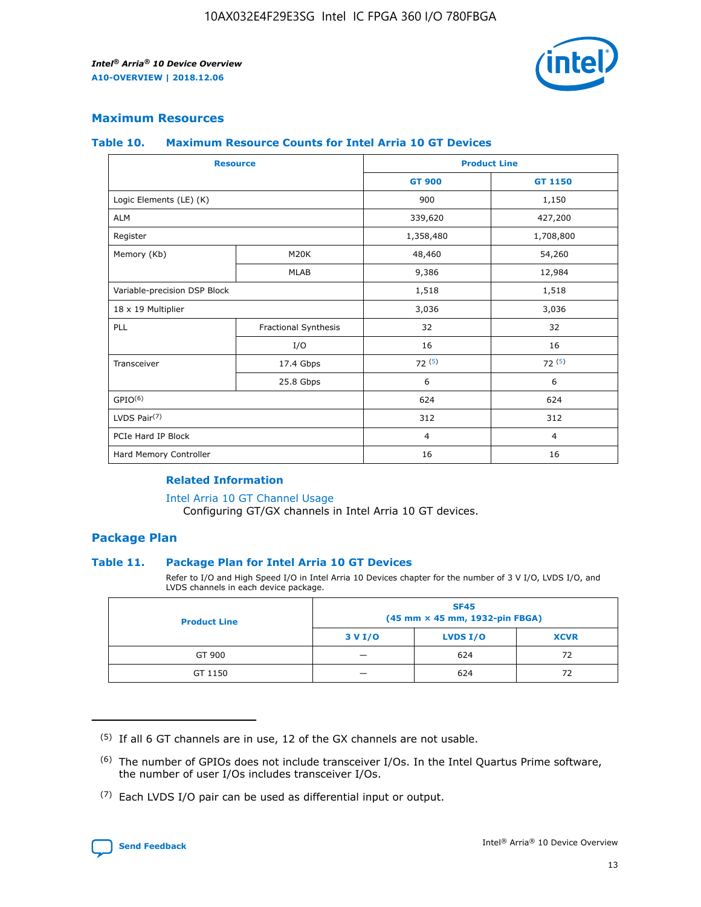## Maximum Resources

### Table 10. Maximum Resource Counts for Intel Arria 10 GT Devices

| Resource | | Product Line | |
|---|---|---|---|
| | | GT 900 | GT 1150 |
| Logic Elements (LE) (K) | | 900 | 1,150 |
| ALM | | 339,620 | 427,200 |
| Register | | 1,358,480 | 1,708,800 |
| Memory (Kb) | M20K | 48,460 | 54,260 |
| | MLAB | 9,386 | 12,984 |
| Variable-precision DSP Block | | 1,518 | 1,518 |
| 18 x 19 Multiplier | | 3,036 | 3,036 |
| PLL | Fractional Synthesis | 32 | 32 |
| | I/O | 16 | 16 |
| Transceiver | 17.4 Gbps | 72 (5) | 72 (5) |
| | 25.8 Gbps | 6 | 6 |
| GPIO(6) | | 624 | 624 |
| LVDS Pair(7) | | 312 | 312 |
| PCIe Hard IP Block | | 4 | 4 |
| Hard Memory Controller | | 16 | 16 |

### Related Information

Intel Arria 10 GT Channel Usage

Configuring GT/GX channels in Intel Arria 10 GT devices.

## Package Plan

### Table 11. Package Plan for Intel Arria 10 GT Devices

Refer to I/O and High Speed I/O in Intel Arria 10 Devices chapter for the number of 3 V I/O, LVDS I/O, and LVDS channels in each device package.

| Product Line | SF45 (45 mm × 45 mm, 1932-pin FBGA) | | |
|---|---|---|---|
| | 3 V I/O | LVDS I/O | XCVR |
| GT 900 | — | 624 | 72 |
| GT 1150 | — | 624 | 72 |

(5) If all 6 GT channels are in use, 12 of the GX channels are not usable.

(6) The number of GPIOs does not include transceiver I/Os. In the Intel Quartus Prime software, the number of user I/Os includes transceiver I/Os.

(7) Each LVDS I/O pair can be used as differential input or output.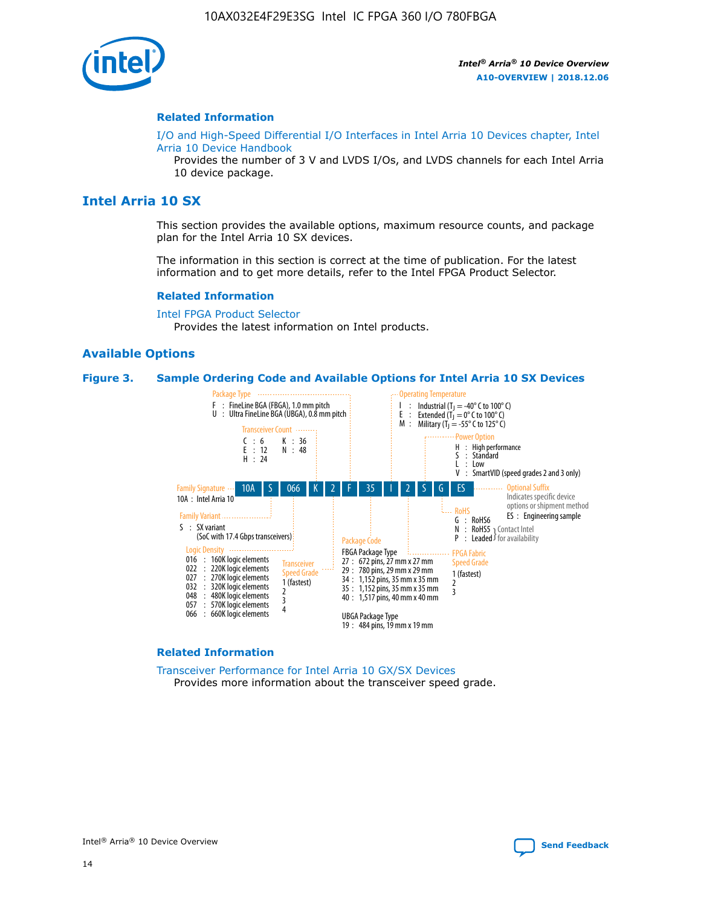## Related Information

I/O and High-Speed Differential I/O Interfaces in Intel Arria 10 Devices chapter, Intel Arria 10 Device Handbook
Provides the number of 3 V and LVDS I/Os, and LVDS channels for each Intel Arria 10 device package.

# Intel Arria 10 SX

This section provides the available options, maximum resource counts, and package plan for the Intel Arria 10 SX devices.

The information in this section is correct at the time of publication. For the latest information and to get more details, refer to the Intel FPGA Product Selector.

## Related Information

Intel FPGA Product Selector
Provides the latest information on Intel products.

## Available Options

**Figure 3. Sample Ordering Code and Available Options for Intel Arria 10 SX Devices**

Sample ordering code: 10A | S | 066 | K | 2 | F | 35 | I | 2 | S | G | ES

**Family Signature**
- 10A : Intel Arria 10

**Family Variant**
- S : SX variant (SoC with 17.4 Gbps transceivers)

**Logic Density**
- 016 : 160K logic elements
- 022 : 220K logic elements
- 027 : 270K logic elements
- 032 : 320K logic elements
- 048 : 480K logic elements
- 057 : 570K logic elements
- 066 : 660K logic elements

**Transceiver Count**
- C : 6
- E : 12
- H : 24
- K : 36
- N : 48

**Transceiver Speed Grade**
- 1 (fastest)
- 2
- 3
- 4

**Package Type**
- F : FineLine BGA (FBGA), 1.0 mm pitch
- U : Ultra FineLine BGA (UBGA), 0.8 mm pitch

**Package Code**

FBGA Package Type
- 27 : 672 pins, 27 mm x 27 mm
- 29 : 780 pins, 29 mm x 29 mm
- 34 : 1,152 pins, 35 mm x 35 mm
- 35 : 1,152 pins, 35 mm x 35 mm
- 40 : 1,517 pins, 40 mm x 40 mm

UBGA Package Type
- 19 : 484 pins, 19 mm x 19 mm

**Operating Temperature**
- I : Industrial ($T_J$ = -40° C to 100° C)
- E : Extended ($T_J$ = 0° C to 100° C)
- M : Military ($T_J$ = -55° C to 125° C)

**FPGA Fabric Speed Grade**
- 1 (fastest)
- 2
- 3

**Power Option**
- H : High performance
- S : Standard
- L : Low
- V : SmartVID (speed grades 2 and 3 only)

**RoHS**
- G : RoHS6
- N : RoHS5 (Contact Intel for availability)
- P : Leaded (Contact Intel for availability)

**Optional Suffix**

Indicates specific device options or shipment method
- ES : Engineering sample

## Related Information

Transceiver Performance for Intel Arria 10 GX/SX Devices
Provides more information about the transceiver speed grade.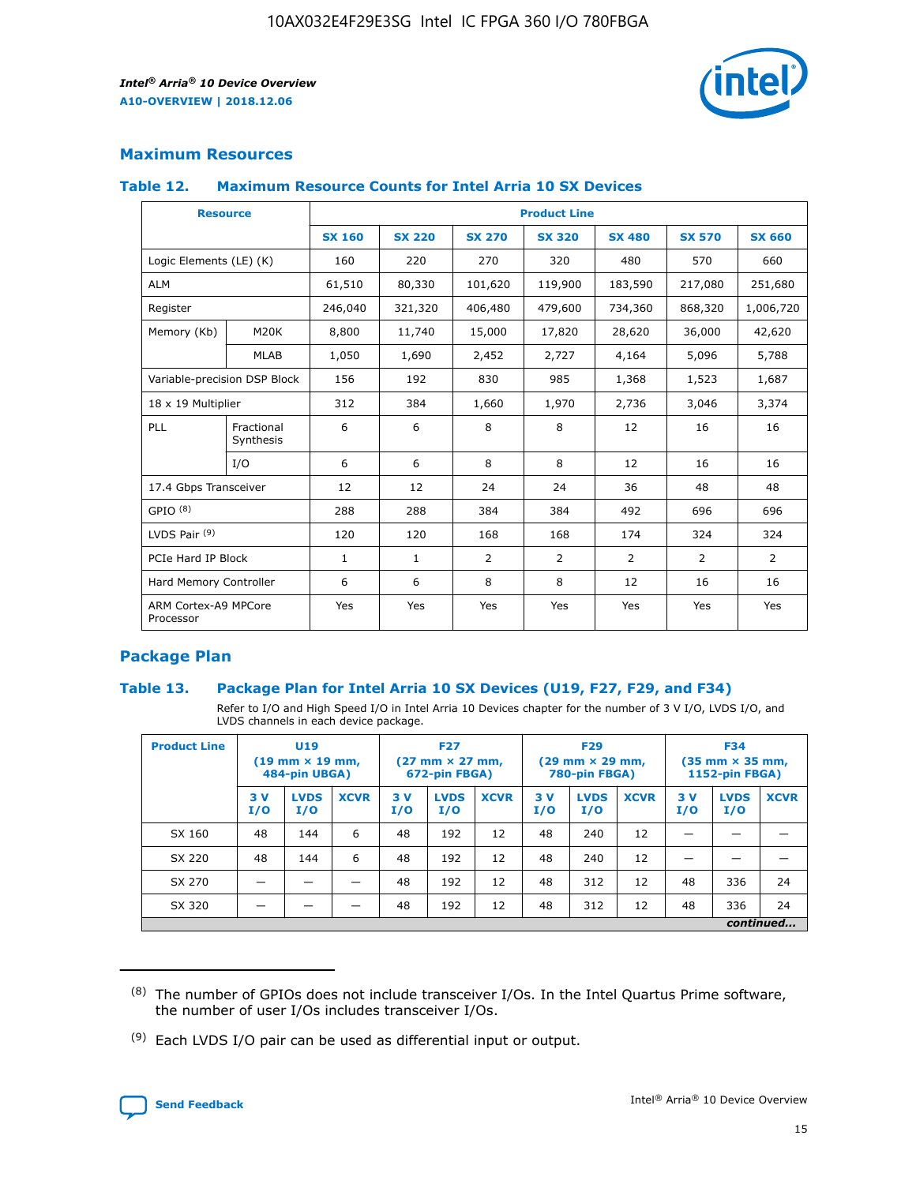## Maximum Resources

### Table 12. Maximum Resource Counts for Intel Arria 10 SX Devices

| Resource | | Product Line | | | | | | |
|---|---|---|---|---|---|---|---|---|
| | | SX 160 | SX 220 | SX 270 | SX 320 | SX 480 | SX 570 | SX 660 |
| Logic Elements (LE) (K) | | 160 | 220 | 270 | 320 | 480 | 570 | 660 |
| ALM | | 61,510 | 80,330 | 101,620 | 119,900 | 183,590 | 217,080 | 251,680 |
| Register | | 246,040 | 321,320 | 406,480 | 479,600 | 734,360 | 868,320 | 1,006,720 |
| Memory (Kb) | M20K | 8,800 | 11,740 | 15,000 | 17,820 | 28,620 | 36,000 | 42,620 |
| | MLAB | 1,050 | 1,690 | 2,452 | 2,727 | 4,164 | 5,096 | 5,788 |
| Variable-precision DSP Block | | 156 | 192 | 830 | 985 | 1,368 | 1,523 | 1,687 |
| 18 x 19 Multiplier | | 312 | 384 | 1,660 | 1,970 | 2,736 | 3,046 | 3,374 |
| PLL | Fractional Synthesis | 6 | 6 | 8 | 8 | 12 | 16 | 16 |
| | I/O | 6 | 6 | 8 | 8 | 12 | 16 | 16 |
| 17.4 Gbps Transceiver | | 12 | 12 | 24 | 24 | 36 | 48 | 48 |
| GPIO [8] | | 288 | 288 | 384 | 384 | 492 | 696 | 696 |
| LVDS Pair [9] | | 120 | 120 | 168 | 168 | 174 | 324 | 324 |
| PCIe Hard IP Block | | 1 | 1 | 2 | 2 | 2 | 2 | 2 |
| Hard Memory Controller | | 6 | 6 | 8 | 8 | 12 | 16 | 16 |
| ARM Cortex-A9 MPCore Processor | | Yes | Yes | Yes | Yes | Yes | Yes | Yes |

## Package Plan

### Table 13. Package Plan for Intel Arria 10 SX Devices (U19, F27, F29, and F34)

Refer to I/O and High Speed I/O in Intel Arria 10 Devices chapter for the number of 3 V I/O, LVDS I/O, and LVDS channels in each device package.

| Product Line | U19 (19 mm × 19 mm, 484-pin UBGA) | | | F27 (27 mm × 27 mm, 672-pin FBGA) | | | F29 (29 mm × 29 mm, 780-pin FBGA) | | | F34 (35 mm × 35 mm, 1152-pin FBGA) | | |
|---|---|---|---|---|---|---|---|---|---|---|---|---|
| | 3 V I/O | LVDS I/O | XCVR | 3 V I/O | LVDS I/O | XCVR | 3 V I/O | LVDS I/O | XCVR | 3 V I/O | LVDS I/O | XCVR |
| SX 160 | 48 | 144 | 6 | 48 | 192 | 12 | 48 | 240 | 12 | — | — | — |
| SX 220 | 48 | 144 | 6 | 48 | 192 | 12 | 48 | 240 | 12 | — | — | — |
| SX 270 | — | — | — | 48 | 192 | 12 | 48 | 312 | 12 | 48 | 336 | 24 |
| SX 320 | — | — | — | 48 | 192 | 12 | 48 | 312 | 12 | 48 | 336 | 24 |

*continued...*

(8) The number of GPIOs does not include transceiver I/Os. In the Intel Quartus Prime software, the number of user I/Os includes transceiver I/Os.

(9) Each LVDS I/O pair can be used as differential input or output.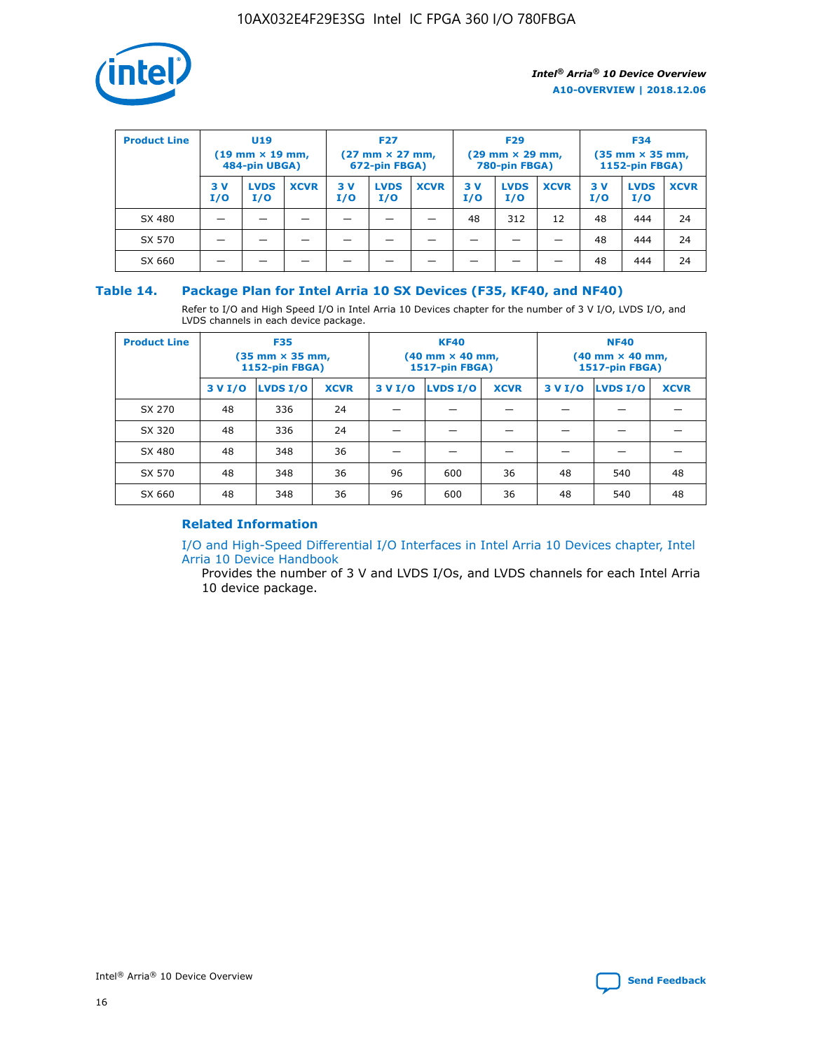| Product Line | U19 (19 mm × 19 mm, 484-pin UBGA) | | | F27 (27 mm × 27 mm, 672-pin FBGA) | | | F29 (29 mm × 29 mm, 780-pin FBGA) | | | F34 (35 mm × 35 mm, 1152-pin FBGA) | | |
|---|---|---|---|---|---|---|---|---|---|---|---|---|
| | 3 V I/O | LVDS I/O | XCVR | 3 V I/O | LVDS I/O | XCVR | 3 V I/O | LVDS I/O | XCVR | 3 V I/O | LVDS I/O | XCVR |
| SX 480 | — | — | — | — | — | — | 48 | 312 | 12 | 48 | 444 | 24 |
| SX 570 | — | — | — | — | — | — | — | — | — | 48 | 444 | 24 |
| SX 660 | — | — | — | — | — | — | — | — | — | 48 | 444 | 24 |

### Table 14. Package Plan for Intel Arria 10 SX Devices (F35, KF40, and NF40)

Refer to I/O and High Speed I/O in Intel Arria 10 Devices chapter for the number of 3 V I/O, LVDS I/O, and LVDS channels in each device package.

| Product Line | F35 (35 mm × 35 mm, 1152-pin FBGA) | | | KF40 (40 mm × 40 mm, 1517-pin FBGA) | | | NF40 (40 mm × 40 mm, 1517-pin FBGA) | | |
|---|---|---|---|---|---|---|---|---|---|
| | 3 V I/O | LVDS I/O | XCVR | 3 V I/O | LVDS I/O | XCVR | 3 V I/O | LVDS I/O | XCVR |
| SX 270 | 48 | 336 | 24 | — | — | — | — | — | — |
| SX 320 | 48 | 336 | 24 | — | — | — | — | — | — |
| SX 480 | 48 | 348 | 36 | — | — | — | — | — | — |
| SX 570 | 48 | 348 | 36 | 96 | 600 | 36 | 48 | 540 | 48 |
| SX 660 | 48 | 348 | 36 | 96 | 600 | 36 | 48 | 540 | 48 |

#### Related Information

I/O and High-Speed Differential I/O Interfaces in Intel Arria 10 Devices chapter, Intel Arria 10 Device Handbook

Provides the number of 3 V and LVDS I/Os, and LVDS channels for each Intel Arria 10 device package.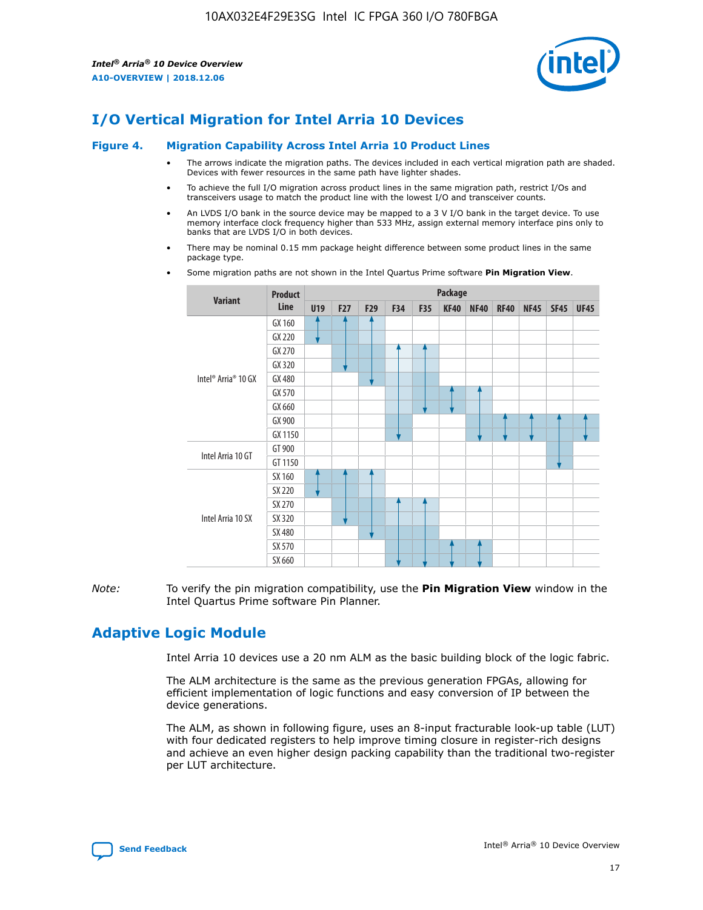# I/O Vertical Migration for Intel Arria 10 Devices

**Figure 4. Migration Capability Across Intel Arria 10 Product Lines**

- The arrows indicate the migration paths. The devices included in each vertical migration path are shaded. Devices with fewer resources in the same path have lighter shades.
- To achieve the full I/O migration across product lines in the same migration path, restrict I/Os and transceivers usage to match the product line with the lowest I/O and transceiver counts.
- An LVDS I/O bank in the source device may be mapped to a 3 V I/O bank in the target device. To use memory interface clock frequency higher than 533 MHz, assign external memory interface pins only to banks that are LVDS I/O in both devices.
- There may be nominal 0.15 mm package height difference between some product lines in the same package type.
- Some migration paths are not shown in the Intel Quartus Prime software **Pin Migration View**.

| Variant | Product Line | U19 | F27 | F29 | F34 | F35 | KF40 | NF40 | RF40 | NF45 | SF45 | UF45 |
|---|---|---|---|---|---|---|---|---|---|---|---|---|
| Intel® Arria® 10 GX | GX 160 | ↕ | ↕ | ↕ | | | | | | | | |
| | GX 220 | ↕ | ↕ | ↕ | | | | | | | | |
| | GX 270 | | ↕ | ↕ | ↕ | ↕ | | | | | | |
| | GX 320 | | ↕ | ↕ | ↕ | ↕ | | | | | | |
| | GX 480 | | | ↕ | ↕ | ↕ | | | | | | |
| | GX 570 | | | | ↕ | ↕ | ↕ | ↕ | | | | |
| | GX 660 | | | | ↕ | ↕ | ↕ | ↕ | | | | |
| | GX 900 | | | | ↕ | | | ↕ | ↕ | ↕ | ↕ | ↕ |
| | GX 1150 | | | | ↕ | | | ↕ | ↕ | ↕ | ↕ | ↕ |
| Intel Arria 10 GT | GT 900 | | | | | | | | | | ↕ | |
| | GT 1150 | | | | | | | | | | ↕ | |
| Intel Arria 10 SX | SX 160 | ↕ | ↕ | ↕ | | | | | | | | |
| | SX 220 | ↕ | ↕ | ↕ | | | | | | | | |
| | SX 270 | | ↕ | ↕ | ↕ | ↕ | | | | | | |
| | SX 320 | | ↕ | ↕ | ↕ | ↕ | | | | | | |
| | SX 480 | | | ↕ | ↕ | ↕ | | | | | | |
| | SX 570 | | | | ↕ | ↕ | ↕ | ↕ | | | | |
| | SX 660 | | | | ↕ | ↕ | ↕ | ↕ | | | | |

*Note:* To verify the pin migration compatibility, use the **Pin Migration View** window in the Intel Quartus Prime software Pin Planner.

# Adaptive Logic Module

Intel Arria 10 devices use a 20 nm ALM as the basic building block of the logic fabric.

The ALM architecture is the same as the previous generation FPGAs, allowing for efficient implementation of logic functions and easy conversion of IP between the device generations.

The ALM, as shown in following figure, uses an 8-input fracturable look-up table (LUT) with four dedicated registers to help improve timing closure in register-rich designs and achieve an even higher design packing capability than the traditional two-register per LUT architecture.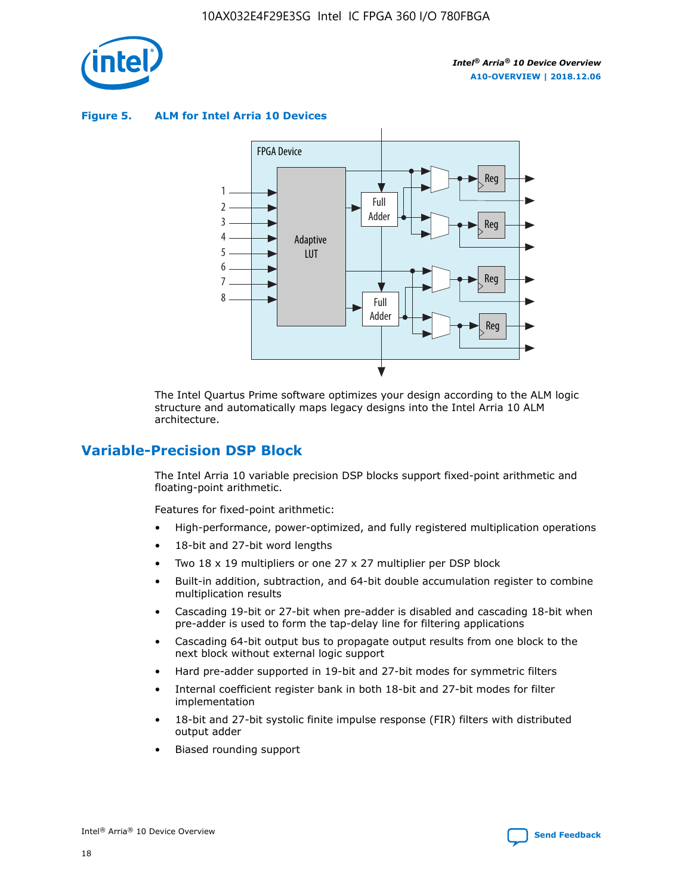**Figure 5. ALM for Intel Arria 10 Devices**

The Intel Quartus Prime software optimizes your design according to the ALM logic structure and automatically maps legacy designs into the Intel Arria 10 ALM architecture.

## Variable-Precision DSP Block

The Intel Arria 10 variable precision DSP blocks support fixed-point arithmetic and floating-point arithmetic.

Features for fixed-point arithmetic:

- High-performance, power-optimized, and fully registered multiplication operations
- 18-bit and 27-bit word lengths
- Two 18 x 19 multipliers or one 27 x 27 multiplier per DSP block
- Built-in addition, subtraction, and 64-bit double accumulation register to combine multiplication results
- Cascading 19-bit or 27-bit when pre-adder is disabled and cascading 18-bit when pre-adder is used to form the tap-delay line for filtering applications
- Cascading 64-bit output bus to propagate output results from one block to the next block without external logic support
- Hard pre-adder supported in 19-bit and 27-bit modes for symmetric filters
- Internal coefficient register bank in both 18-bit and 27-bit modes for filter implementation
- 18-bit and 27-bit systolic finite impulse response (FIR) filters with distributed output adder
- Biased rounding support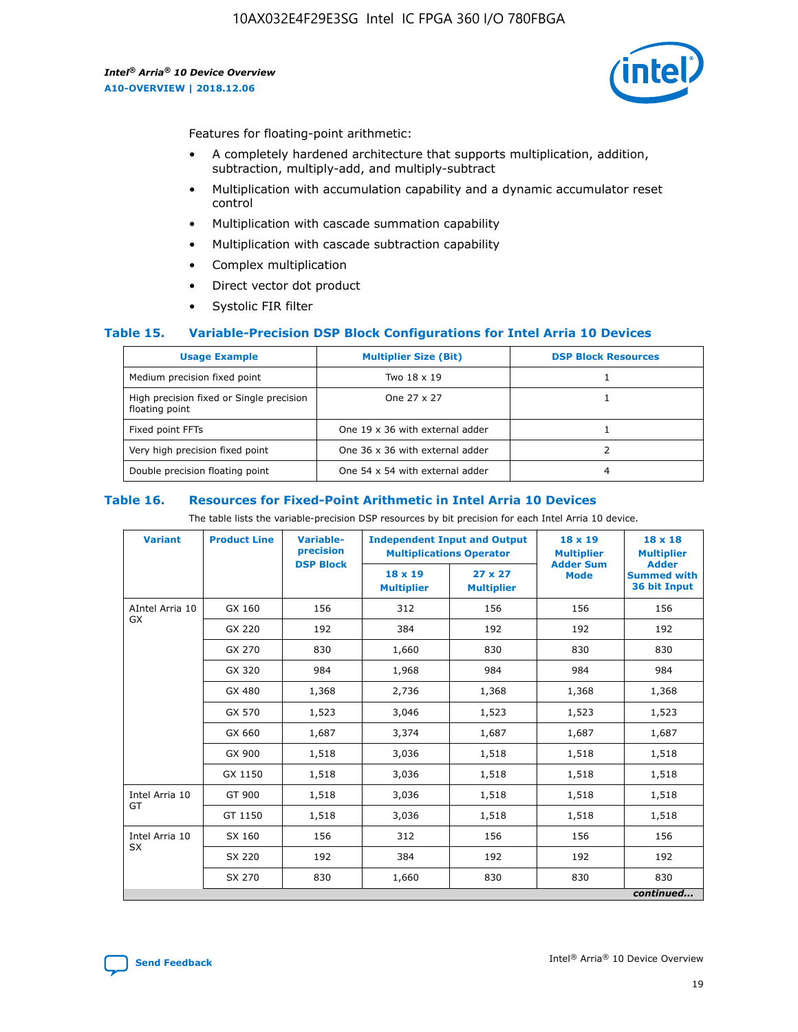Features for floating-point arithmetic:

- A completely hardened architecture that supports multiplication, addition, subtraction, multiply-add, and multiply-subtract
- Multiplication with accumulation capability and a dynamic accumulator reset control
- Multiplication with cascade summation capability
- Multiplication with cascade subtraction capability
- Complex multiplication
- Direct vector dot product
- Systolic FIR filter

### Table 15. Variable-Precision DSP Block Configurations for Intel Arria 10 Devices

| Usage Example | Multiplier Size (Bit) | DSP Block Resources |
|---|---|---|
| Medium precision fixed point | Two 18 x 19 | 1 |
| High precision fixed or Single precision floating point | One 27 x 27 | 1 |
| Fixed point FFTs | One 19 x 36 with external adder | 1 |
| Very high precision fixed point | One 36 x 36 with external adder | 2 |
| Double precision floating point | One 54 x 54 with external adder | 4 |

### Table 16. Resources for Fixed-Point Arithmetic in Intel Arria 10 Devices

The table lists the variable-precision DSP resources by bit precision for each Intel Arria 10 device.

| Variant | Product Line | Variable-precision DSP Block | Independent Input and Output Multiplications Operator | | 18 x 19 Multiplier Adder Sum Mode | 18 x 18 Multiplier Adder Summed with 36 bit Input |
|---|---|---|---|---|---|---|
| | | | 18 x 19 Multiplier | 27 x 27 Multiplier | | |
| AIntel Arria 10 GX | GX 160 | 156 | 312 | 156 | 156 | 156 |
| | GX 220 | 192 | 384 | 192 | 192 | 192 |
| | GX 270 | 830 | 1,660 | 830 | 830 | 830 |
| | GX 320 | 984 | 1,968 | 984 | 984 | 984 |
| | GX 480 | 1,368 | 2,736 | 1,368 | 1,368 | 1,368 |
| | GX 570 | 1,523 | 3,046 | 1,523 | 1,523 | 1,523 |
| | GX 660 | 1,687 | 3,374 | 1,687 | 1,687 | 1,687 |
| | GX 900 | 1,518 | 3,036 | 1,518 | 1,518 | 1,518 |
| | GX 1150 | 1,518 | 3,036 | 1,518 | 1,518 | 1,518 |
| Intel Arria 10 GT | GT 900 | 1,518 | 3,036 | 1,518 | 1,518 | 1,518 |
| | GT 1150 | 1,518 | 3,036 | 1,518 | 1,518 | 1,518 |
| Intel Arria 10 SX | SX 160 | 156 | 312 | 156 | 156 | 156 |
| | SX 220 | 192 | 384 | 192 | 192 | 192 |
| | SX 270 | 830 | 1,660 | 830 | 830 | 830 |

*continued...*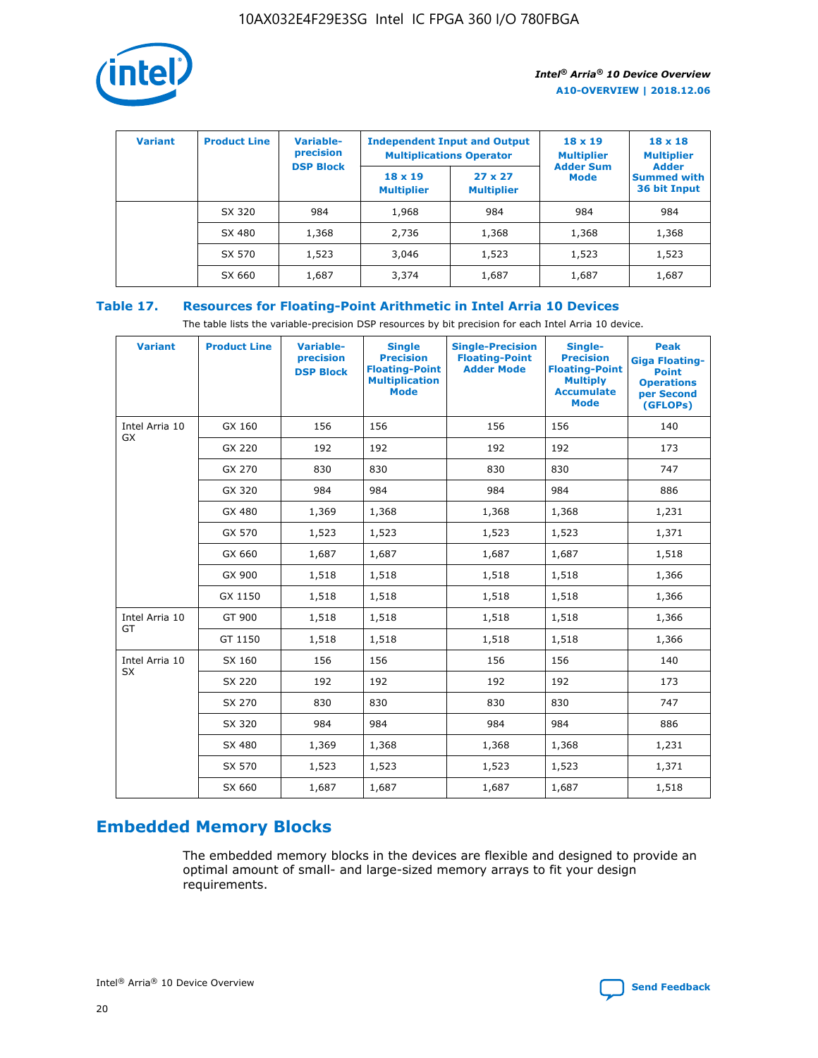| Variant | Product Line | Variable-precision DSP Block | Independent Input and Output Multiplications Operator | | 18 x 19 Multiplier Adder Sum Mode | 18 x 18 Multiplier Adder Summed with 36 bit Input |
|---|---|---|---|---|---|---|
| | | | 18 x 19 Multiplier | 27 x 27 Multiplier | | |
| | SX 320 | 984 | 1,968 | 984 | 984 | 984 |
| | SX 480 | 1,368 | 2,736 | 1,368 | 1,368 | 1,368 |
| | SX 570 | 1,523 | 3,046 | 1,523 | 1,523 | 1,523 |
| | SX 660 | 1,687 | 3,374 | 1,687 | 1,687 | 1,687 |

**Table 17. Resources for Floating-Point Arithmetic in Intel Arria 10 Devices**

The table lists the variable-precision DSP resources by bit precision for each Intel Arria 10 device.

| Variant | Product Line | Variable-precision DSP Block | Single Precision Floating-Point Multiplication Mode | Single-Precision Floating-Point Adder Mode | Single-Precision Floating-Point Multiply Accumulate Mode | Peak Giga Floating-Point Operations per Second (GFLOPs) |
|---|---|---|---|---|---|---|
| Intel Arria 10 GX | GX 160 | 156 | 156 | 156 | 156 | 140 |
| | GX 220 | 192 | 192 | 192 | 192 | 173 |
| | GX 270 | 830 | 830 | 830 | 830 | 747 |
| | GX 320 | 984 | 984 | 984 | 984 | 886 |
| | GX 480 | 1,369 | 1,368 | 1,368 | 1,368 | 1,231 |
| | GX 570 | 1,523 | 1,523 | 1,523 | 1,523 | 1,371 |
| | GX 660 | 1,687 | 1,687 | 1,687 | 1,687 | 1,518 |
| | GX 900 | 1,518 | 1,518 | 1,518 | 1,518 | 1,366 |
| | GX 1150 | 1,518 | 1,518 | 1,518 | 1,518 | 1,366 |
| Intel Arria 10 GT | GT 900 | 1,518 | 1,518 | 1,518 | 1,518 | 1,366 |
| | GT 1150 | 1,518 | 1,518 | 1,518 | 1,518 | 1,366 |
| Intel Arria 10 SX | SX 160 | 156 | 156 | 156 | 156 | 140 |
| | SX 220 | 192 | 192 | 192 | 192 | 173 |
| | SX 270 | 830 | 830 | 830 | 830 | 747 |
| | SX 320 | 984 | 984 | 984 | 984 | 886 |
| | SX 480 | 1,369 | 1,368 | 1,368 | 1,368 | 1,231 |
| | SX 570 | 1,523 | 1,523 | 1,523 | 1,523 | 1,371 |
| | SX 660 | 1,687 | 1,687 | 1,687 | 1,687 | 1,518 |

## Embedded Memory Blocks

The embedded memory blocks in the devices are flexible and designed to provide an optimal amount of small- and large-sized memory arrays to fit your design requirements.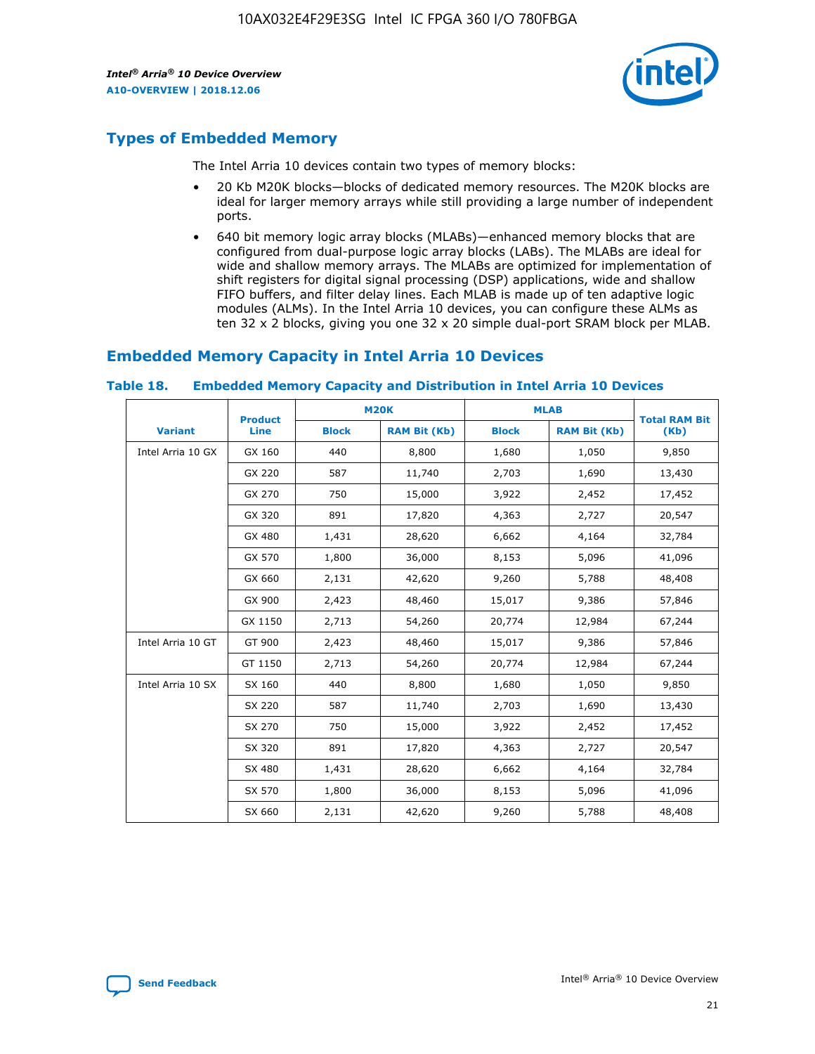## Types of Embedded Memory

The Intel Arria 10 devices contain two types of memory blocks:

- 20 Kb M20K blocks—blocks of dedicated memory resources. The M20K blocks are ideal for larger memory arrays while still providing a large number of independent ports.
- 640 bit memory logic array blocks (MLABs)—enhanced memory blocks that are configured from dual-purpose logic array blocks (LABs). The MLABs are ideal for wide and shallow memory arrays. The MLABs are optimized for implementation of shift registers for digital signal processing (DSP) applications, wide and shallow FIFO buffers, and filter delay lines. Each MLAB is made up of ten adaptive logic modules (ALMs). In the Intel Arria 10 devices, you can configure these ALMs as ten 32 x 2 blocks, giving you one 32 x 20 simple dual-port SRAM block per MLAB.

## Embedded Memory Capacity in Intel Arria 10 Devices

### Table 18. Embedded Memory Capacity and Distribution in Intel Arria 10 Devices

| Variant | Product Line | M20K | | MLAB | | Total RAM Bit (Kb) |
|---|---|---|---|---|---|---|
| | | Block | RAM Bit (Kb) | Block | RAM Bit (Kb) | |
| Intel Arria 10 GX | GX 160 | 440 | 8,800 | 1,680 | 1,050 | 9,850 |
| | GX 220 | 587 | 11,740 | 2,703 | 1,690 | 13,430 |
| | GX 270 | 750 | 15,000 | 3,922 | 2,452 | 17,452 |
| | GX 320 | 891 | 17,820 | 4,363 | 2,727 | 20,547 |
| | GX 480 | 1,431 | 28,620 | 6,662 | 4,164 | 32,784 |
| | GX 570 | 1,800 | 36,000 | 8,153 | 5,096 | 41,096 |
| | GX 660 | 2,131 | 42,620 | 9,260 | 5,788 | 48,408 |
| | GX 900 | 2,423 | 48,460 | 15,017 | 9,386 | 57,846 |
| | GX 1150 | 2,713 | 54,260 | 20,774 | 12,984 | 67,244 |
| Intel Arria 10 GT | GT 900 | 2,423 | 48,460 | 15,017 | 9,386 | 57,846 |
| | GT 1150 | 2,713 | 54,260 | 20,774 | 12,984 | 67,244 |
| Intel Arria 10 SX | SX 160 | 440 | 8,800 | 1,680 | 1,050 | 9,850 |
| | SX 220 | 587 | 11,740 | 2,703 | 1,690 | 13,430 |
| | SX 270 | 750 | 15,000 | 3,922 | 2,452 | 17,452 |
| | SX 320 | 891 | 17,820 | 4,363 | 2,727 | 20,547 |
| | SX 480 | 1,431 | 28,620 | 6,662 | 4,164 | 32,784 |
| | SX 570 | 1,800 | 36,000 | 8,153 | 5,096 | 41,096 |
| | SX 660 | 2,131 | 42,620 | 9,260 | 5,788 | 48,408 |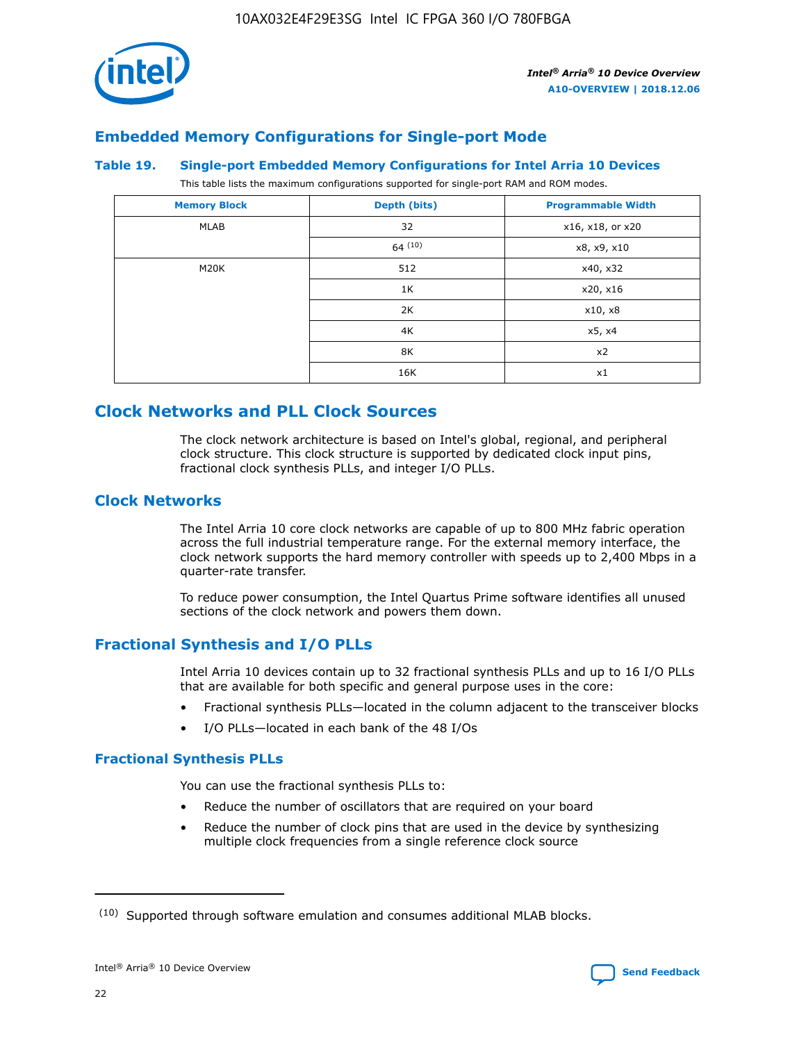## Embedded Memory Configurations for Single-port Mode

### Table 19. Single-port Embedded Memory Configurations for Intel Arria 10 Devices

This table lists the maximum configurations supported for single-port RAM and ROM modes.

| Memory Block | Depth (bits) | Programmable Width |
| --- | --- | --- |
| MLAB | 32 | x16, x18, or x20 |
| | 64 [10] | x8, x9, x10 |
| M20K | 512 | x40, x32 |
| | 1K | x20, x16 |
| | 2K | x10, x8 |
| | 4K | x5, x4 |
| | 8K | x2 |
| | 16K | x1 |

## Clock Networks and PLL Clock Sources

The clock network architecture is based on Intel's global, regional, and peripheral clock structure. This clock structure is supported by dedicated clock input pins, fractional clock synthesis PLLs, and integer I/O PLLs.

## Clock Networks

The Intel Arria 10 core clock networks are capable of up to 800 MHz fabric operation across the full industrial temperature range. For the external memory interface, the clock network supports the hard memory controller with speeds up to 2,400 Mbps in a quarter-rate transfer.

To reduce power consumption, the Intel Quartus Prime software identifies all unused sections of the clock network and powers them down.

## Fractional Synthesis and I/O PLLs

Intel Arria 10 devices contain up to 32 fractional synthesis PLLs and up to 16 I/O PLLs that are available for both specific and general purpose uses in the core:

- Fractional synthesis PLLs—located in the column adjacent to the transceiver blocks
- I/O PLLs—located in each bank of the 48 I/Os

### Fractional Synthesis PLLs

You can use the fractional synthesis PLLs to:

- Reduce the number of oscillators that are required on your board
- Reduce the number of clock pins that are used in the device by synthesizing multiple clock frequencies from a single reference clock source

[10] Supported through software emulation and consumes additional MLAB blocks.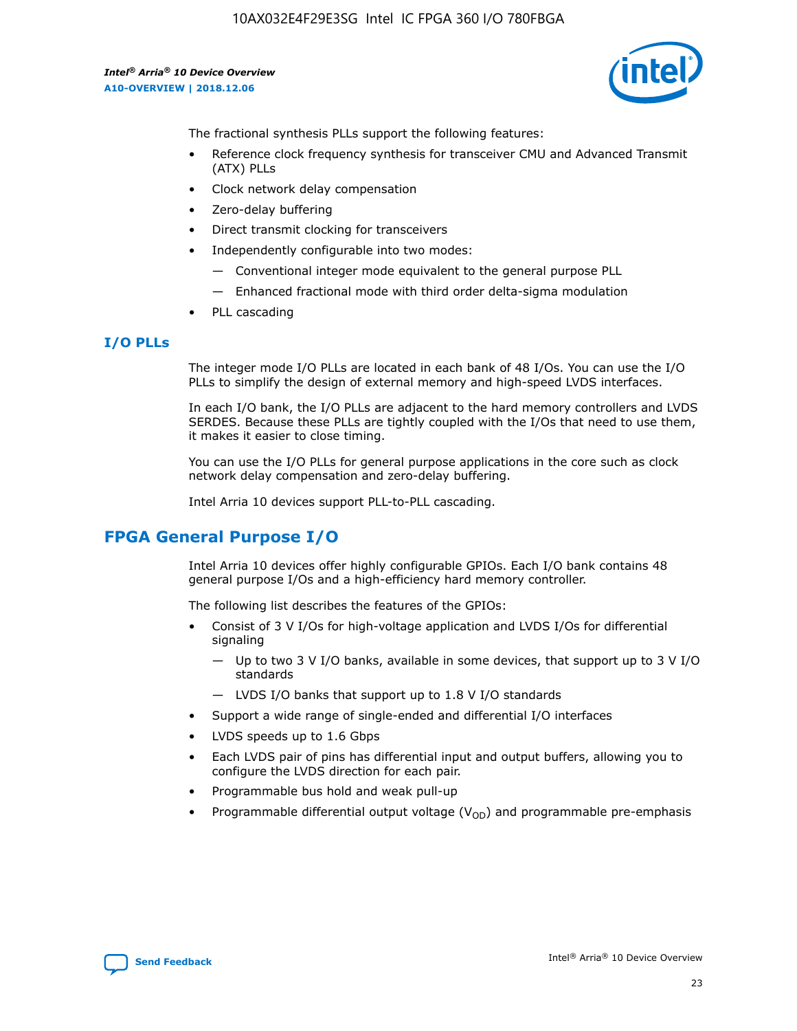The fractional synthesis PLLs support the following features:

- Reference clock frequency synthesis for transceiver CMU and Advanced Transmit (ATX) PLLs
- Clock network delay compensation
- Zero-delay buffering
- Direct transmit clocking for transceivers
- Independently configurable into two modes:
  - — Conventional integer mode equivalent to the general purpose PLL
  - — Enhanced fractional mode with third order delta-sigma modulation
- PLL cascading

### I/O PLLs

The integer mode I/O PLLs are located in each bank of 48 I/Os. You can use the I/O PLLs to simplify the design of external memory and high-speed LVDS interfaces.

In each I/O bank, the I/O PLLs are adjacent to the hard memory controllers and LVDS SERDES. Because these PLLs are tightly coupled with the I/Os that need to use them, it makes it easier to close timing.

You can use the I/O PLLs for general purpose applications in the core such as clock network delay compensation and zero-delay buffering.

Intel Arria 10 devices support PLL-to-PLL cascading.

## FPGA General Purpose I/O

Intel Arria 10 devices offer highly configurable GPIOs. Each I/O bank contains 48 general purpose I/Os and a high-efficiency hard memory controller.

The following list describes the features of the GPIOs:

- Consist of 3 V I/Os for high-voltage application and LVDS I/Os for differential signaling
  - — Up to two 3 V I/O banks, available in some devices, that support up to 3 V I/O standards
  - — LVDS I/O banks that support up to 1.8 V I/O standards
- Support a wide range of single-ended and differential I/O interfaces
- LVDS speeds up to 1.6 Gbps
- Each LVDS pair of pins has differential input and output buffers, allowing you to configure the LVDS direction for each pair.
- Programmable bus hold and weak pull-up
- Programmable differential output voltage ($V_{OD}$) and programmable pre-emphasis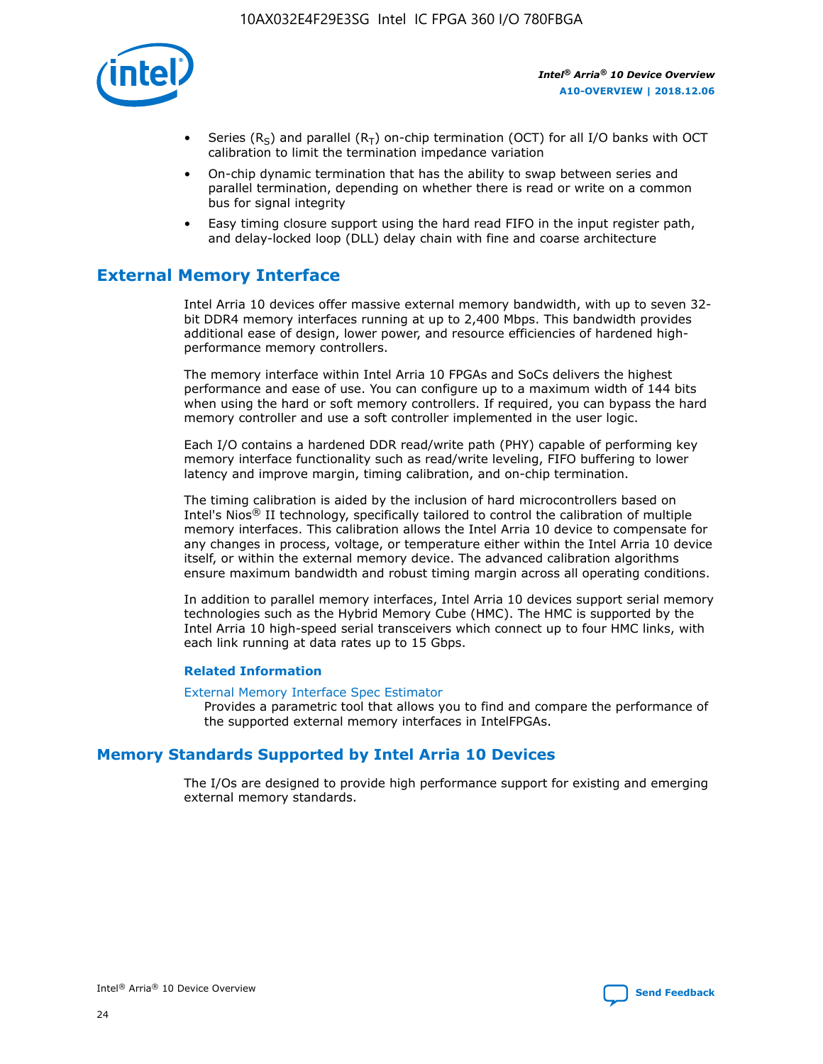- Series ($R_S$) and parallel ($R_T$) on-chip termination (OCT) for all I/O banks with OCT calibration to limit the termination impedance variation
- On-chip dynamic termination that has the ability to swap between series and parallel termination, depending on whether there is read or write on a common bus for signal integrity
- Easy timing closure support using the hard read FIFO in the input register path, and delay-locked loop (DLL) delay chain with fine and coarse architecture

## External Memory Interface

Intel Arria 10 devices offer massive external memory bandwidth, with up to seven 32-bit DDR4 memory interfaces running at up to 2,400 Mbps. This bandwidth provides additional ease of design, lower power, and resource efficiencies of hardened high-performance memory controllers.

The memory interface within Intel Arria 10 FPGAs and SoCs delivers the highest performance and ease of use. You can configure up to a maximum width of 144 bits when using the hard or soft memory controllers. If required, you can bypass the hard memory controller and use a soft controller implemented in the user logic.

Each I/O contains a hardened DDR read/write path (PHY) capable of performing key memory interface functionality such as read/write leveling, FIFO buffering to lower latency and improve margin, timing calibration, and on-chip termination.

The timing calibration is aided by the inclusion of hard microcontrollers based on Intel's Nios® II technology, specifically tailored to control the calibration of multiple memory interfaces. This calibration allows the Intel Arria 10 device to compensate for any changes in process, voltage, or temperature either within the Intel Arria 10 device itself, or within the external memory device. The advanced calibration algorithms ensure maximum bandwidth and robust timing margin across all operating conditions.

In addition to parallel memory interfaces, Intel Arria 10 devices support serial memory technologies such as the Hybrid Memory Cube (HMC). The HMC is supported by the Intel Arria 10 high-speed serial transceivers which connect up to four HMC links, with each link running at data rates up to 15 Gbps.

### Related Information

External Memory Interface Spec Estimator
Provides a parametric tool that allows you to find and compare the performance of the supported external memory interfaces in IntelFPGAs.

## Memory Standards Supported by Intel Arria 10 Devices

The I/Os are designed to provide high performance support for existing and emerging external memory standards.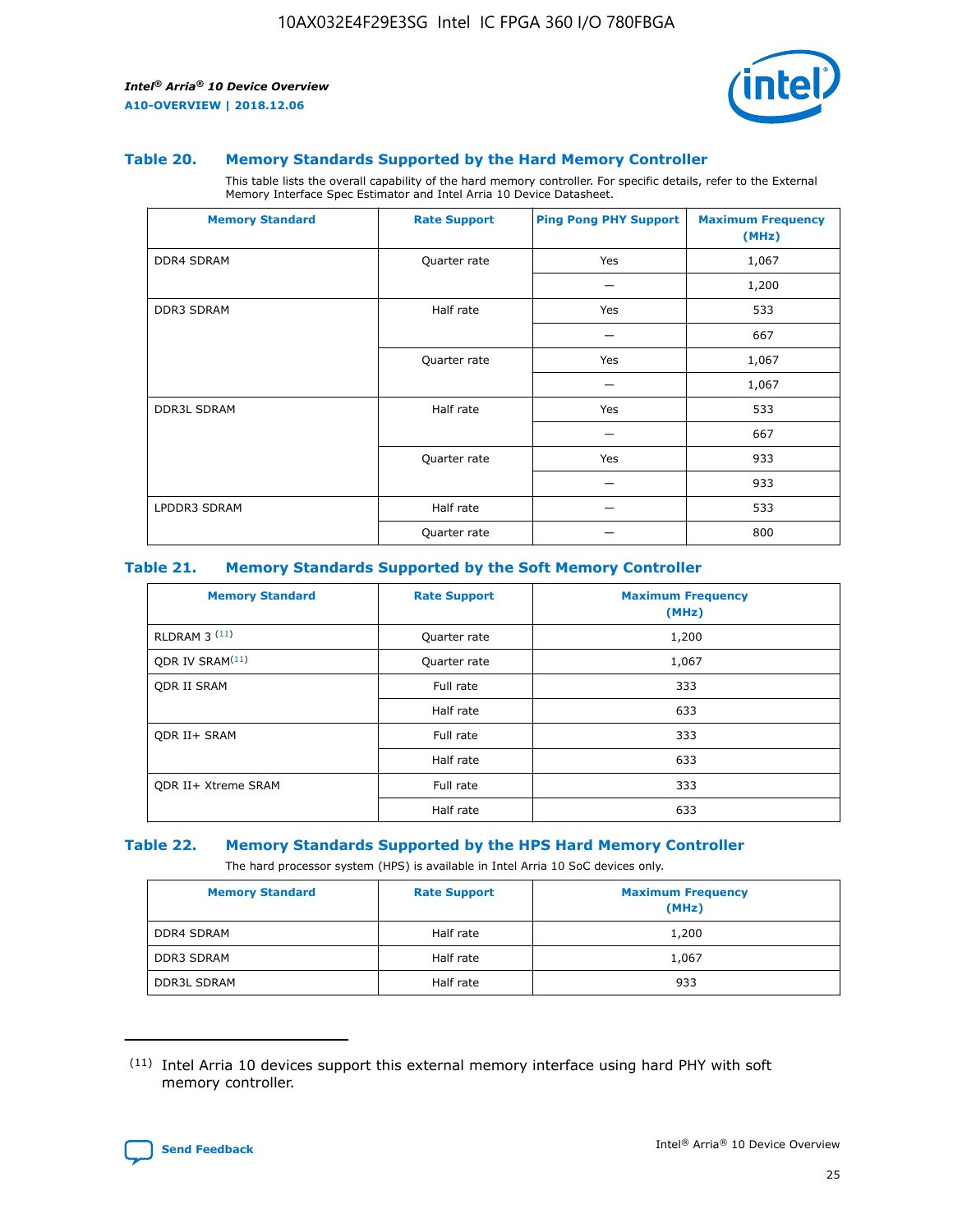### Table 20. Memory Standards Supported by the Hard Memory Controller

This table lists the overall capability of the hard memory controller. For specific details, refer to the External Memory Interface Spec Estimator and Intel Arria 10 Device Datasheet.

| Memory Standard | Rate Support | Ping Pong PHY Support | Maximum Frequency (MHz) |
|---|---|---|---|
| DDR4 SDRAM | Quarter rate | Yes | 1,067 |
| | | — | 1,200 |
| DDR3 SDRAM | Half rate | Yes | 533 |
| | | — | 667 |
| | Quarter rate | Yes | 1,067 |
| | | — | 1,067 |
| DDR3L SDRAM | Half rate | Yes | 533 |
| | | — | 667 |
| | Quarter rate | Yes | 933 |
| | | — | 933 |
| LPDDR3 SDRAM | Half rate | — | 533 |
| | Quarter rate | — | 800 |

### Table 21. Memory Standards Supported by the Soft Memory Controller

| Memory Standard | Rate Support | Maximum Frequency (MHz) |
|---|---|---|
| RLDRAM 3 [11] | Quarter rate | 1,200 |
| QDR IV SRAM[11] | Quarter rate | 1,067 |
| QDR II SRAM | Full rate | 333 |
| | Half rate | 633 |
| QDR II+ SRAM | Full rate | 333 |
| | Half rate | 633 |
| QDR II+ Xtreme SRAM | Full rate | 333 |
| | Half rate | 633 |

### Table 22. Memory Standards Supported by the HPS Hard Memory Controller

The hard processor system (HPS) is available in Intel Arria 10 SoC devices only.

| Memory Standard | Rate Support | Maximum Frequency (MHz) |
|---|---|---|
| DDR4 SDRAM | Half rate | 1,200 |
| DDR3 SDRAM | Half rate | 1,067 |
| DDR3L SDRAM | Half rate | 933 |

(11) Intel Arria 10 devices support this external memory interface using hard PHY with soft memory controller.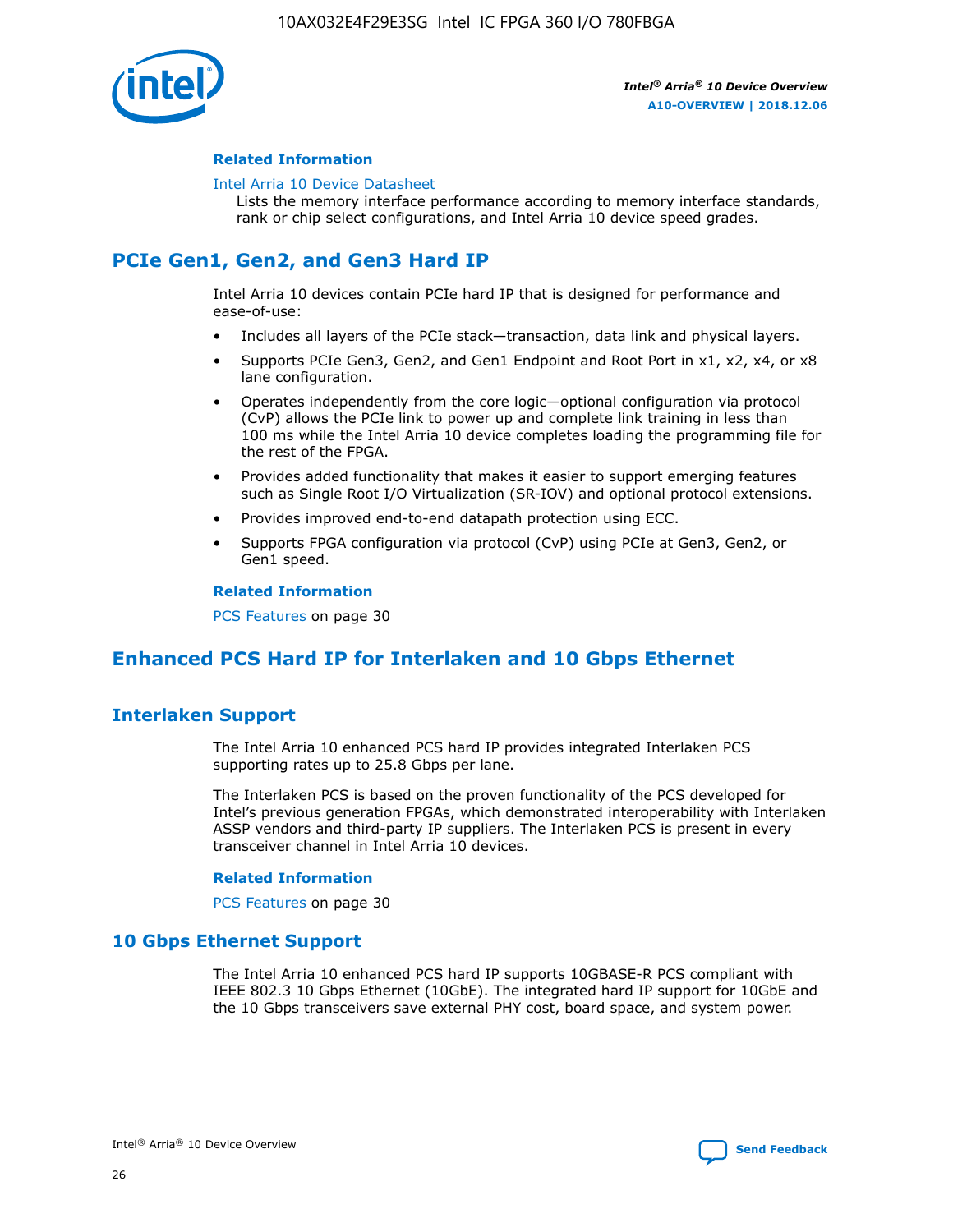#### Related Information

Intel Arria 10 Device Datasheet
Lists the memory interface performance according to memory interface standards, rank or chip select configurations, and Intel Arria 10 device speed grades.

## PCIe Gen1, Gen2, and Gen3 Hard IP

Intel Arria 10 devices contain PCIe hard IP that is designed for performance and ease-of-use:

- Includes all layers of the PCIe stack—transaction, data link and physical layers.
- Supports PCIe Gen3, Gen2, and Gen1 Endpoint and Root Port in x1, x2, x4, or x8 lane configuration.
- Operates independently from the core logic—optional configuration via protocol (CvP) allows the PCIe link to power up and complete link training in less than 100 ms while the Intel Arria 10 device completes loading the programming file for the rest of the FPGA.
- Provides added functionality that makes it easier to support emerging features such as Single Root I/O Virtualization (SR-IOV) and optional protocol extensions.
- Provides improved end-to-end datapath protection using ECC.
- Supports FPGA configuration via protocol (CvP) using PCIe at Gen3, Gen2, or Gen1 speed.

#### Related Information

PCS Features on page 30

## Enhanced PCS Hard IP for Interlaken and 10 Gbps Ethernet

### Interlaken Support

The Intel Arria 10 enhanced PCS hard IP provides integrated Interlaken PCS supporting rates up to 25.8 Gbps per lane.

The Interlaken PCS is based on the proven functionality of the PCS developed for Intel's previous generation FPGAs, which demonstrated interoperability with Interlaken ASSP vendors and third-party IP suppliers. The Interlaken PCS is present in every transceiver channel in Intel Arria 10 devices.

#### Related Information

PCS Features on page 30

### 10 Gbps Ethernet Support

The Intel Arria 10 enhanced PCS hard IP supports 10GBASE-R PCS compliant with IEEE 802.3 10 Gbps Ethernet (10GbE). The integrated hard IP support for 10GbE and the 10 Gbps transceivers save external PHY cost, board space, and system power.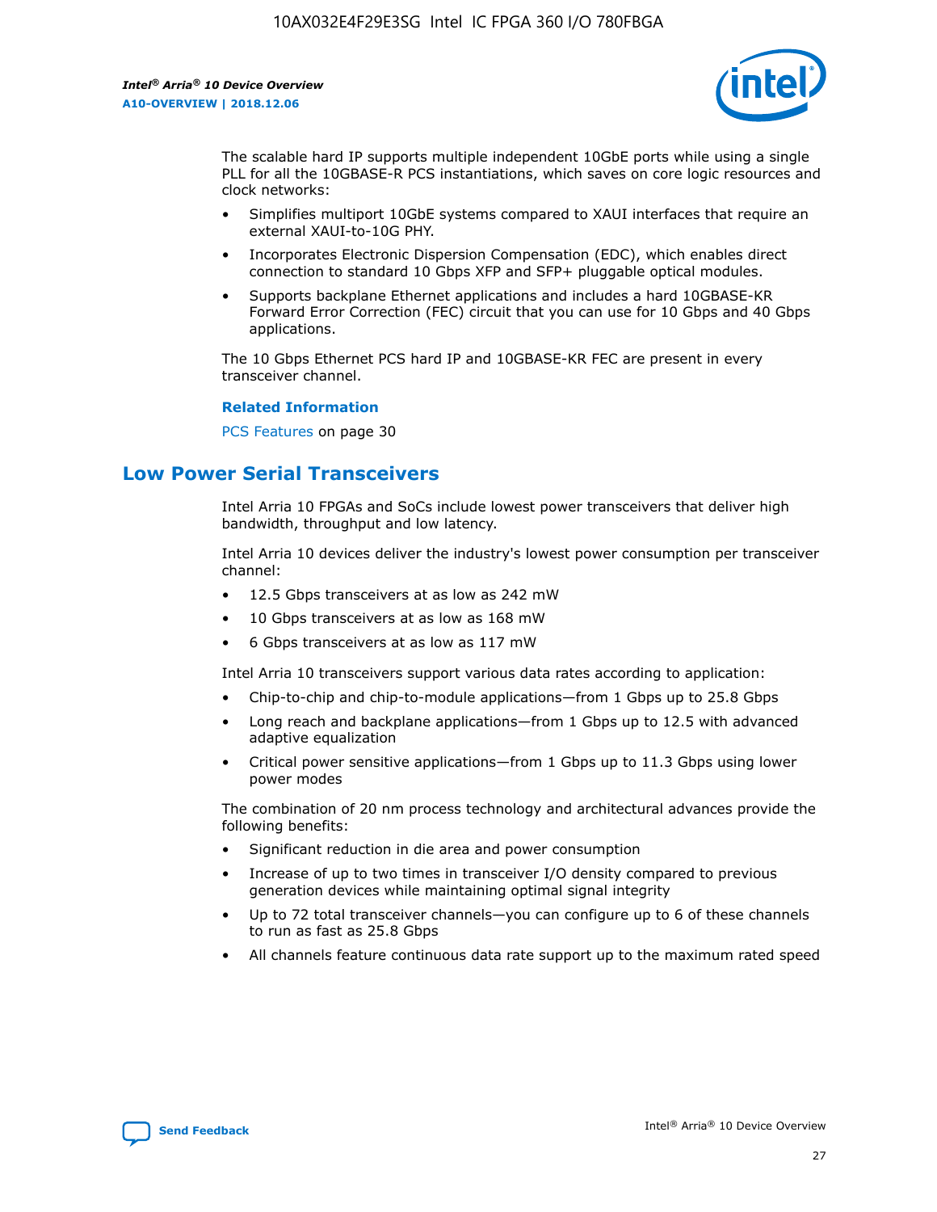The scalable hard IP supports multiple independent 10GbE ports while using a single PLL for all the 10GBASE-R PCS instantiations, which saves on core logic resources and clock networks:

- Simplifies multiport 10GbE systems compared to XAUI interfaces that require an external XAUI-to-10G PHY.
- Incorporates Electronic Dispersion Compensation (EDC), which enables direct connection to standard 10 Gbps XFP and SFP+ pluggable optical modules.
- Supports backplane Ethernet applications and includes a hard 10GBASE-KR Forward Error Correction (FEC) circuit that you can use for 10 Gbps and 40 Gbps applications.

The 10 Gbps Ethernet PCS hard IP and 10GBASE-KR FEC are present in every transceiver channel.

**Related Information**

PCS Features on page 30

## Low Power Serial Transceivers

Intel Arria 10 FPGAs and SoCs include lowest power transceivers that deliver high bandwidth, throughput and low latency.

Intel Arria 10 devices deliver the industry's lowest power consumption per transceiver channel:

- 12.5 Gbps transceivers at as low as 242 mW
- 10 Gbps transceivers at as low as 168 mW
- 6 Gbps transceivers at as low as 117 mW

Intel Arria 10 transceivers support various data rates according to application:

- Chip-to-chip and chip-to-module applications—from 1 Gbps up to 25.8 Gbps
- Long reach and backplane applications—from 1 Gbps up to 12.5 with advanced adaptive equalization
- Critical power sensitive applications—from 1 Gbps up to 11.3 Gbps using lower power modes

The combination of 20 nm process technology and architectural advances provide the following benefits:

- Significant reduction in die area and power consumption
- Increase of up to two times in transceiver I/O density compared to previous generation devices while maintaining optimal signal integrity
- Up to 72 total transceiver channels—you can configure up to 6 of these channels to run as fast as 25.8 Gbps
- All channels feature continuous data rate support up to the maximum rated speed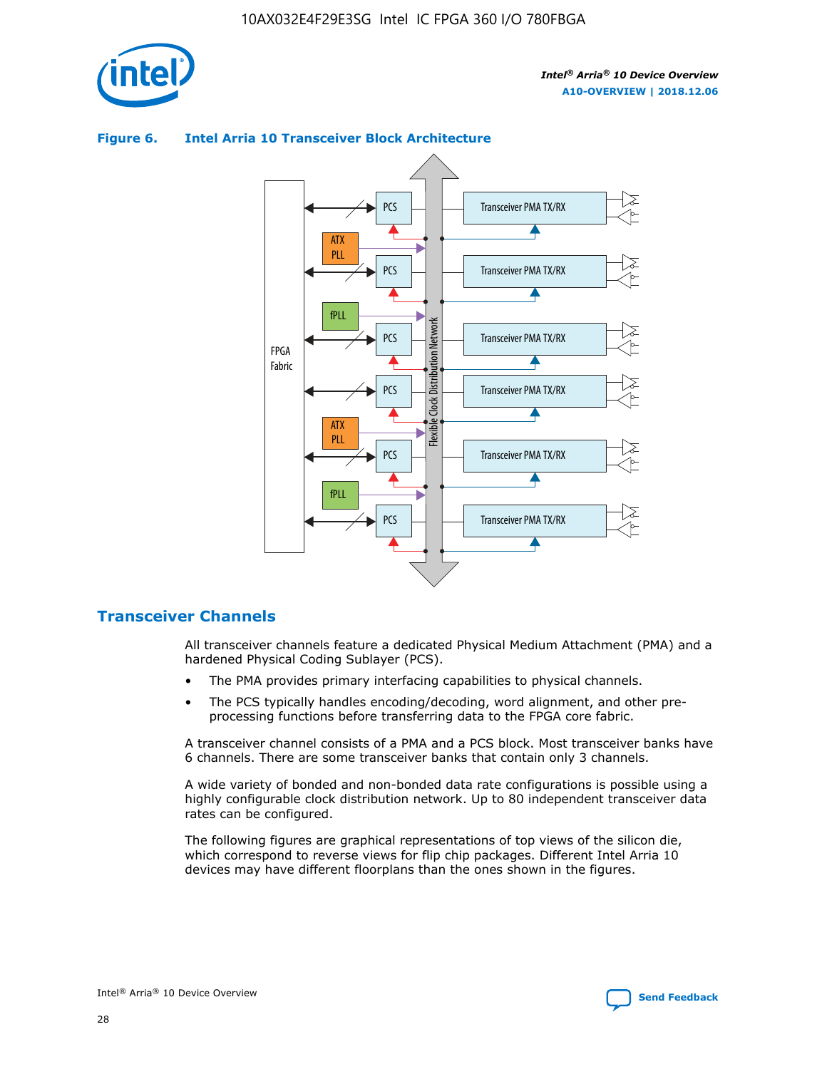**Figure 6. Intel Arria 10 Transceiver Block Architecture**

## Transceiver Channels

All transceiver channels feature a dedicated Physical Medium Attachment (PMA) and a hardened Physical Coding Sublayer (PCS).

- The PMA provides primary interfacing capabilities to physical channels.
- The PCS typically handles encoding/decoding, word alignment, and other pre-processing functions before transferring data to the FPGA core fabric.

A transceiver channel consists of a PMA and a PCS block. Most transceiver banks have 6 channels. There are some transceiver banks that contain only 3 channels.

A wide variety of bonded and non-bonded data rate configurations is possible using a highly configurable clock distribution network. Up to 80 independent transceiver data rates can be configured.

The following figures are graphical representations of top views of the silicon die, which correspond to reverse views for flip chip packages. Different Intel Arria 10 devices may have different floorplans than the ones shown in the figures.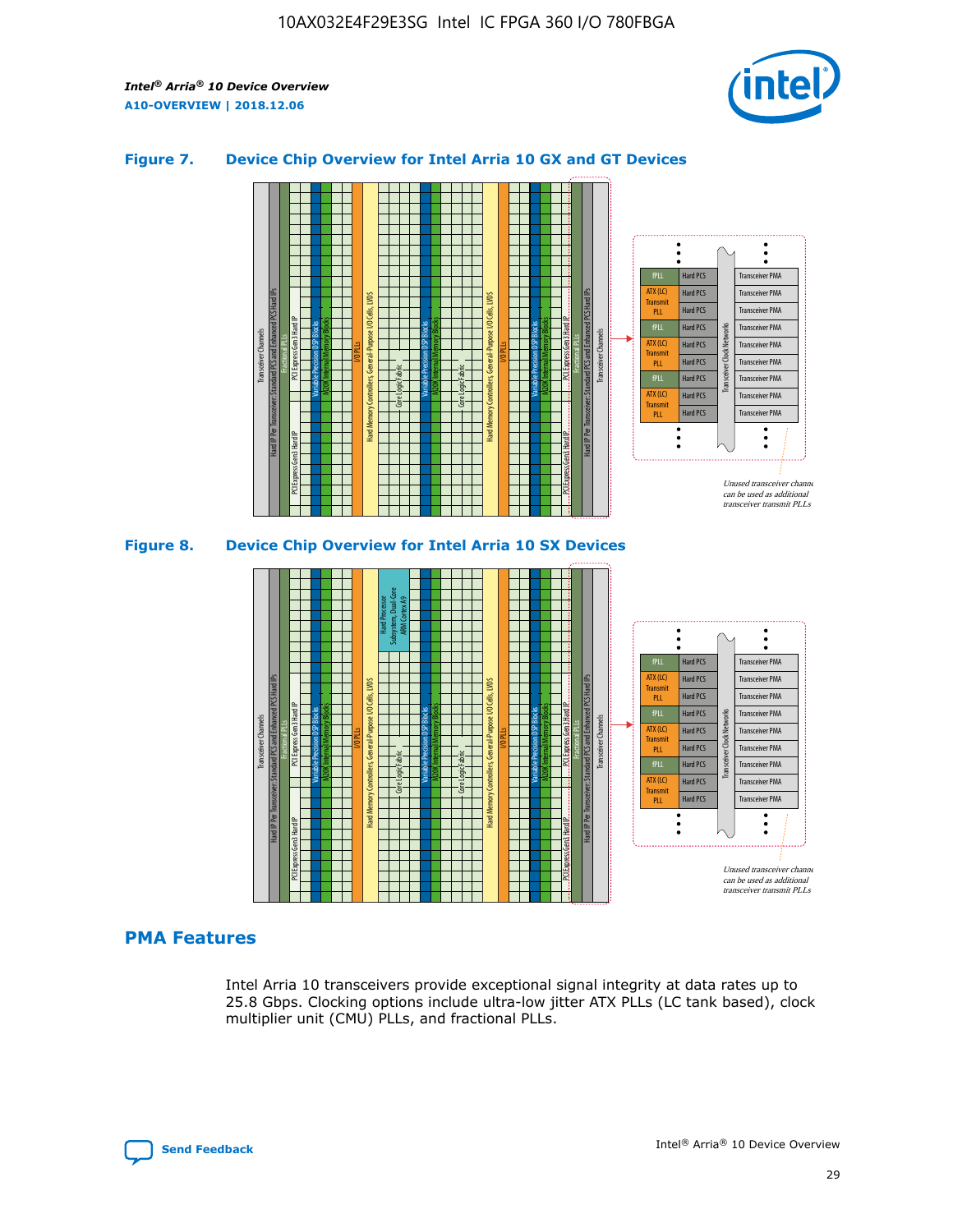### Figure 7. Device Chip Overview for Intel Arria 10 GX and GT Devices

### Figure 8. Device Chip Overview for Intel Arria 10 SX Devices

## PMA Features

Intel Arria 10 transceivers provide exceptional signal integrity at data rates up to 25.8 Gbps. Clocking options include ultra-low jitter ATX PLLs (LC tank based), clock multiplier unit (CMU) PLLs, and fractional PLLs.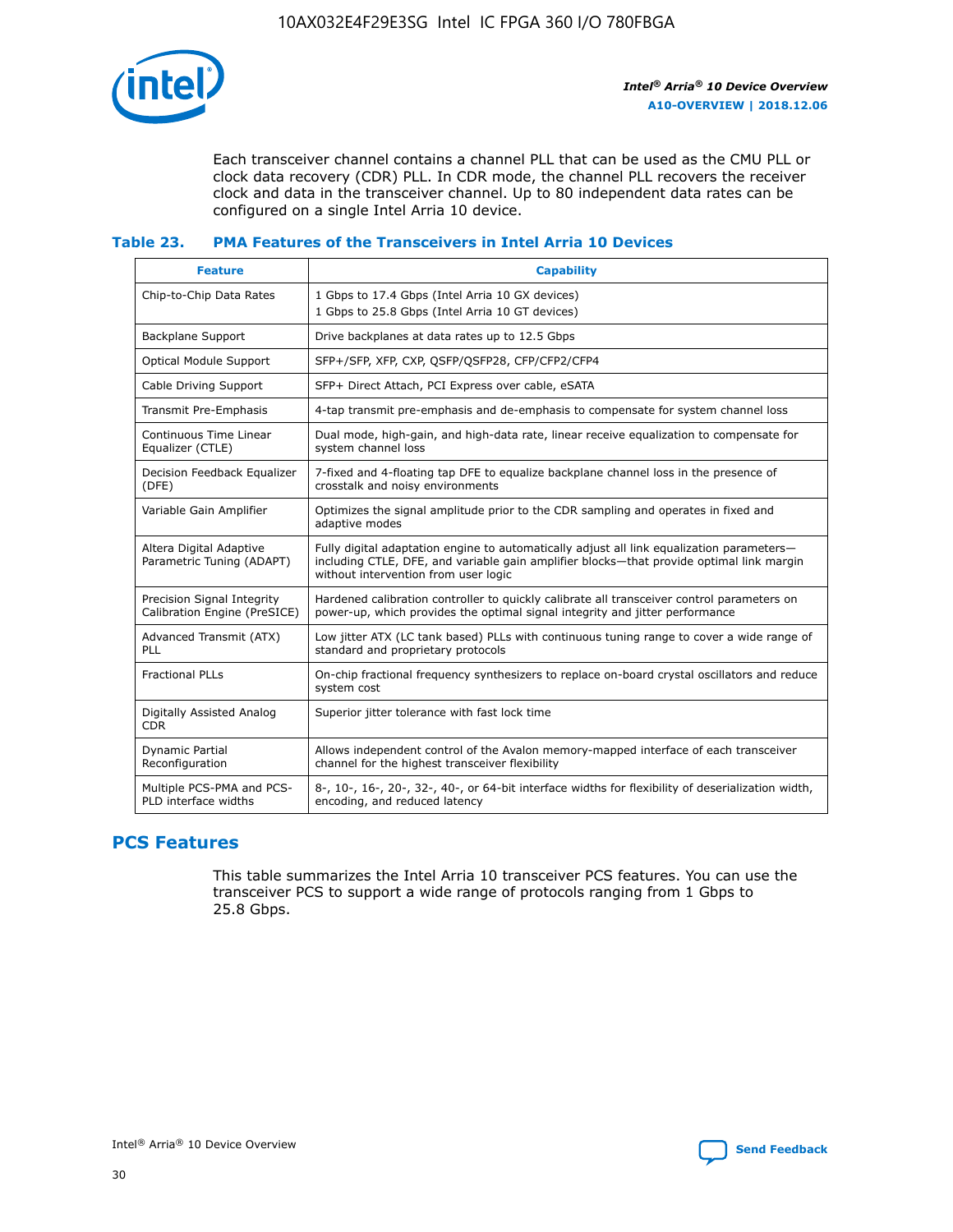Each transceiver channel contains a channel PLL that can be used as the CMU PLL or clock data recovery (CDR) PLL. In CDR mode, the channel PLL recovers the receiver clock and data in the transceiver channel. Up to 80 independent data rates can be configured on a single Intel Arria 10 device.

### Table 23. PMA Features of the Transceivers in Intel Arria 10 Devices

| Feature | Capability |
| --- | --- |
| Chip-to-Chip Data Rates | 1 Gbps to 17.4 Gbps (Intel Arria 10 GX devices)<br>1 Gbps to 25.8 Gbps (Intel Arria 10 GT devices) |
| Backplane Support | Drive backplanes at data rates up to 12.5 Gbps |
| Optical Module Support | SFP+/SFP, XFP, CXP, QSFP/QSFP28, CFP/CFP2/CFP4 |
| Cable Driving Support | SFP+ Direct Attach, PCI Express over cable, eSATA |
| Transmit Pre-Emphasis | 4-tap transmit pre-emphasis and de-emphasis to compensate for system channel loss |
| Continuous Time Linear Equalizer (CTLE) | Dual mode, high-gain, and high-data rate, linear receive equalization to compensate for system channel loss |
| Decision Feedback Equalizer (DFE) | 7-fixed and 4-floating tap DFE to equalize backplane channel loss in the presence of crosstalk and noisy environments |
| Variable Gain Amplifier | Optimizes the signal amplitude prior to the CDR sampling and operates in fixed and adaptive modes |
| Altera Digital Adaptive Parametric Tuning (ADAPT) | Fully digital adaptation engine to automatically adjust all link equalization parameters—including CTLE, DFE, and variable gain amplifier blocks—that provide optimal link margin without intervention from user logic |
| Precision Signal Integrity Calibration Engine (PreSICE) | Hardened calibration controller to quickly calibrate all transceiver control parameters on power-up, which provides the optimal signal integrity and jitter performance |
| Advanced Transmit (ATX) PLL | Low jitter ATX (LC tank based) PLLs with continuous tuning range to cover a wide range of standard and proprietary protocols |
| Fractional PLLs | On-chip fractional frequency synthesizers to replace on-board crystal oscillators and reduce system cost |
| Digitally Assisted Analog CDR | Superior jitter tolerance with fast lock time |
| Dynamic Partial Reconfiguration | Allows independent control of the Avalon memory-mapped interface of each transceiver channel for the highest transceiver flexibility |
| Multiple PCS-PMA and PCS-PLD interface widths | 8-, 10-, 16-, 20-, 32-, 40-, or 64-bit interface widths for flexibility of deserialization width, encoding, and reduced latency |

## PCS Features

This table summarizes the Intel Arria 10 transceiver PCS features. You can use the transceiver PCS to support a wide range of protocols ranging from 1 Gbps to 25.8 Gbps.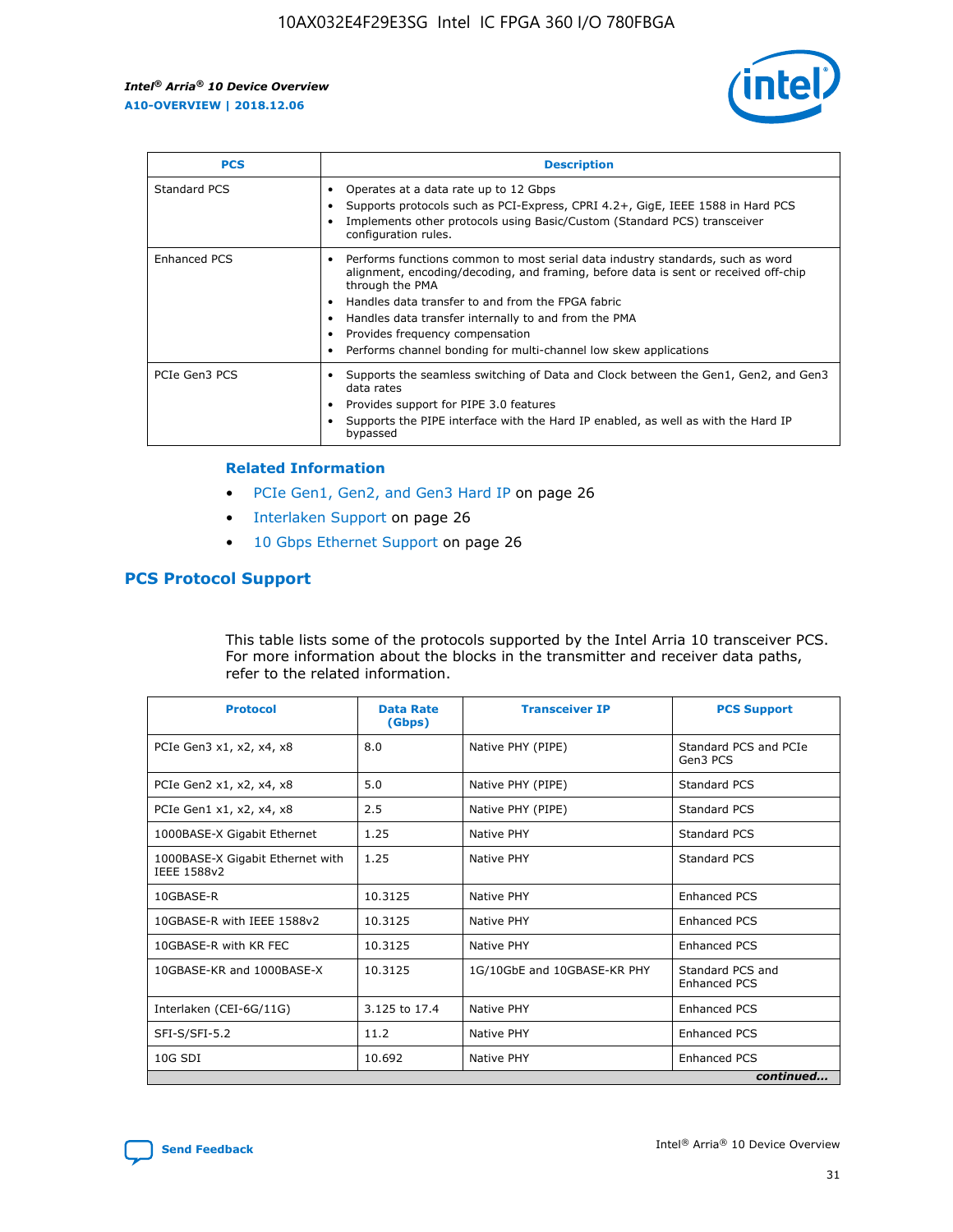| PCS | Description |
| --- | --- |
| Standard PCS | • Operates at a data rate up to 12 Gbps<br>• Supports protocols such as PCI-Express, CPRI 4.2+, GigE, IEEE 1588 in Hard PCS<br>• Implements other protocols using Basic/Custom (Standard PCS) transceiver configuration rules. |
| Enhanced PCS | • Performs functions common to most serial data industry standards, such as word alignment, encoding/decoding, and framing, before data is sent or received off-chip through the PMA<br>• Handles data transfer to and from the FPGA fabric<br>• Handles data transfer internally to and from the PMA<br>• Provides frequency compensation<br>• Performs channel bonding for multi-channel low skew applications |
| PCIe Gen3 PCS | • Supports the seamless switching of Data and Clock between the Gen1, Gen2, and Gen3 data rates<br>• Provides support for PIPE 3.0 features<br>• Supports the PIPE interface with the Hard IP enabled, as well as with the Hard IP bypassed |

### Related Information

- PCIe Gen1, Gen2, and Gen3 Hard IP on page 26
- Interlaken Support on page 26
- 10 Gbps Ethernet Support on page 26

## PCS Protocol Support

This table lists some of the protocols supported by the Intel Arria 10 transceiver PCS. For more information about the blocks in the transmitter and receiver data paths, refer to the related information.

| Protocol | Data Rate (Gbps) | Transceiver IP | PCS Support |
| --- | --- | --- | --- |
| PCIe Gen3 x1, x2, x4, x8 | 8.0 | Native PHY (PIPE) | Standard PCS and PCIe Gen3 PCS |
| PCIe Gen2 x1, x2, x4, x8 | 5.0 | Native PHY (PIPE) | Standard PCS |
| PCIe Gen1 x1, x2, x4, x8 | 2.5 | Native PHY (PIPE) | Standard PCS |
| 1000BASE-X Gigabit Ethernet | 1.25 | Native PHY | Standard PCS |
| 1000BASE-X Gigabit Ethernet with IEEE 1588v2 | 1.25 | Native PHY | Standard PCS |
| 10GBASE-R | 10.3125 | Native PHY | Enhanced PCS |
| 10GBASE-R with IEEE 1588v2 | 10.3125 | Native PHY | Enhanced PCS |
| 10GBASE-R with KR FEC | 10.3125 | Native PHY | Enhanced PCS |
| 10GBASE-KR and 1000BASE-X | 10.3125 | 1G/10GbE and 10GBASE-KR PHY | Standard PCS and Enhanced PCS |
| Interlaken (CEI-6G/11G) | 3.125 to 17.4 | Native PHY | Enhanced PCS |
| SFI-S/SFI-5.2 | 11.2 | Native PHY | Enhanced PCS |
| 10G SDI | 10.692 | Native PHY | Enhanced PCS |

*continued...*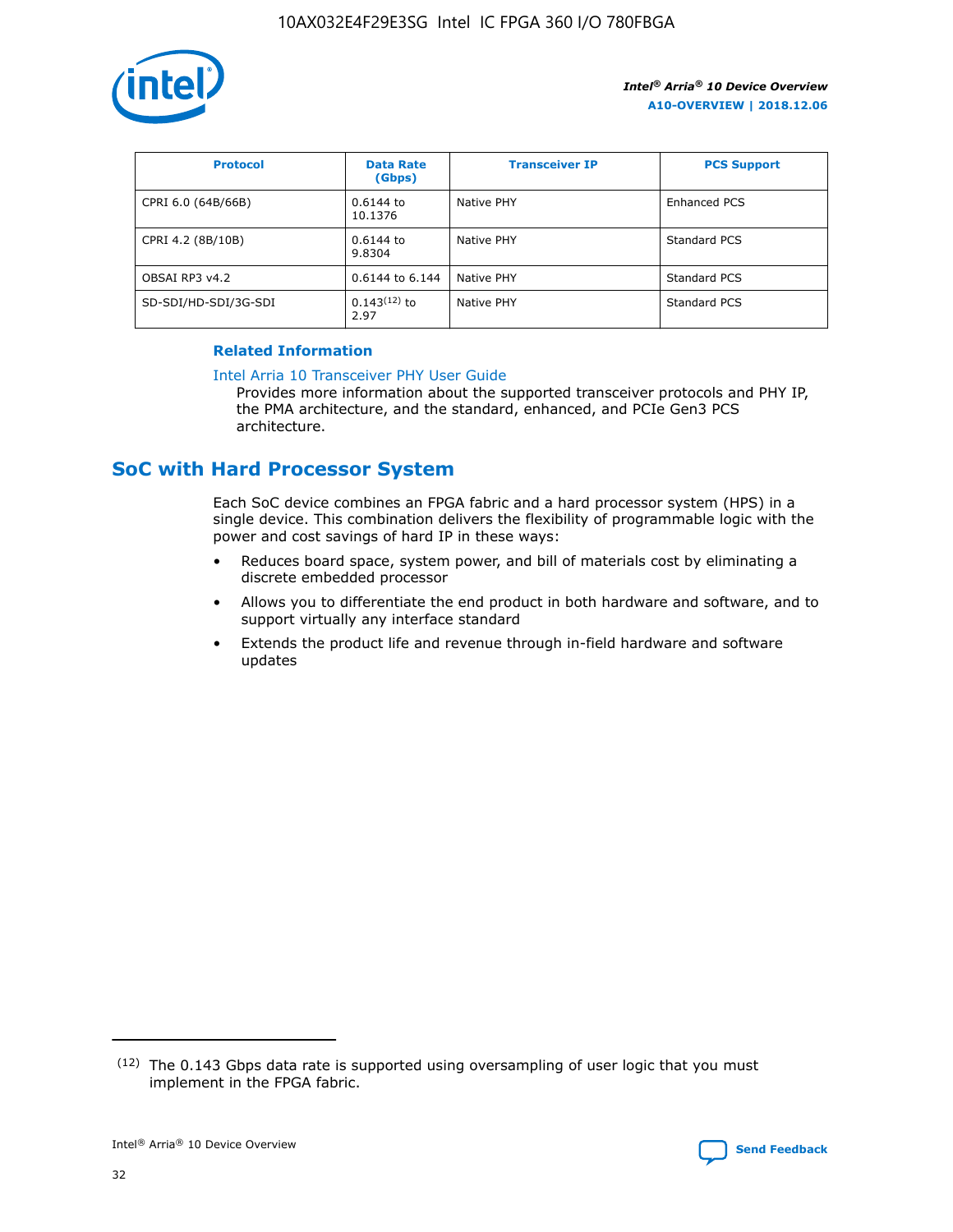| Protocol | Data Rate (Gbps) | Transceiver IP | PCS Support |
| --- | --- | --- | --- |
| CPRI 6.0 (64B/66B) | 0.6144 to 10.1376 | Native PHY | Enhanced PCS |
| CPRI 4.2 (8B/10B) | 0.6144 to 9.8304 | Native PHY | Standard PCS |
| OBSAI RP3 v4.2 | 0.6144 to 6.144 | Native PHY | Standard PCS |
| SD-SDI/HD-SDI/3G-SDI | 0.143[12] to 2.97 | Native PHY | Standard PCS |

**Related Information**

Intel Arria 10 Transceiver PHY User Guide

Provides more information about the supported transceiver protocols and PHY IP, the PMA architecture, and the standard, enhanced, and PCIe Gen3 PCS architecture.

## SoC with Hard Processor System

Each SoC device combines an FPGA fabric and a hard processor system (HPS) in a single device. This combination delivers the flexibility of programmable logic with the power and cost savings of hard IP in these ways:

- Reduces board space, system power, and bill of materials cost by eliminating a discrete embedded processor
- Allows you to differentiate the end product in both hardware and software, and to support virtually any interface standard
- Extends the product life and revenue through in-field hardware and software updates

(12) The 0.143 Gbps data rate is supported using oversampling of user logic that you must implement in the FPGA fabric.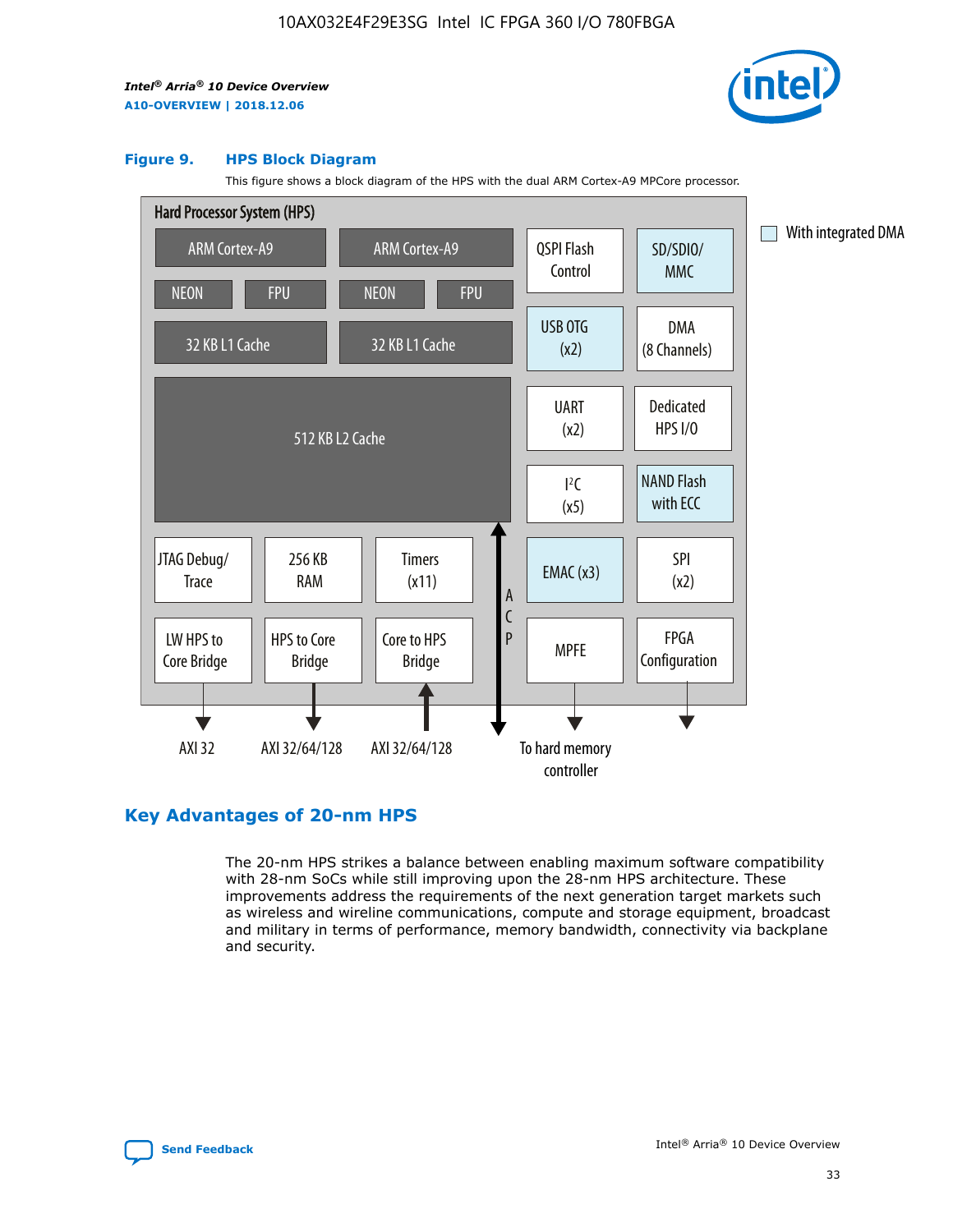**Figure 9. HPS Block Diagram**

This figure shows a block diagram of the HPS with the dual ARM Cortex-A9 MPCore processor.

Hard Processor System (HPS)

- ARM Cortex-A9
- NEON
- FPU
- 32 KB L1 Cache
- ARM Cortex-A9
- NEON
- FPU
- 32 KB L1 Cache
- 512 KB L2 Cache
- QSPI Flash Control
- SD/SDIO/MMC
- USB OTG (x2)
- DMA (8 Channels)
- UART (x2)
- Dedicated HPS I/O
- I²C (x5)
- NAND Flash with ECC
- JTAG Debug/Trace
- 256 KB RAM
- Timers (x11)
- EMAC (x3)
- SPI (x2)
- LW HPS to Core Bridge
- HPS to Core Bridge
- Core to HPS Bridge
- ACP
- MPFE
- FPGA Configuration

AXI 32 | AXI 32/64/128 | AXI 32/64/128 | To hard memory controller

With integrated DMA

## Key Advantages of 20-nm HPS

The 20-nm HPS strikes a balance between enabling maximum software compatibility with 28-nm SoCs while still improving upon the 28-nm HPS architecture. These improvements address the requirements of the next generation target markets such as wireless and wireline communications, compute and storage equipment, broadcast and military in terms of performance, memory bandwidth, connectivity via backplane and security.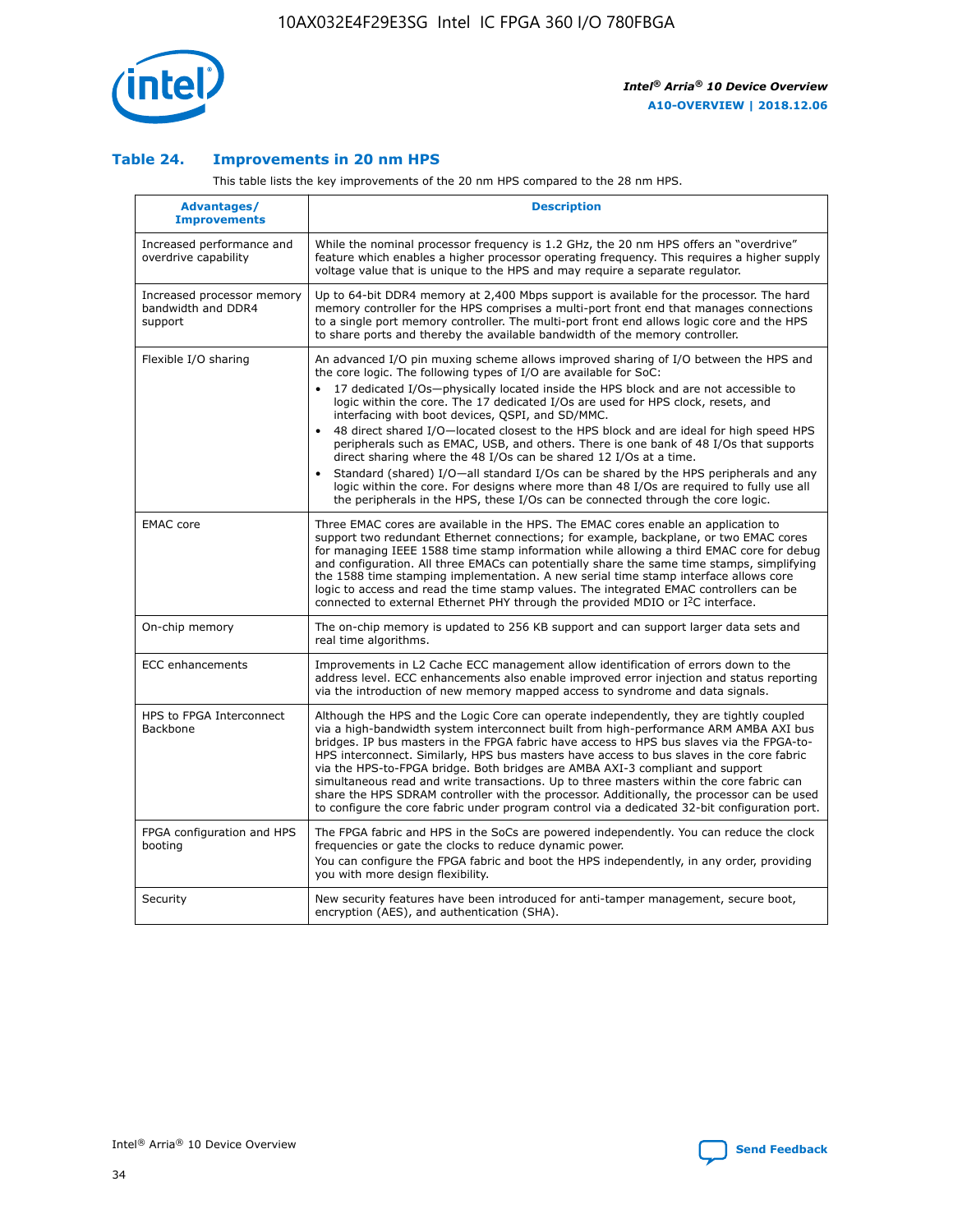### Table 24. Improvements in 20 nm HPS

This table lists the key improvements of the 20 nm HPS compared to the 28 nm HPS.

| Advantages/ Improvements | Description |
|---|---|
| Increased performance and overdrive capability | While the nominal processor frequency is 1.2 GHz, the 20 nm HPS offers an "overdrive" feature which enables a higher processor operating frequency. This requires a higher supply voltage value that is unique to the HPS and may require a separate regulator. |
| Increased processor memory bandwidth and DDR4 support | Up to 64-bit DDR4 memory at 2,400 Mbps support is available for the processor. The hard memory controller for the HPS comprises a multi-port front end that manages connections to a single port memory controller. The multi-port front end allows logic core and the HPS to share ports and thereby the available bandwidth of the memory controller. |
| Flexible I/O sharing | An advanced I/O pin muxing scheme allows improved sharing of I/O between the HPS and the core logic. The following types of I/O are available for SoC:<br>• 17 dedicated I/Os—physically located inside the HPS block and are not accessible to logic within the core. The 17 dedicated I/Os are used for HPS clock, resets, and interfacing with boot devices, QSPI, and SD/MMC.<br>• 48 direct shared I/O—located closest to the HPS block and are ideal for high speed HPS peripherals such as EMAC, USB, and others. There is one bank of 48 I/Os that supports direct sharing where the 48 I/Os can be shared 12 I/Os at a time.<br>• Standard (shared) I/O—all standard I/Os can be shared by the HPS peripherals and any logic within the core. For designs where more than 48 I/Os are required to fully use all the peripherals in the HPS, these I/Os can be connected through the core logic. |
| EMAC core | Three EMAC cores are available in the HPS. The EMAC cores enable an application to support two redundant Ethernet connections; for example, backplane, or two EMAC cores for managing IEEE 1588 time stamp information while allowing a third EMAC core for debug and configuration. All three EMACs can potentially share the same time stamps, simplifying the 1588 time stamping implementation. A new serial time stamp interface allows core logic to access and read the time stamp values. The integrated EMAC controllers can be connected to external Ethernet PHY through the provided MDIO or I²C interface. |
| On-chip memory | The on-chip memory is updated to 256 KB support and can support larger data sets and real time algorithms. |
| ECC enhancements | Improvements in L2 Cache ECC management allow identification of errors down to the address level. ECC enhancements also enable improved error injection and status reporting via the introduction of new memory mapped access to syndrome and data signals. |
| HPS to FPGA Interconnect Backbone | Although the HPS and the Logic Core can operate independently, they are tightly coupled via a high-bandwidth system interconnect built from high-performance ARM AMBA AXI bus bridges. IP bus masters in the FPGA fabric have access to HPS bus slaves via the FPGA-to-HPS interconnect. Similarly, HPS bus masters have access to bus slaves in the core fabric via the HPS-to-FPGA bridge. Both bridges are AMBA AXI-3 compliant and support simultaneous read and write transactions. Up to three masters within the core fabric can share the HPS SDRAM controller with the processor. Additionally, the processor can be used to configure the core fabric under program control via a dedicated 32-bit configuration port. |
| FPGA configuration and HPS booting | The FPGA fabric and HPS in the SoCs are powered independently. You can reduce the clock frequencies or gate the clocks to reduce dynamic power.<br>You can configure the FPGA fabric and boot the HPS independently, in any order, providing you with more design flexibility. |
| Security | New security features have been introduced for anti-tamper management, secure boot, encryption (AES), and authentication (SHA). |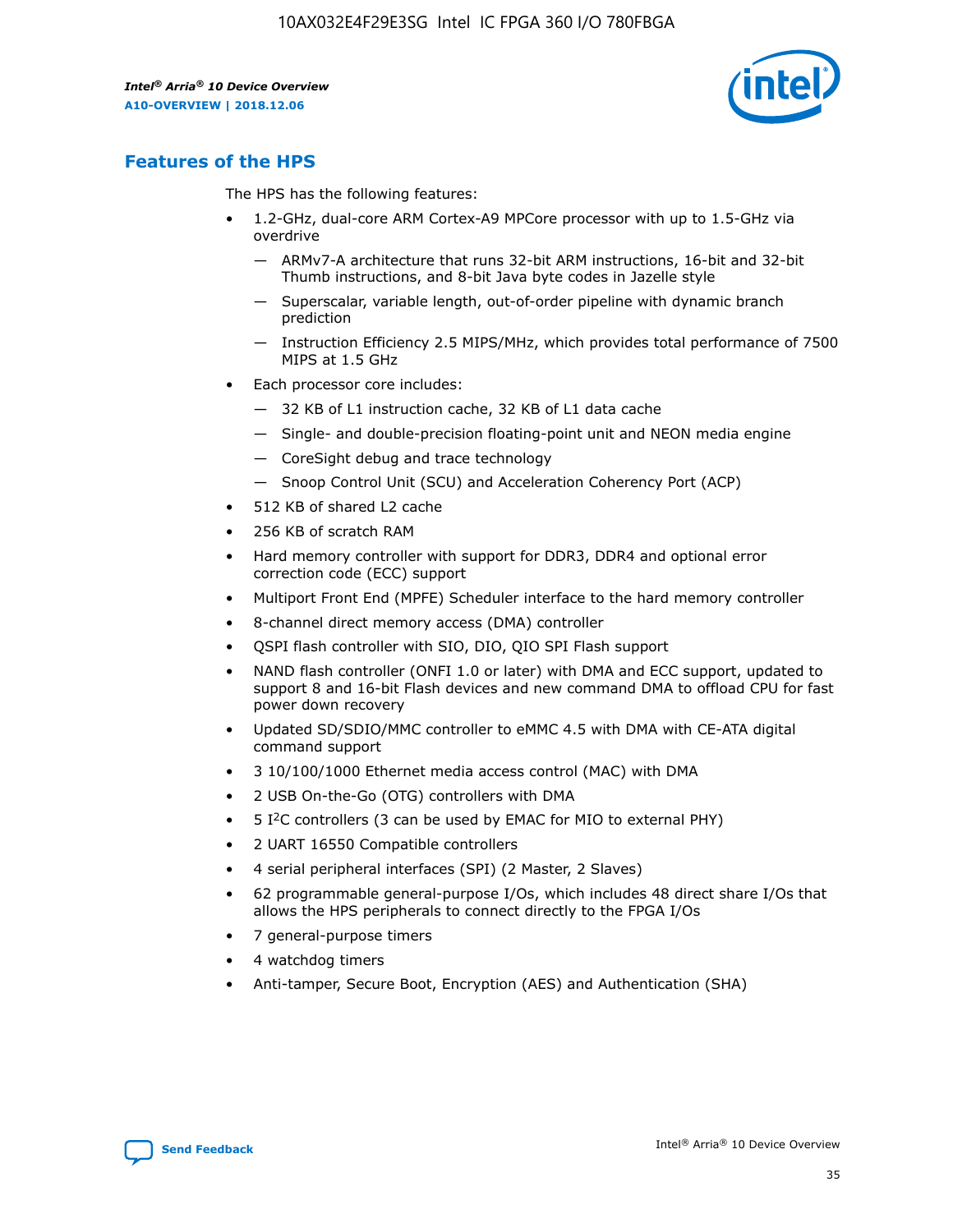## Features of the HPS

The HPS has the following features:

- 1.2-GHz, dual-core ARM Cortex-A9 MPCore processor with up to 1.5-GHz via overdrive
  - — ARMv7-A architecture that runs 32-bit ARM instructions, 16-bit and 32-bit Thumb instructions, and 8-bit Java byte codes in Jazelle style
  - — Superscalar, variable length, out-of-order pipeline with dynamic branch prediction
  - — Instruction Efficiency 2.5 MIPS/MHz, which provides total performance of 7500 MIPS at 1.5 GHz
- Each processor core includes:
  - — 32 KB of L1 instruction cache, 32 KB of L1 data cache
  - — Single- and double-precision floating-point unit and NEON media engine
  - — CoreSight debug and trace technology
  - — Snoop Control Unit (SCU) and Acceleration Coherency Port (ACP)
- 512 KB of shared L2 cache
- 256 KB of scratch RAM
- Hard memory controller with support for DDR3, DDR4 and optional error correction code (ECC) support
- Multiport Front End (MPFE) Scheduler interface to the hard memory controller
- 8-channel direct memory access (DMA) controller
- QSPI flash controller with SIO, DIO, QIO SPI Flash support
- NAND flash controller (ONFI 1.0 or later) with DMA and ECC support, updated to support 8 and 16-bit Flash devices and new command DMA to offload CPU for fast power down recovery
- Updated SD/SDIO/MMC controller to eMMC 4.5 with DMA with CE-ATA digital command support
- 3 10/100/1000 Ethernet media access control (MAC) with DMA
- 2 USB On-the-Go (OTG) controllers with DMA
- 5 I$^2$C controllers (3 can be used by EMAC for MIO to external PHY)
- 2 UART 16550 Compatible controllers
- 4 serial peripheral interfaces (SPI) (2 Master, 2 Slaves)
- 62 programmable general-purpose I/Os, which includes 48 direct share I/Os that allows the HPS peripherals to connect directly to the FPGA I/Os
- 7 general-purpose timers
- 4 watchdog timers
- Anti-tamper, Secure Boot, Encryption (AES) and Authentication (SHA)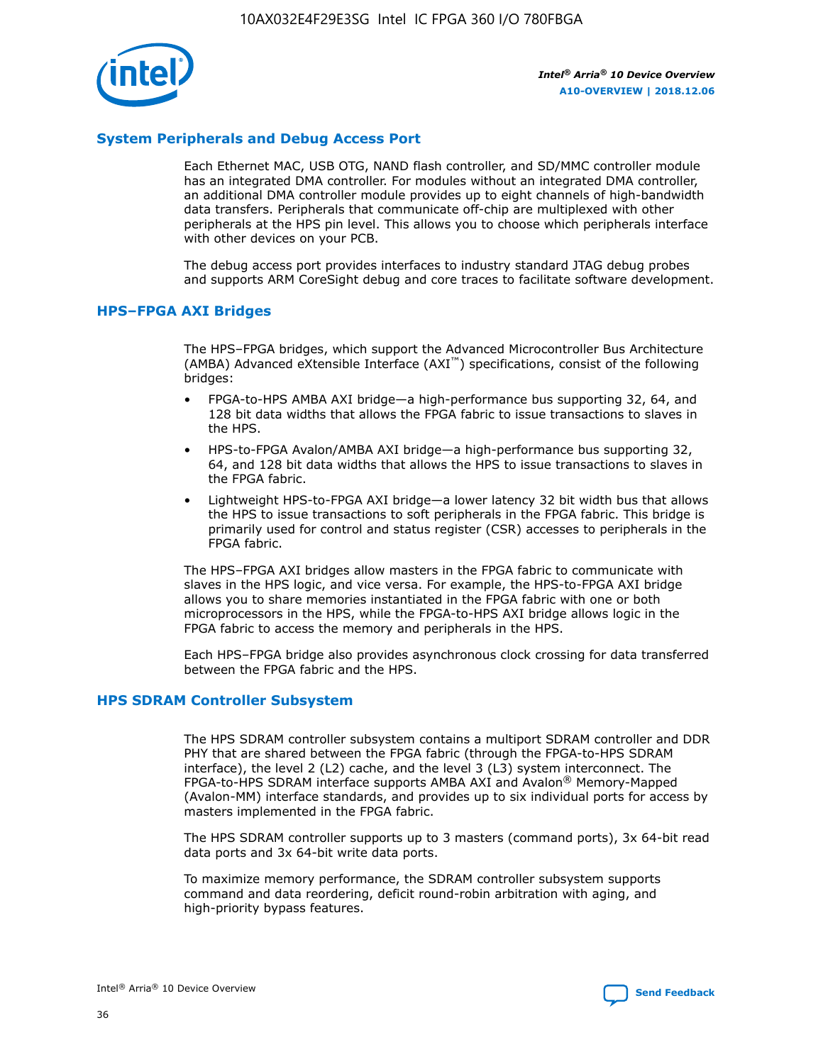## System Peripherals and Debug Access Port

Each Ethernet MAC, USB OTG, NAND flash controller, and SD/MMC controller module has an integrated DMA controller. For modules without an integrated DMA controller, an additional DMA controller module provides up to eight channels of high-bandwidth data transfers. Peripherals that communicate off-chip are multiplexed with other peripherals at the HPS pin level. This allows you to choose which peripherals interface with other devices on your PCB.

The debug access port provides interfaces to industry standard JTAG debug probes and supports ARM CoreSight debug and core traces to facilitate software development.

## HPS–FPGA AXI Bridges

The HPS–FPGA bridges, which support the Advanced Microcontroller Bus Architecture (AMBA) Advanced eXtensible Interface (AXI™) specifications, consist of the following bridges:

- FPGA-to-HPS AMBA AXI bridge—a high-performance bus supporting 32, 64, and 128 bit data widths that allows the FPGA fabric to issue transactions to slaves in the HPS.
- HPS-to-FPGA Avalon/AMBA AXI bridge—a high-performance bus supporting 32, 64, and 128 bit data widths that allows the HPS to issue transactions to slaves in the FPGA fabric.
- Lightweight HPS-to-FPGA AXI bridge—a lower latency 32 bit width bus that allows the HPS to issue transactions to soft peripherals in the FPGA fabric. This bridge is primarily used for control and status register (CSR) accesses to peripherals in the FPGA fabric.

The HPS–FPGA AXI bridges allow masters in the FPGA fabric to communicate with slaves in the HPS logic, and vice versa. For example, the HPS-to-FPGA AXI bridge allows you to share memories instantiated in the FPGA fabric with one or both microprocessors in the HPS, while the FPGA-to-HPS AXI bridge allows logic in the FPGA fabric to access the memory and peripherals in the HPS.

Each HPS–FPGA bridge also provides asynchronous clock crossing for data transferred between the FPGA fabric and the HPS.

## HPS SDRAM Controller Subsystem

The HPS SDRAM controller subsystem contains a multiport SDRAM controller and DDR PHY that are shared between the FPGA fabric (through the FPGA-to-HPS SDRAM interface), the level 2 (L2) cache, and the level 3 (L3) system interconnect. The FPGA-to-HPS SDRAM interface supports AMBA AXI and Avalon® Memory-Mapped (Avalon-MM) interface standards, and provides up to six individual ports for access by masters implemented in the FPGA fabric.

The HPS SDRAM controller supports up to 3 masters (command ports), 3x 64-bit read data ports and 3x 64-bit write data ports.

To maximize memory performance, the SDRAM controller subsystem supports command and data reordering, deficit round-robin arbitration with aging, and high-priority bypass features.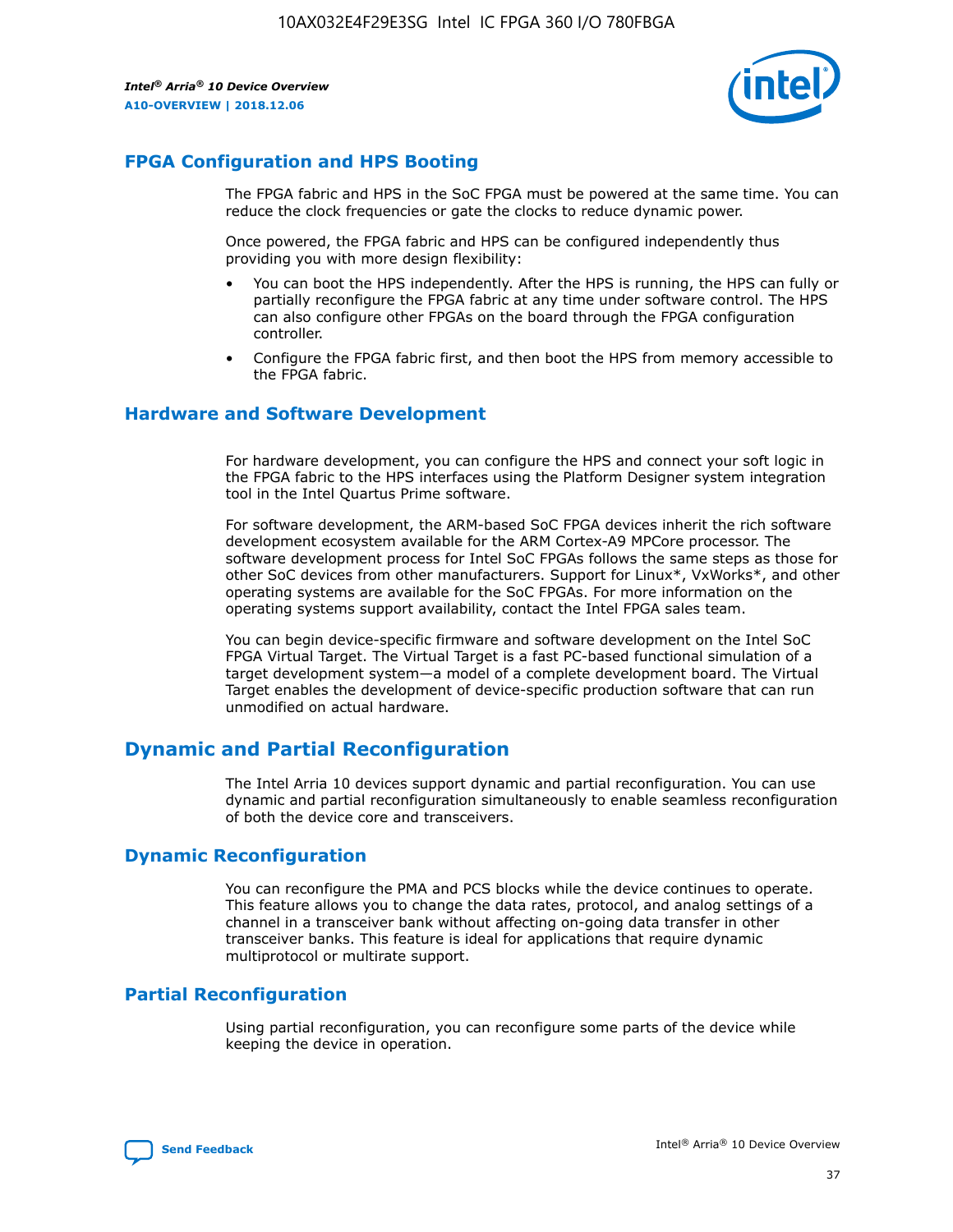## FPGA Configuration and HPS Booting

The FPGA fabric and HPS in the SoC FPGA must be powered at the same time. You can reduce the clock frequencies or gate the clocks to reduce dynamic power.

Once powered, the FPGA fabric and HPS can be configured independently thus providing you with more design flexibility:

- You can boot the HPS independently. After the HPS is running, the HPS can fully or partially reconfigure the FPGA fabric at any time under software control. The HPS can also configure other FPGAs on the board through the FPGA configuration controller.
- Configure the FPGA fabric first, and then boot the HPS from memory accessible to the FPGA fabric.

## Hardware and Software Development

For hardware development, you can configure the HPS and connect your soft logic in the FPGA fabric to the HPS interfaces using the Platform Designer system integration tool in the Intel Quartus Prime software.

For software development, the ARM-based SoC FPGA devices inherit the rich software development ecosystem available for the ARM Cortex-A9 MPCore processor. The software development process for Intel SoC FPGAs follows the same steps as those for other SoC devices from other manufacturers. Support for Linux*, VxWorks*, and other operating systems are available for the SoC FPGAs. For more information on the operating systems support availability, contact the Intel FPGA sales team.

You can begin device-specific firmware and software development on the Intel SoC FPGA Virtual Target. The Virtual Target is a fast PC-based functional simulation of a target development system—a model of a complete development board. The Virtual Target enables the development of device-specific production software that can run unmodified on actual hardware.

# Dynamic and Partial Reconfiguration

The Intel Arria 10 devices support dynamic and partial reconfiguration. You can use dynamic and partial reconfiguration simultaneously to enable seamless reconfiguration of both the device core and transceivers.

## Dynamic Reconfiguration

You can reconfigure the PMA and PCS blocks while the device continues to operate. This feature allows you to change the data rates, protocol, and analog settings of a channel in a transceiver bank without affecting on-going data transfer in other transceiver banks. This feature is ideal for applications that require dynamic multiprotocol or multirate support.

## Partial Reconfiguration

Using partial reconfiguration, you can reconfigure some parts of the device while keeping the device in operation.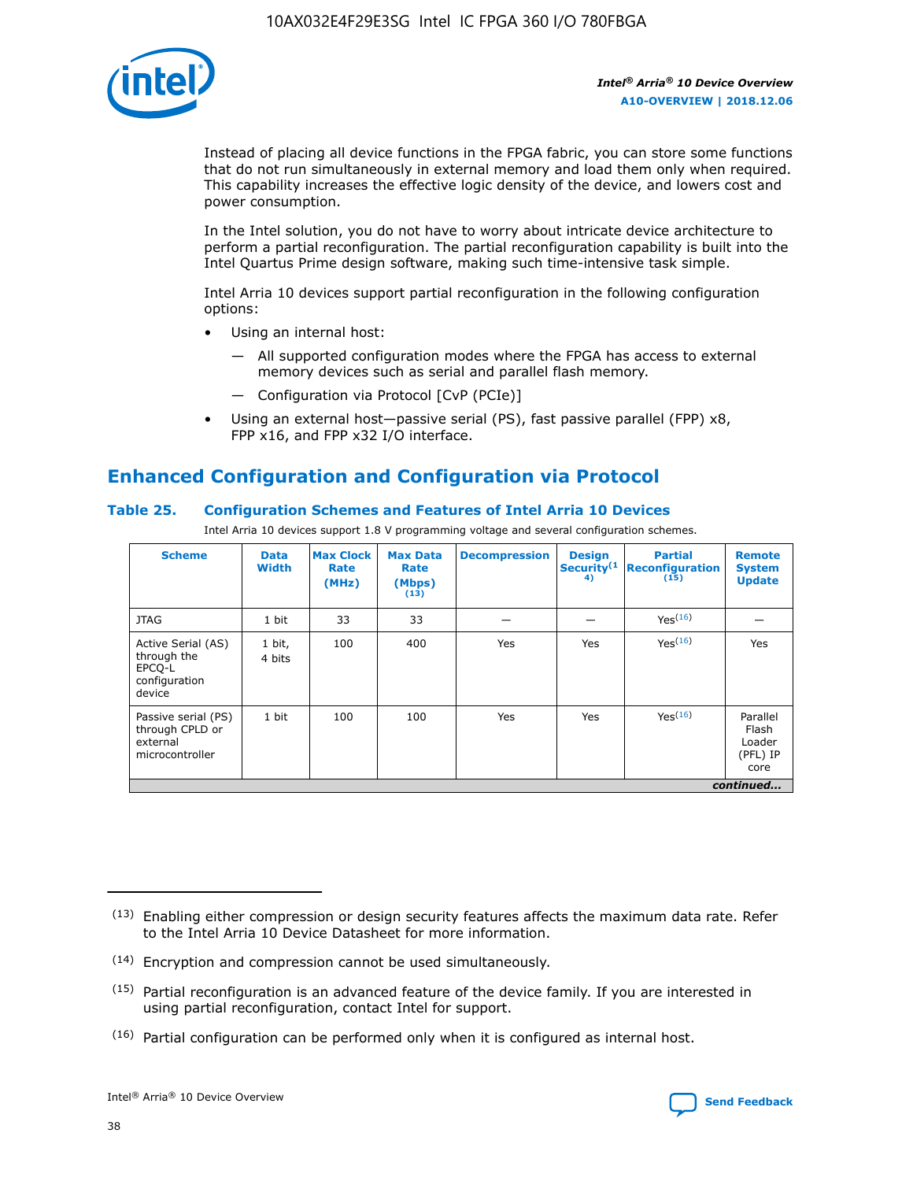Instead of placing all device functions in the FPGA fabric, you can store some functions that do not run simultaneously in external memory and load them only when required. This capability increases the effective logic density of the device, and lowers cost and power consumption.

In the Intel solution, you do not have to worry about intricate device architecture to perform a partial reconfiguration. The partial reconfiguration capability is built into the Intel Quartus Prime design software, making such time-intensive task simple.

Intel Arria 10 devices support partial reconfiguration in the following configuration options:

- Using an internal host:
  - All supported configuration modes where the FPGA has access to external memory devices such as serial and parallel flash memory.
  - Configuration via Protocol [CvP (PCIe)]
- Using an external host—passive serial (PS), fast passive parallel (FPP) x8, FPP x16, and FPP x32 I/O interface.

## Enhanced Configuration and Configuration via Protocol

**Table 25. Configuration Schemes and Features of Intel Arria 10 Devices**

Intel Arria 10 devices support 1.8 V programming voltage and several configuration schemes.

| Scheme | Data Width | Max Clock Rate (MHz) | Max Data Rate (Mbps) (13) | Decompression | Design Security (14) | Partial Reconfiguration (15) | Remote System Update |
|---|---|---|---|---|---|---|---|
| JTAG | 1 bit | 33 | 33 | — | — | Yes(16) | — |
| Active Serial (AS) through the EPCQ-L configuration device | 1 bit, 4 bits | 100 | 400 | Yes | Yes | Yes(16) | Yes |
| Passive serial (PS) through CPLD or external microcontroller | 1 bit | 100 | 100 | Yes | Yes | Yes(16) | Parallel Flash Loader (PFL) IP core |

*continued...*

(13) Enabling either compression or design security features affects the maximum data rate. Refer to the Intel Arria 10 Device Datasheet for more information.

(14) Encryption and compression cannot be used simultaneously.

(15) Partial reconfiguration is an advanced feature of the device family. If you are interested in using partial reconfiguration, contact Intel for support.

(16) Partial configuration can be performed only when it is configured as internal host.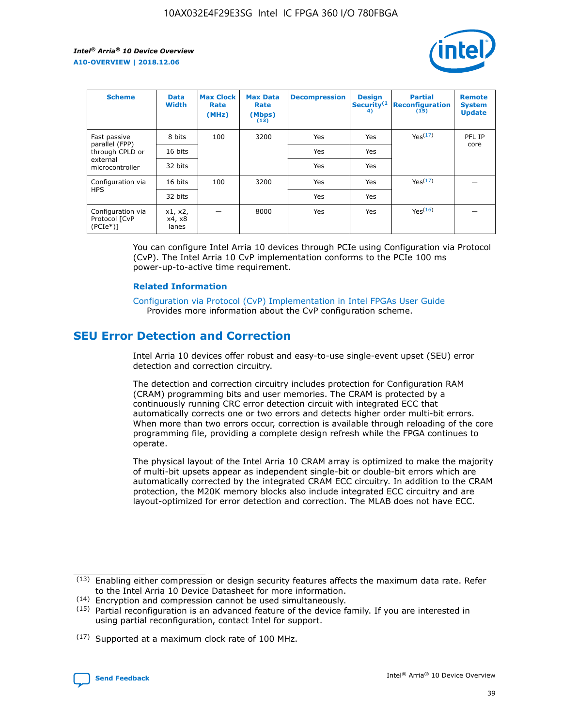| Scheme | Data Width | Max Clock Rate (MHz) | Max Data Rate (Mbps) (13) | Decompression | Design Security(14) | Partial Reconfiguration (15) | Remote System Update |
|---|---|---|---|---|---|---|---|
| Fast passive parallel (FPP) through CPLD or external microcontroller | 8 bits | 100 | 3200 | Yes | Yes | Yes(17) | PFL IP core |
| | 16 bits | | | Yes | Yes | | |
| | 32 bits | | | Yes | Yes | | |
| Configuration via HPS | 16 bits | 100 | 3200 | Yes | Yes | Yes(17) | — |
| | 32 bits | | | Yes | Yes | | |
| Configuration via Protocol [CvP (PCIe*)] | x1, x2, x4, x8 lanes | — | 8000 | Yes | Yes | Yes(16) | — |

You can configure Intel Arria 10 devices through PCIe using Configuration via Protocol (CvP). The Intel Arria 10 CvP implementation conforms to the PCIe 100 ms power-up-to-active time requirement.

**Related Information**

Configuration via Protocol (CvP) Implementation in Intel FPGAs User Guide
Provides more information about the CvP configuration scheme.

## SEU Error Detection and Correction

Intel Arria 10 devices offer robust and easy-to-use single-event upset (SEU) error detection and correction circuitry.

The detection and correction circuitry includes protection for Configuration RAM (CRAM) programming bits and user memories. The CRAM is protected by a continuously running CRC error detection circuit with integrated ECC that automatically corrects one or two errors and detects higher order multi-bit errors. When more than two errors occur, correction is available through reloading of the core programming file, providing a complete design refresh while the FPGA continues to operate.

The physical layout of the Intel Arria 10 CRAM array is optimized to make the majority of multi-bit upsets appear as independent single-bit or double-bit errors which are automatically corrected by the integrated CRAM ECC circuitry. In addition to the CRAM protection, the M20K memory blocks also include integrated ECC circuitry and are layout-optimized for error detection and correction. The MLAB does not have ECC.

(13) Enabling either compression or design security features affects the maximum data rate. Refer to the Intel Arria 10 Device Datasheet for more information.

(14) Encryption and compression cannot be used simultaneously.

(15) Partial reconfiguration is an advanced feature of the device family. If you are interested in using partial reconfiguration, contact Intel for support.

(17) Supported at a maximum clock rate of 100 MHz.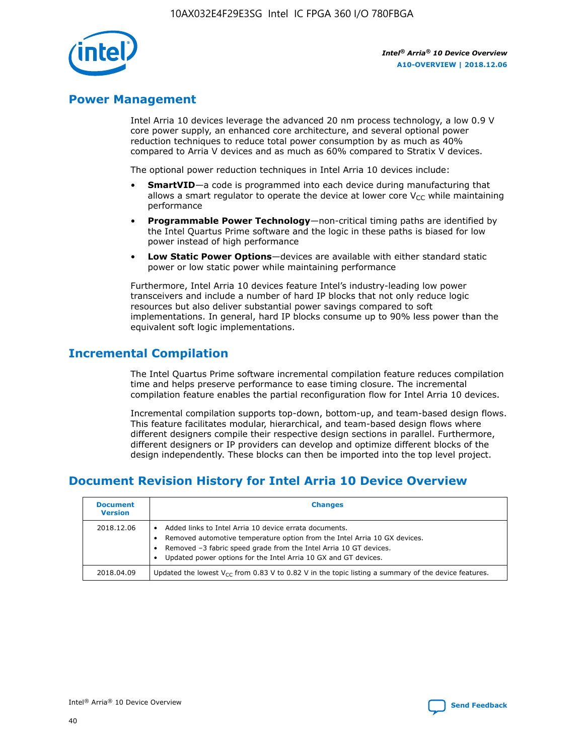## Power Management

Intel Arria 10 devices leverage the advanced 20 nm process technology, a low 0.9 V core power supply, an enhanced core architecture, and several optional power reduction techniques to reduce total power consumption by as much as 40% compared to Arria V devices and as much as 60% compared to Stratix V devices.

The optional power reduction techniques in Intel Arria 10 devices include:

- **SmartVID**—a code is programmed into each device during manufacturing that allows a smart regulator to operate the device at lower core $V_{CC}$ while maintaining performance
- **Programmable Power Technology**—non-critical timing paths are identified by the Intel Quartus Prime software and the logic in these paths is biased for low power instead of high performance
- **Low Static Power Options**—devices are available with either standard static power or low static power while maintaining performance

Furthermore, Intel Arria 10 devices feature Intel's industry-leading low power transceivers and include a number of hard IP blocks that not only reduce logic resources but also deliver substantial power savings compared to soft implementations. In general, hard IP blocks consume up to 90% less power than the equivalent soft logic implementations.

## Incremental Compilation

The Intel Quartus Prime software incremental compilation feature reduces compilation time and helps preserve performance to ease timing closure. The incremental compilation feature enables the partial reconfiguration flow for Intel Arria 10 devices.

Incremental compilation supports top-down, bottom-up, and team-based design flows. This feature facilitates modular, hierarchical, and team-based design flows where different designers compile their respective design sections in parallel. Furthermore, different designers or IP providers can develop and optimize different blocks of the design independently. These blocks can then be imported into the top level project.

## Document Revision History for Intel Arria 10 Device Overview

| Document Version | Changes |
| --- | --- |
| 2018.12.06 | • Added links to Intel Arria 10 device errata documents.<br>• Removed automotive temperature option from the Intel Arria 10 GX devices.<br>• Removed –3 fabric speed grade from the Intel Arria 10 GT devices.<br>• Updated power options for the Intel Arria 10 GX and GT devices. |
| 2018.04.09 | Updated the lowest $V_{CC}$ from 0.83 V to 0.82 V in the topic listing a summary of the device features. |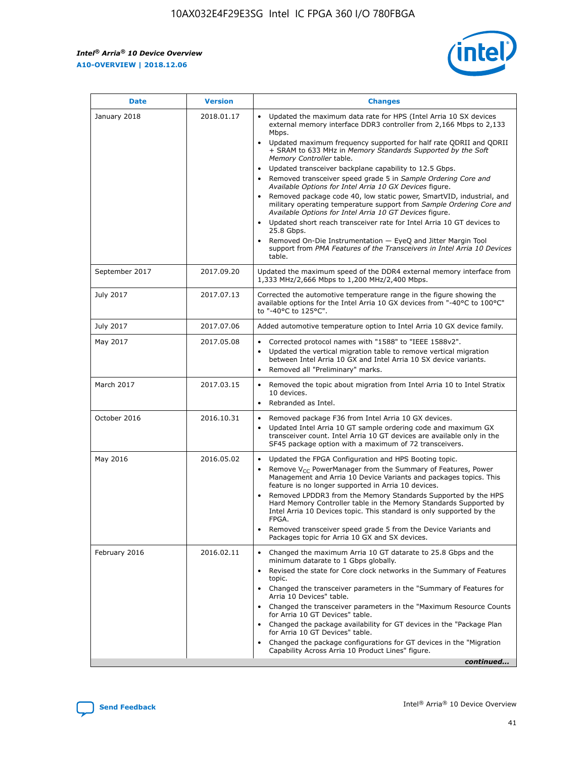| Date | Version | Changes |
| --- | --- | --- |
| January 2018 | 2018.01.17 | • Updated the maximum data rate for HPS (Intel Arria 10 SX devices external memory interface DDR3 controller from 2,166 Mbps to 2,133 Mbps.<br>• Updated maximum frequency supported for half rate QDRII and QDRII + SRAM to 633 MHz in *Memory Standards Supported by the Soft Memory Controller* table.<br>• Updated transceiver backplane capability to 12.5 Gbps.<br>• Removed transceiver speed grade 5 in *Sample Ordering Core and Available Options for Intel Arria 10 GX Devices* figure.<br>• Removed package code 40, low static power, SmartVID, industrial, and military operating temperature support from *Sample Ordering Core and Available Options for Intel Arria 10 GT Devices* figure.<br>• Updated short reach transceiver rate for Intel Arria 10 GT devices to 25.8 Gbps.<br>• Removed On-Die Instrumentation — EyeQ and Jitter Margin Tool support from *PMA Features of the Transceivers in Intel Arria 10 Devices* table. |
| September 2017 | 2017.09.20 | Updated the maximum speed of the DDR4 external memory interface from 1,333 MHz/2,666 Mbps to 1,200 MHz/2,400 Mbps. |
| July 2017 | 2017.07.13 | Corrected the automotive temperature range in the figure showing the available options for the Intel Arria 10 GX devices from "-40°C to 100°C" to "-40°C to 125°C". |
| July 2017 | 2017.07.06 | Added automotive temperature option to Intel Arria 10 GX device family. |
| May 2017 | 2017.05.08 | • Corrected protocol names with "1588" to "IEEE 1588v2".<br>• Updated the vertical migration table to remove vertical migration between Intel Arria 10 GX and Intel Arria 10 SX device variants.<br>• Removed all "Preliminary" marks. |
| March 2017 | 2017.03.15 | • Removed the topic about migration from Intel Arria 10 to Intel Stratix 10 devices.<br>• Rebranded as Intel. |
| October 2016 | 2016.10.31 | • Removed package F36 from Intel Arria 10 GX devices.<br>• Updated Intel Arria 10 GT sample ordering code and maximum GX transceiver count. Intel Arria 10 GT devices are available only in the SF45 package option with a maximum of 72 transceivers. |
| May 2016 | 2016.05.02 | • Updated the FPGA Configuration and HPS Booting topic.<br>• Remove $V_{CC}$ PowerManager from the Summary of Features, Power Management and Arria 10 Device Variants and packages topics. This feature is no longer supported in Arria 10 devices.<br>• Removed LPDDR3 from the Memory Standards Supported by the HPS Hard Memory Controller table in the Memory Standards Supported by Intel Arria 10 Devices topic. This standard is only supported by the FPGA.<br>• Removed transceiver speed grade 5 from the Device Variants and Packages topic for Arria 10 GX and SX devices. |
| February 2016 | 2016.02.11 | • Changed the maximum Arria 10 GT datarate to 25.8 Gbps and the minimum datarate to 1 Gbps globally.<br>• Revised the state for Core clock networks in the Summary of Features topic.<br>• Changed the transceiver parameters in the "Summary of Features for Arria 10 Devices" table.<br>• Changed the transceiver parameters in the "Maximum Resource Counts for Arria 10 GT Devices" table.<br>• Changed the package availability for GT devices in the "Package Plan for Arria 10 GT Devices" table.<br>• Changed the package configurations for GT devices in the "Migration Capability Across Arria 10 Product Lines" figure. |

*continued...*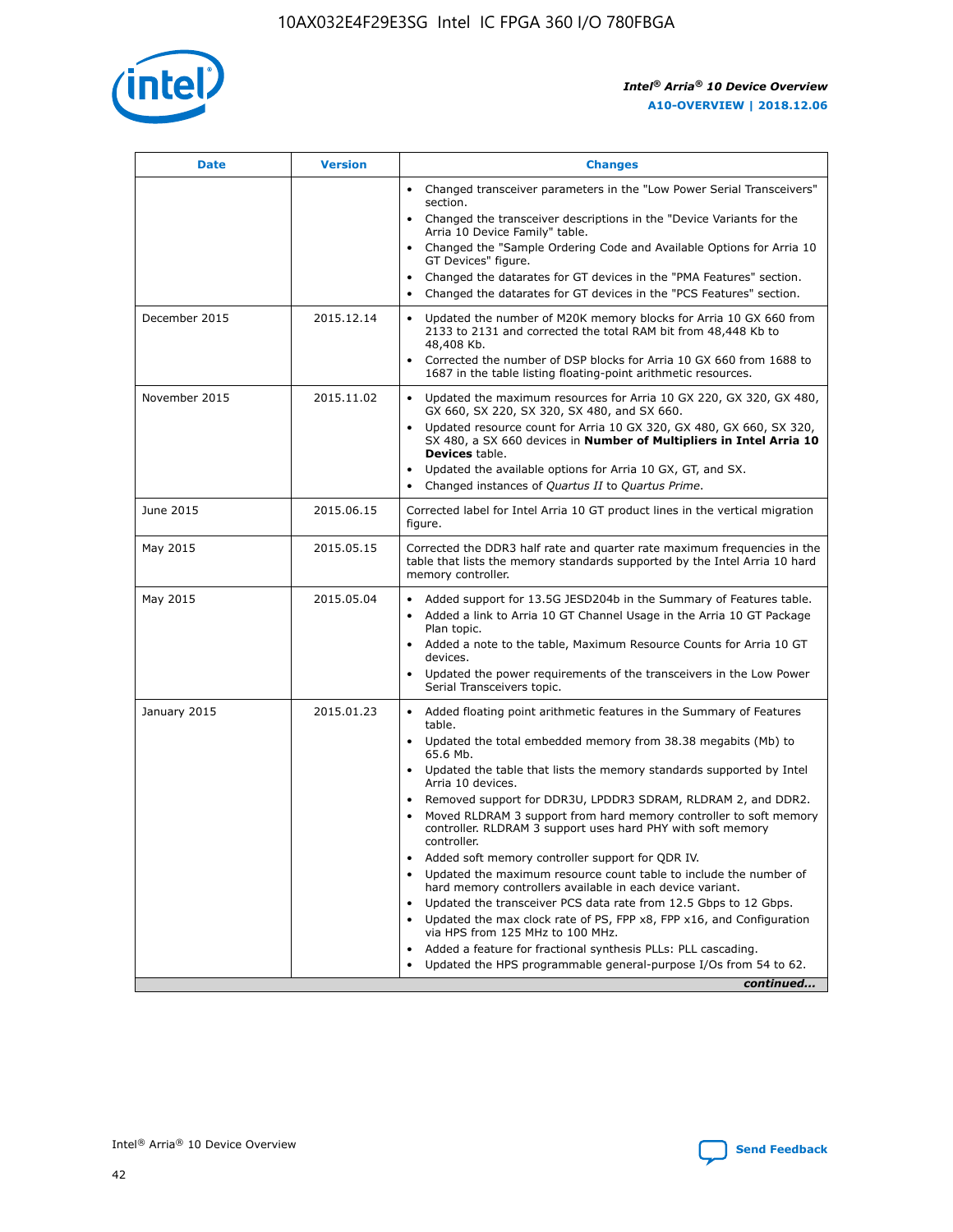| Date | Version | Changes |
| --- | --- | --- |
| | | • Changed transceiver parameters in the "Low Power Serial Transceivers" section.<br>• Changed the transceiver descriptions in the "Device Variants for the Arria 10 Device Family" table.<br>• Changed the "Sample Ordering Code and Available Options for Arria 10 GT Devices" figure.<br>• Changed the datarates for GT devices in the "PMA Features" section.<br>• Changed the datarates for GT devices in the "PCS Features" section. |
| December 2015 | 2015.12.14 | • Updated the number of M20K memory blocks for Arria 10 GX 660 from 2133 to 2131 and corrected the total RAM bit from 48,448 Kb to 48,408 Kb.<br>• Corrected the number of DSP blocks for Arria 10 GX 660 from 1688 to 1687 in the table listing floating-point arithmetic resources. |
| November 2015 | 2015.11.02 | • Updated the maximum resources for Arria 10 GX 220, GX 320, GX 480, GX 660, SX 220, SX 320, SX 480, and SX 660.<br>• Updated resource count for Arria 10 GX 320, GX 480, GX 660, SX 320, SX 480, a SX 660 devices in **Number of Multipliers in Intel Arria 10 Devices** table.<br>• Updated the available options for Arria 10 GX, GT, and SX.<br>• Changed instances of *Quartus II* to *Quartus Prime*. |
| June 2015 | 2015.06.15 | Corrected label for Intel Arria 10 GT product lines in the vertical migration figure. |
| May 2015 | 2015.05.15 | Corrected the DDR3 half rate and quarter rate maximum frequencies in the table that lists the memory standards supported by the Intel Arria 10 hard memory controller. |
| May 2015 | 2015.05.04 | • Added support for 13.5G JESD204b in the Summary of Features table.<br>• Added a link to Arria 10 GT Channel Usage in the Arria 10 GT Package Plan topic.<br>• Added a note to the table, Maximum Resource Counts for Arria 10 GT devices.<br>• Updated the power requirements of the transceivers in the Low Power Serial Transceivers topic. |
| January 2015 | 2015.01.23 | • Added floating point arithmetic features in the Summary of Features table.<br>• Updated the total embedded memory from 38.38 megabits (Mb) to 65.6 Mb.<br>• Updated the table that lists the memory standards supported by Intel Arria 10 devices.<br>• Removed support for DDR3U, LPDDR3 SDRAM, RLDRAM 2, and DDR2.<br>• Moved RLDRAM 3 support from hard memory controller to soft memory controller. RLDRAM 3 support uses hard PHY with soft memory controller.<br>• Added soft memory controller support for QDR IV.<br>• Updated the maximum resource count table to include the number of hard memory controllers available in each device variant.<br>• Updated the transceiver PCS data rate from 12.5 Gbps to 12 Gbps.<br>• Updated the max clock rate of PS, FPP x8, FPP x16, and Configuration via HPS from 125 MHz to 100 MHz.<br>• Added a feature for fractional synthesis PLLs: PLL cascading.<br>• Updated the HPS programmable general-purpose I/Os from 54 to 62. |

*continued...*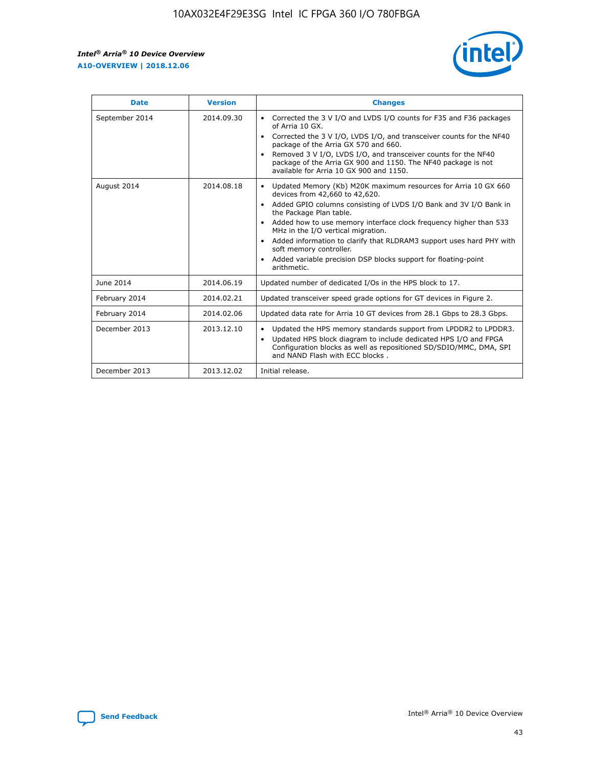| Date | Version | Changes |
| --- | --- | --- |
| September 2014 | 2014.09.30 | • Corrected the 3 V I/O and LVDS I/O counts for F35 and F36 packages of Arria 10 GX.<br>• Corrected the 3 V I/O, LVDS I/O, and transceiver counts for the NF40 package of the Arria GX 570 and 660.<br>• Removed 3 V I/O, LVDS I/O, and transceiver counts for the NF40 package of the Arria GX 900 and 1150. The NF40 package is not available for Arria 10 GX 900 and 1150. |
| August 2014 | 2014.08.18 | • Updated Memory (Kb) M20K maximum resources for Arria 10 GX 660 devices from 42,660 to 42,620.<br>• Added GPIO columns consisting of LVDS I/O Bank and 3V I/O Bank in the Package Plan table.<br>• Added how to use memory interface clock frequency higher than 533 MHz in the I/O vertical migration.<br>• Added information to clarify that RLDRAM3 support uses hard PHY with soft memory controller.<br>• Added variable precision DSP blocks support for floating-point arithmetic. |
| June 2014 | 2014.06.19 | Updated number of dedicated I/Os in the HPS block to 17. |
| February 2014 | 2014.02.21 | Updated transceiver speed grade options for GT devices in Figure 2. |
| February 2014 | 2014.02.06 | Updated data rate for Arria 10 GT devices from 28.1 Gbps to 28.3 Gbps. |
| December 2013 | 2013.12.10 | • Updated the HPS memory standards support from LPDDR2 to LPDDR3.<br>• Updated HPS block diagram to include dedicated HPS I/O and FPGA Configuration blocks as well as repositioned SD/SDIO/MMC, DMA, SPI and NAND Flash with ECC blocks . |
| December 2013 | 2013.12.02 | Initial release. |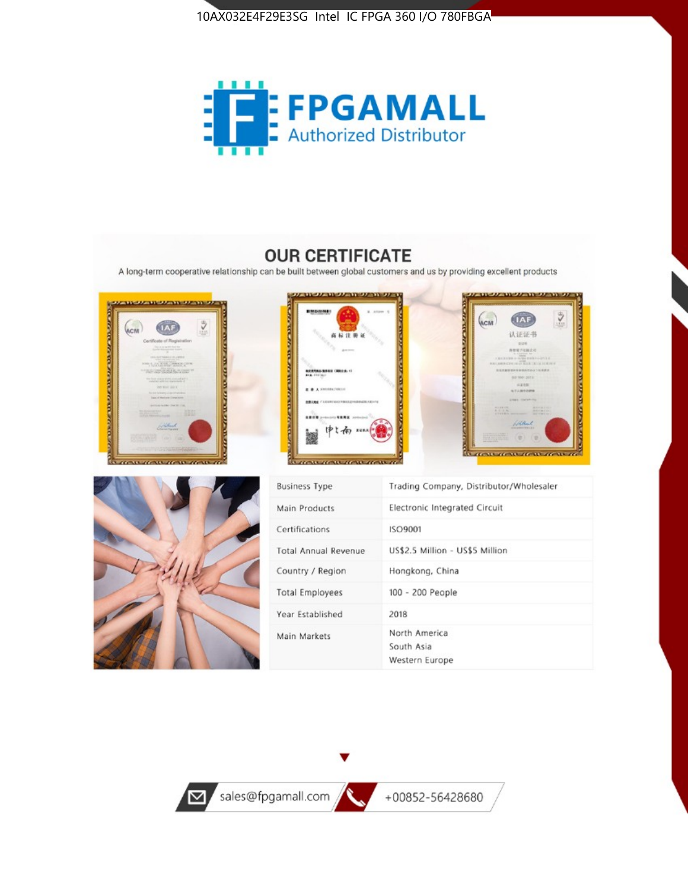FPGAMALL
Authorized Distributor

## OUR CERTIFICATE

A long-term cooperative relationship can be built between global customers and us by providing excellent products

| | |
|---|---|
| Business Type | Trading Company, Distributor/Wholesaler |
| Main Products | Electronic Integrated Circuit |
| Certifications | ISO9001 |
| Total Annual Revenue | US$2.5 Million - US$5 Million |
| Country / Region | Hongkong, China |
| Total Employees | 100 - 200 People |
| Year Established | 2018 |
| Main Markets | North America<br>South Asia<br>Western Europe |

sales@fpgamall.com

+00852-56428680